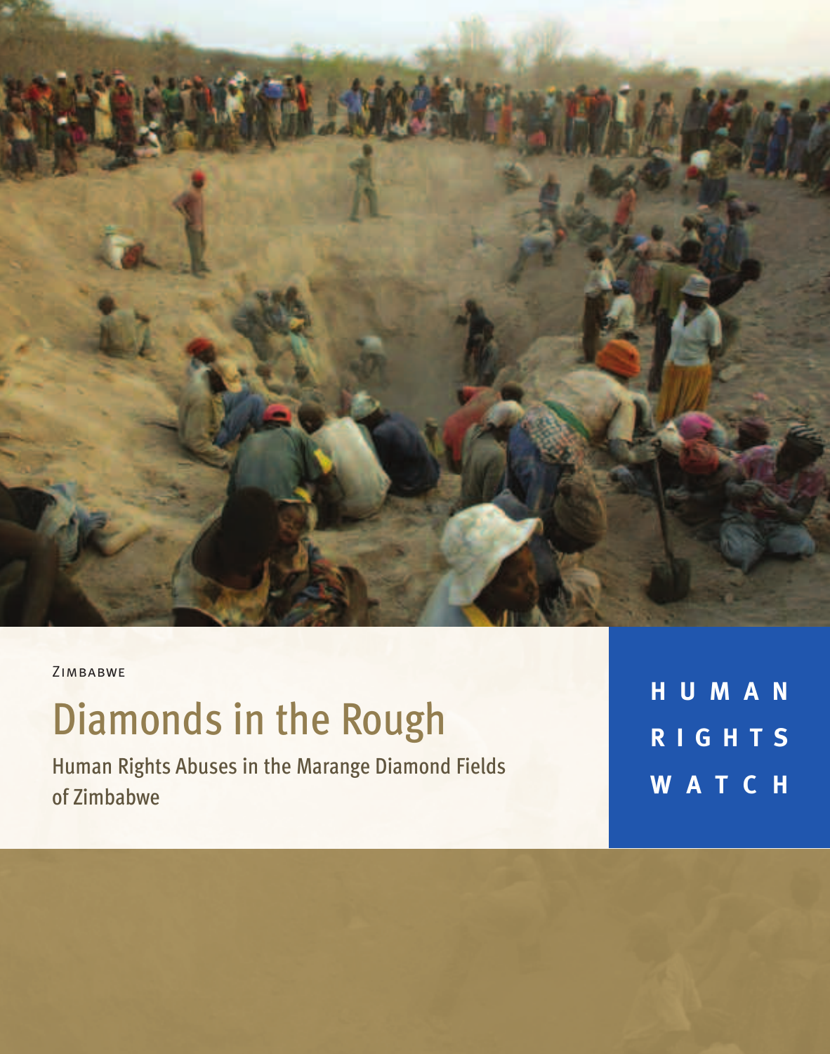Zimbabwe

# Diamonds in the Rough

## Human Rights Abuses in the Marange Diamond Fields of Zimbabwe

**HUMAN RIGHTS WATCH**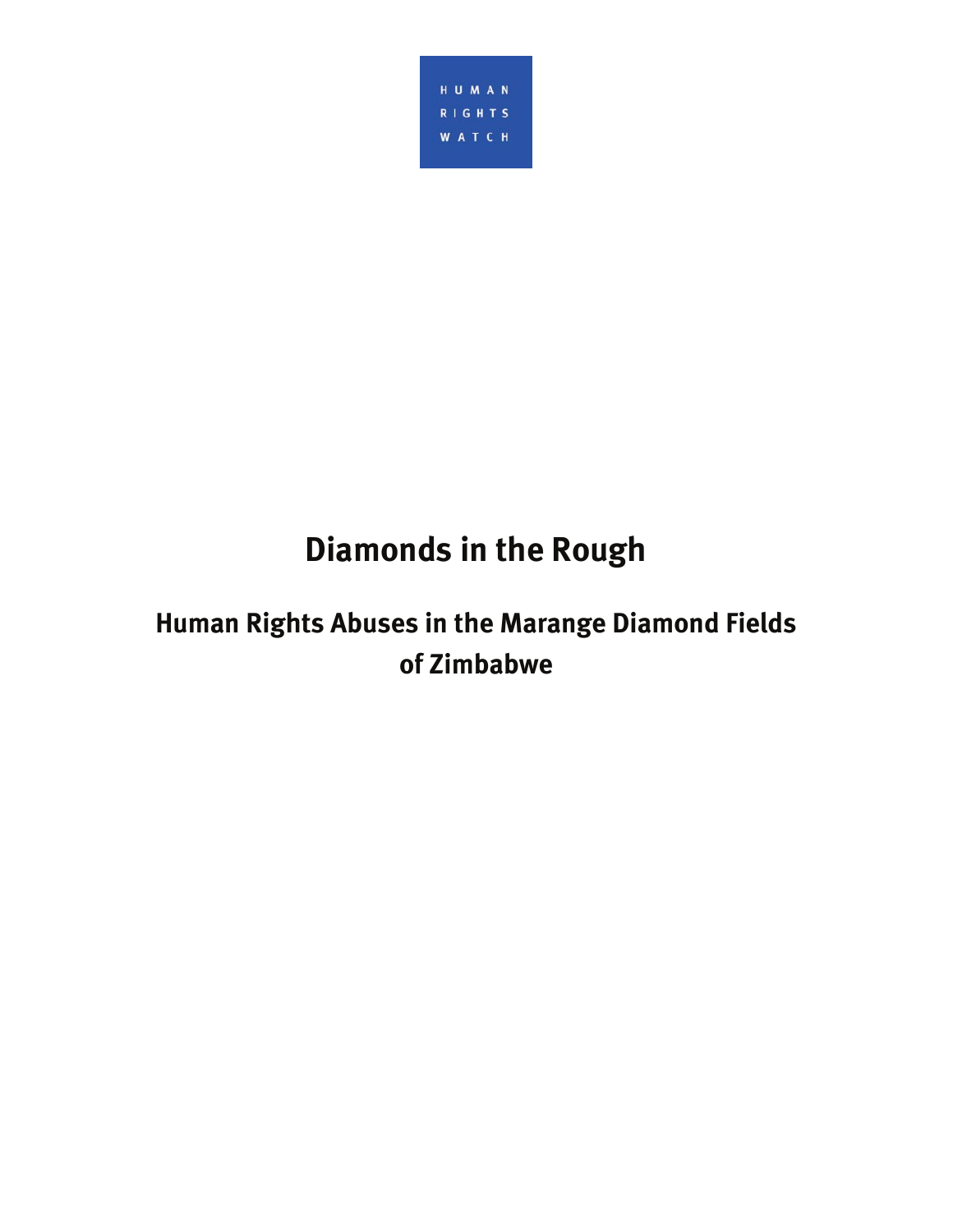HUMAN RIGHTS WATCH

# Diamonds in the Rough

## Human Rights Abuses in the Marange Diamond Fields of Zimbabwe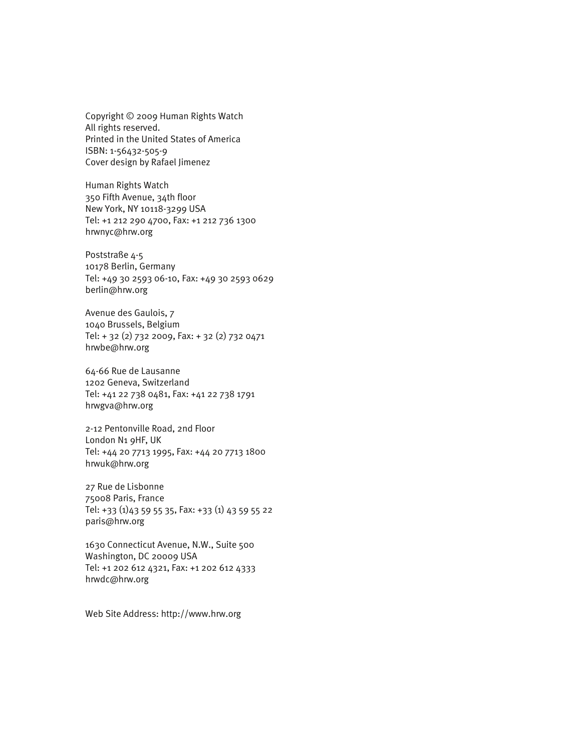Copyright © 2009 Human Rights Watch
All rights reserved.
Printed in the United States of America
ISBN: 1-56432-505-9
Cover design by Rafael Jimenez

Human Rights Watch
350 Fifth Avenue, 34th floor
New York, NY 10118-3299 USA
Tel: +1 212 290 4700, Fax: +1 212 736 1300
hrwnyc@hrw.org

Poststraße 4-5
10178 Berlin, Germany
Tel: +49 30 2593 06-10, Fax: +49 30 2593 0629
berlin@hrw.org

Avenue des Gaulois, 7
1040 Brussels, Belgium
Tel: + 32 (2) 732 2009, Fax: + 32 (2) 732 0471
hrwbe@hrw.org

64-66 Rue de Lausanne
1202 Geneva, Switzerland
Tel: +41 22 738 0481, Fax: +41 22 738 1791
hrwgva@hrw.org

2-12 Pentonville Road, 2nd Floor
London N1 9HF, UK
Tel: +44 20 7713 1995, Fax: +44 20 7713 1800
hrwuk@hrw.org

27 Rue de Lisbonne
75008 Paris, France
Tel: +33 (1)43 59 55 35, Fax: +33 (1) 43 59 55 22
paris@hrw.org

1630 Connecticut Avenue, N.W., Suite 500
Washington, DC 20009 USA
Tel: +1 202 612 4321, Fax: +1 202 612 4333
hrwdc@hrw.org

Web Site Address: http://www.hrw.org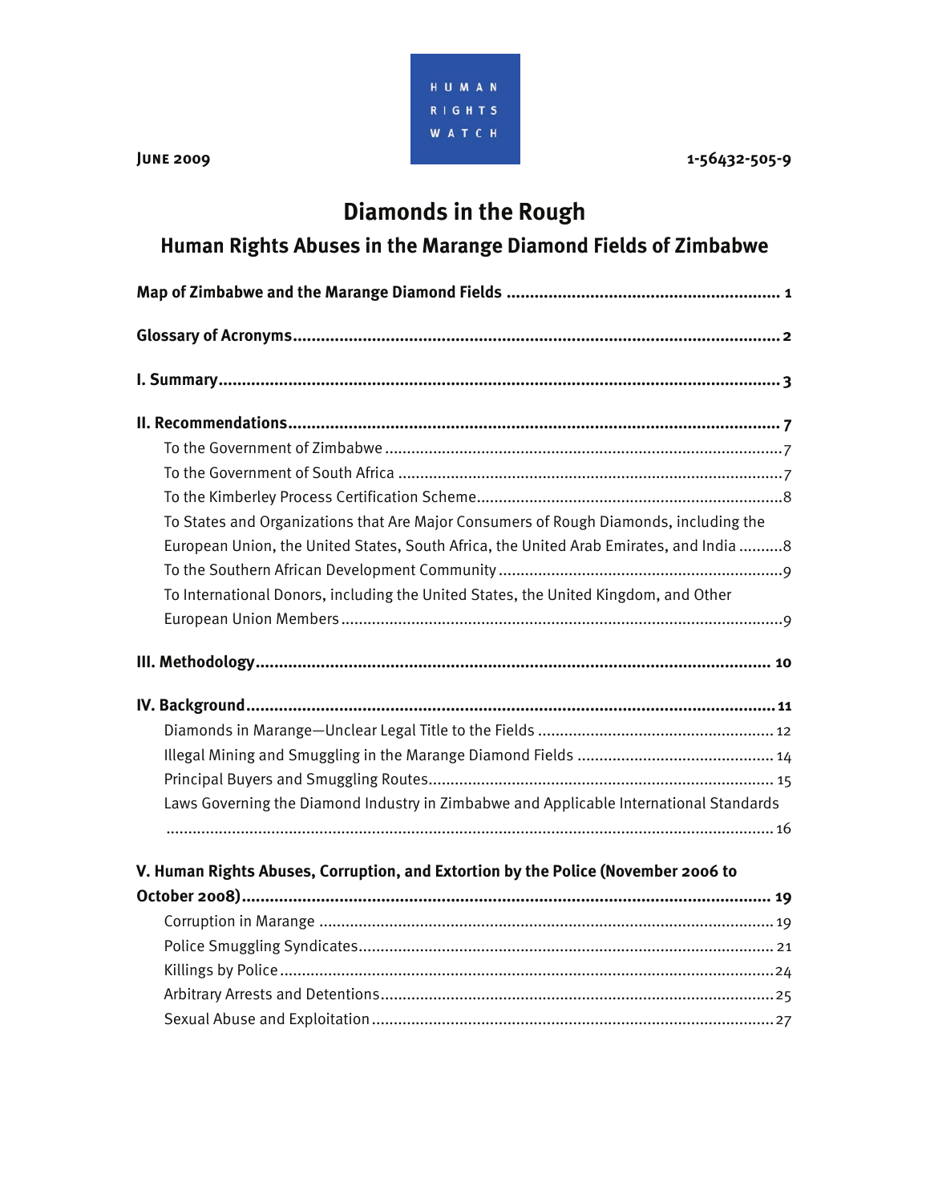**HUMAN RIGHTS WATCH**

**June 2009** **1-56432-505-9**

# Diamonds in the Rough

## Human Rights Abuses in the Marange Diamond Fields of Zimbabwe

**Map of Zimbabwe and the Marange Diamond Fields** ........ 1

**Glossary of Acronyms** ........ 2

**I. Summary** ........ 3

**II. Recommendations** ........ 7

- To the Government of Zimbabwe ........ 7
- To the Government of South Africa ........ 7
- To the Kimberley Process Certification Scheme ........ 8
- To States and Organizations that Are Major Consumers of Rough Diamonds, including the European Union, the United States, South Africa, the United Arab Emirates, and India ........ 8
- To the Southern African Development Community ........ 9
- To International Donors, including the United States, the United Kingdom, and Other European Union Members ........ 9

**III. Methodology** ........ 10

**IV. Background** ........ 11

- Diamonds in Marange—Unclear Legal Title to the Fields ........ 12
- Illegal Mining and Smuggling in the Marange Diamond Fields ........ 14
- Principal Buyers and Smuggling Routes ........ 15
- Laws Governing the Diamond Industry in Zimbabwe and Applicable International Standards ........ 16

**V. Human Rights Abuses, Corruption, and Extortion by the Police (November 2006 to October 2008)** ........ 19

- Corruption in Marange ........ 19
- Police Smuggling Syndicates ........ 21
- Killings by Police ........ 24
- Arbitrary Arrests and Detentions ........ 25
- Sexual Abuse and Exploitation ........ 27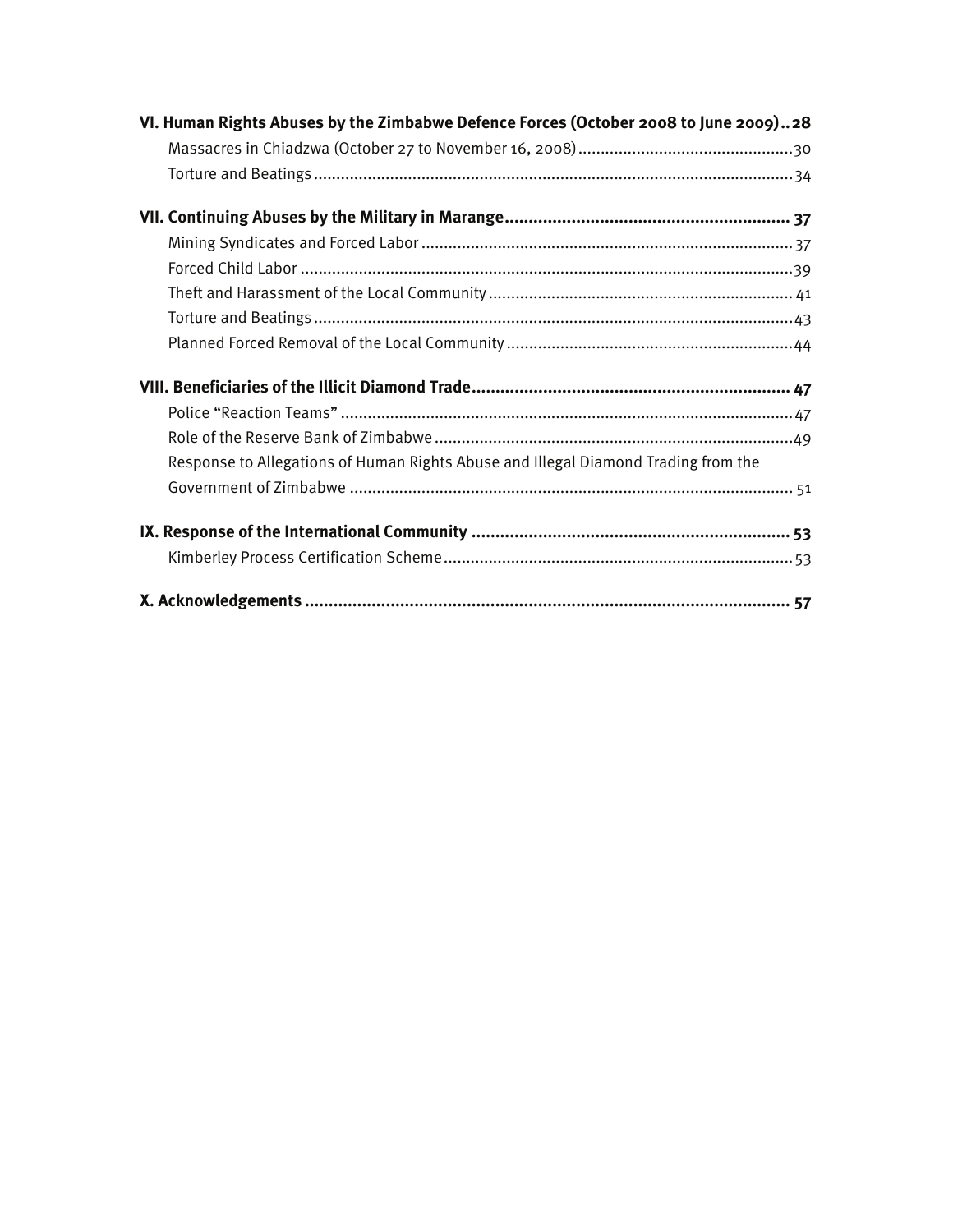**VI. Human Rights Abuses by the Zimbabwe Defence Forces (October 2008 to June 2009)..28**

Massacres in Chiadzwa (October 27 to November 16, 2008)....30

Torture and Beatings....34

**VII. Continuing Abuses by the Military in Marange.... 37**

Mining Syndicates and Forced Labor....37

Forced Child Labor....39

Theft and Harassment of the Local Community.... 41

Torture and Beatings....43

Planned Forced Removal of the Local Community....44

**VIII. Beneficiaries of the Illicit Diamond Trade.... 47**

Police "Reaction Teams"....47

Role of the Reserve Bank of Zimbabwe....49

Response to Allegations of Human Rights Abuse and Illegal Diamond Trading from the Government of Zimbabwe.... 51

**IX. Response of the International Community.... 53**

Kimberley Process Certification Scheme....53

**X. Acknowledgements.... 57**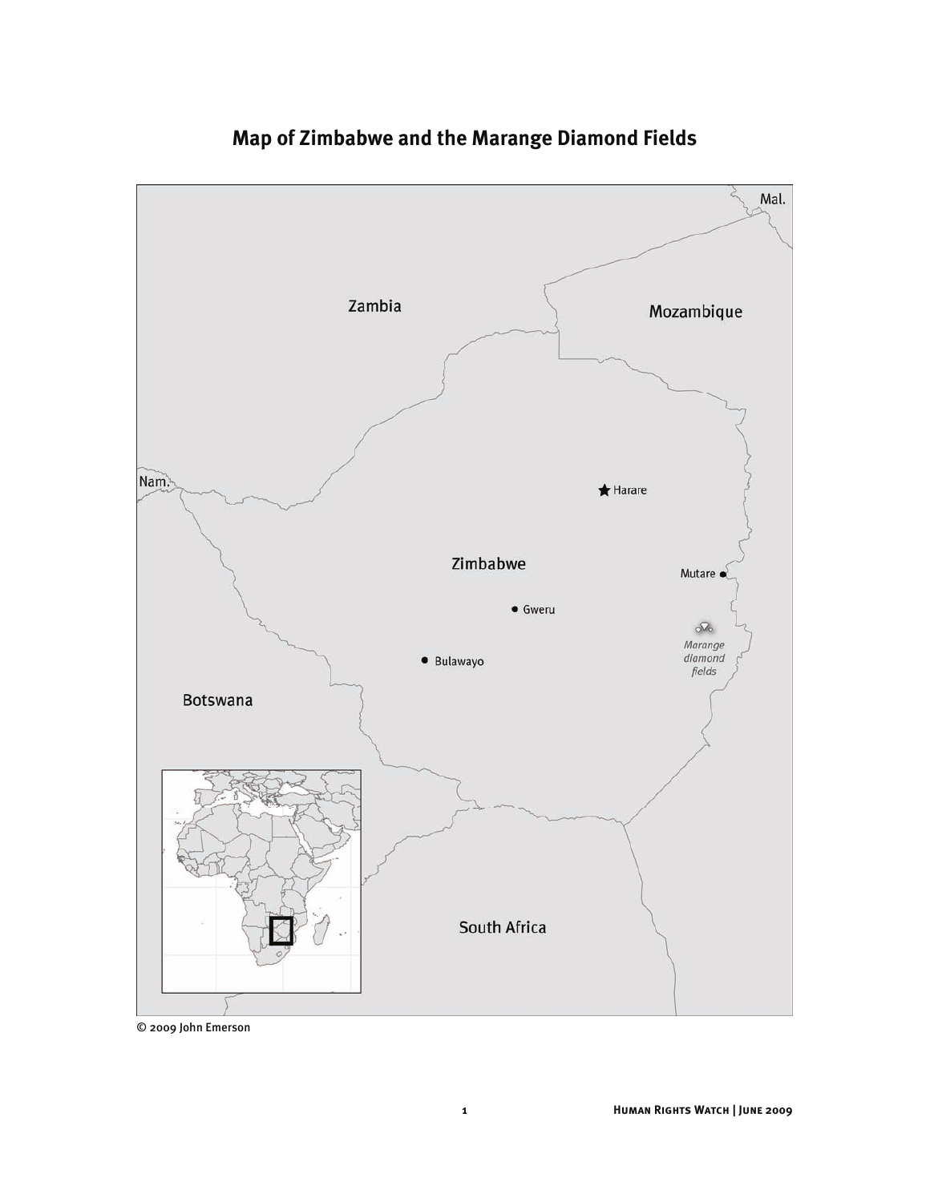# Map of Zimbabwe and the Marange Diamond Fields

Mal.

Zambia

Mozambique

Nam.

Harare

Zimbabwe

Mutare

Gweru

Marange diamond fields

Bulawayo

Botswana

South Africa

© 2009 John Emerson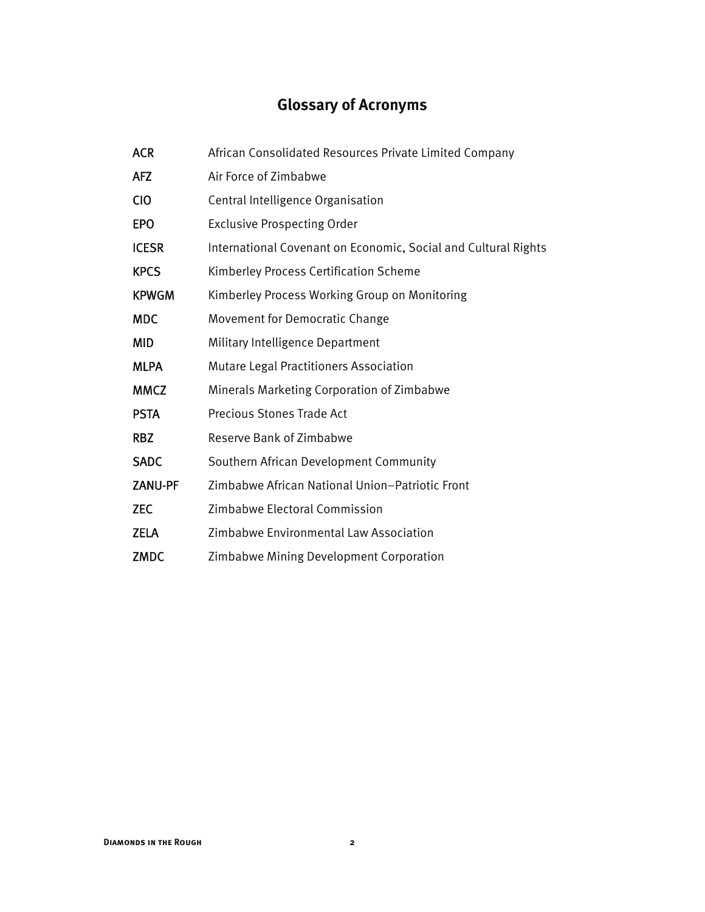# Glossary of Acronyms

| | |
|---|---|
| ACR | African Consolidated Resources Private Limited Company |
| AFZ | Air Force of Zimbabwe |
| CIO | Central Intelligence Organisation |
| EPO | Exclusive Prospecting Order |
| ICESR | International Covenant on Economic, Social and Cultural Rights |
| KPCS | Kimberley Process Certification Scheme |
| KPWGM | Kimberley Process Working Group on Monitoring |
| MDC | Movement for Democratic Change |
| MID | Military Intelligence Department |
| MLPA | Mutare Legal Practitioners Association |
| MMCZ | Minerals Marketing Corporation of Zimbabwe |
| PSTA | Precious Stones Trade Act |
| RBZ | Reserve Bank of Zimbabwe |
| SADC | Southern African Development Community |
| ZANU-PF | Zimbabwe African National Union–Patriotic Front |
| ZEC | Zimbabwe Electoral Commission |
| ZELA | Zimbabwe Environmental Law Association |
| ZMDC | Zimbabwe Mining Development Corporation |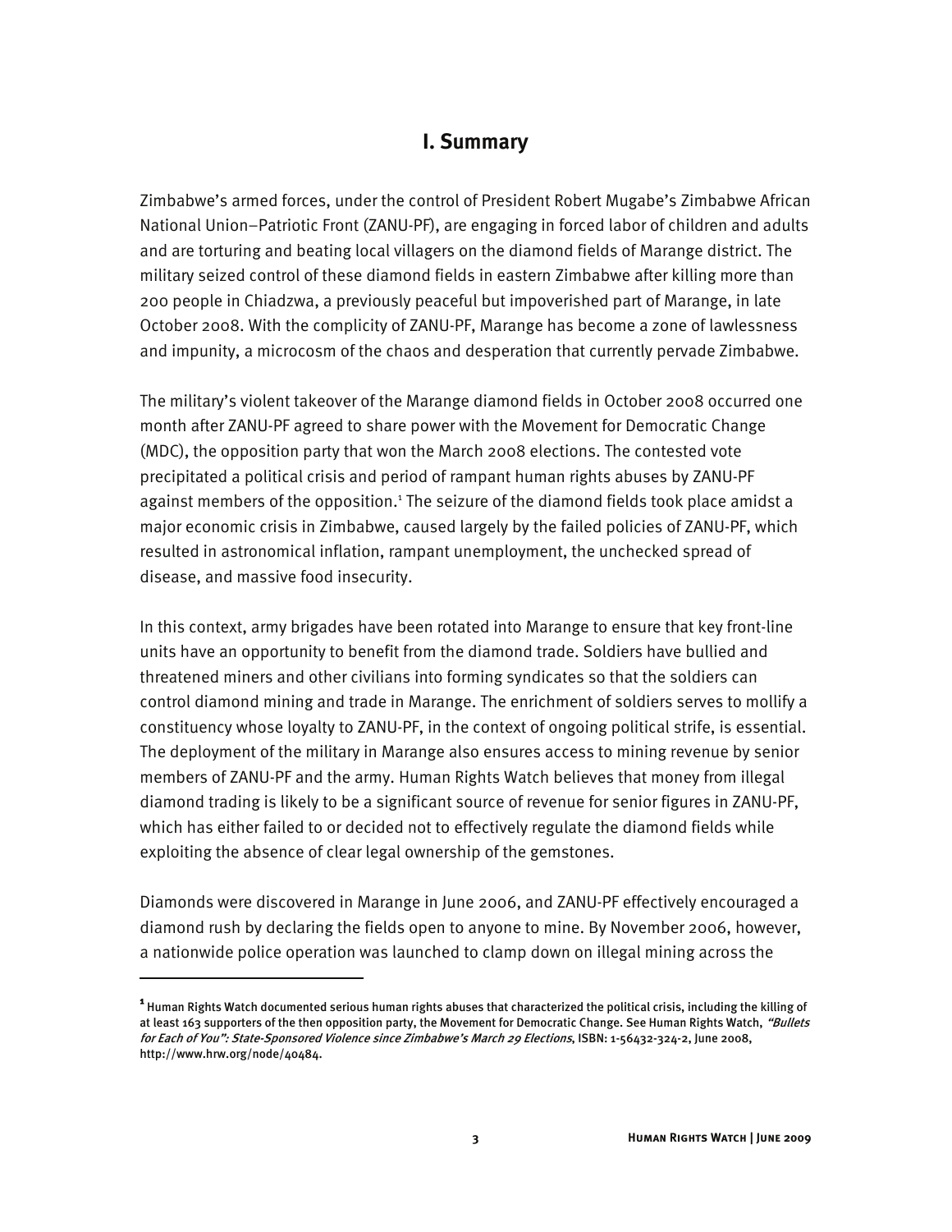## I. Summary

Zimbabwe's armed forces, under the control of President Robert Mugabe's Zimbabwe African National Union–Patriotic Front (ZANU-PF), are engaging in forced labor of children and adults and are torturing and beating local villagers on the diamond fields of Marange district. The military seized control of these diamond fields in eastern Zimbabwe after killing more than 200 people in Chiadzwa, a previously peaceful but impoverished part of Marange, in late October 2008. With the complicity of ZANU-PF, Marange has become a zone of lawlessness and impunity, a microcosm of the chaos and desperation that currently pervade Zimbabwe.

The military's violent takeover of the Marange diamond fields in October 2008 occurred one month after ZANU-PF agreed to share power with the Movement for Democratic Change (MDC), the opposition party that won the March 2008 elections. The contested vote precipitated a political crisis and period of rampant human rights abuses by ZANU-PF against members of the opposition.[1] The seizure of the diamond fields took place amidst a major economic crisis in Zimbabwe, caused largely by the failed policies of ZANU-PF, which resulted in astronomical inflation, rampant unemployment, the unchecked spread of disease, and massive food insecurity.

In this context, army brigades have been rotated into Marange to ensure that key front-line units have an opportunity to benefit from the diamond trade. Soldiers have bullied and threatened miners and other civilians into forming syndicates so that the soldiers can control diamond mining and trade in Marange. The enrichment of soldiers serves to mollify a constituency whose loyalty to ZANU-PF, in the context of ongoing political strife, is essential. The deployment of the military in Marange also ensures access to mining revenue by senior members of ZANU-PF and the army. Human Rights Watch believes that money from illegal diamond trading is likely to be a significant source of revenue for senior figures in ZANU-PF, which has either failed to or decided not to effectively regulate the diamond fields while exploiting the absence of clear legal ownership of the gemstones.

Diamonds were discovered in Marange in June 2006, and ZANU-PF effectively encouraged a diamond rush by declaring the fields open to anyone to mine. By November 2006, however, a nationwide police operation was launched to clamp down on illegal mining across the

---

[1] Human Rights Watch documented serious human rights abuses that characterized the political crisis, including the killing of at least 163 supporters of the then opposition party, the Movement for Democratic Change. See Human Rights Watch, *"Bullets for Each of You": State-Sponsored Violence since Zimbabwe's March 29 Elections*, ISBN: 1-56432-324-2, June 2008, http://www.hrw.org/node/40484.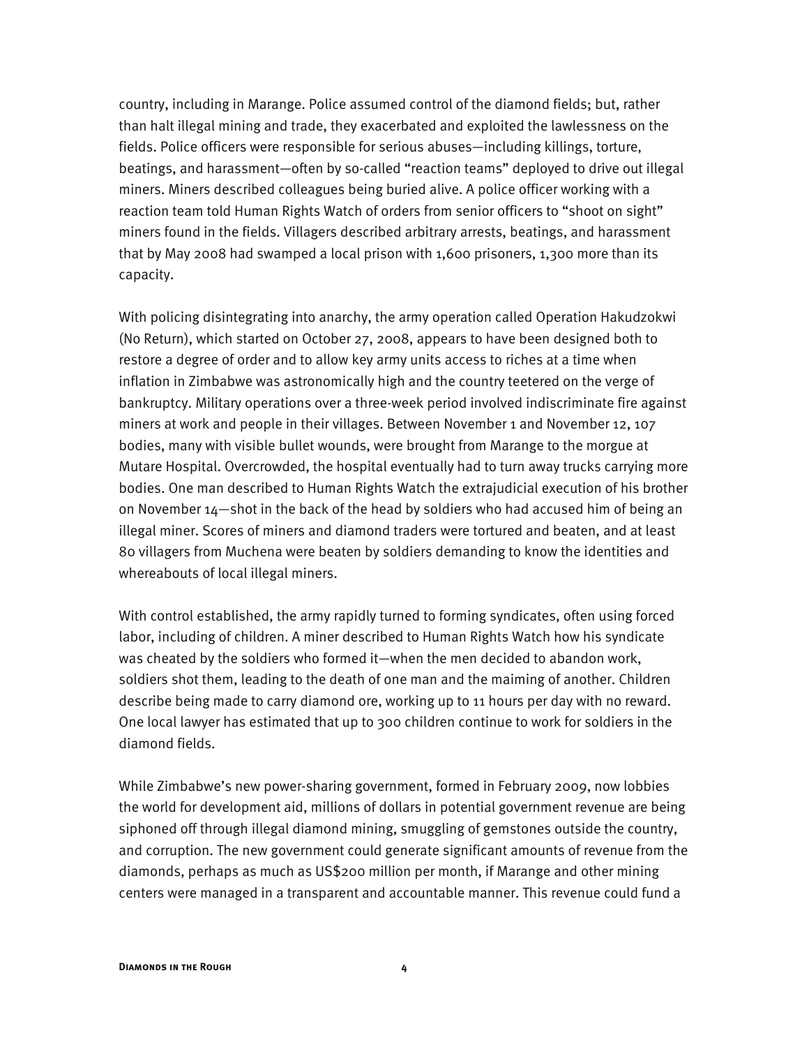country, including in Marange. Police assumed control of the diamond fields; but, rather than halt illegal mining and trade, they exacerbated and exploited the lawlessness on the fields. Police officers were responsible for serious abuses—including killings, torture, beatings, and harassment—often by so-called "reaction teams" deployed to drive out illegal miners. Miners described colleagues being buried alive. A police officer working with a reaction team told Human Rights Watch of orders from senior officers to "shoot on sight" miners found in the fields. Villagers described arbitrary arrests, beatings, and harassment that by May 2008 had swamped a local prison with 1,600 prisoners, 1,300 more than its capacity.

With policing disintegrating into anarchy, the army operation called Operation Hakudzokwi (No Return), which started on October 27, 2008, appears to have been designed both to restore a degree of order and to allow key army units access to riches at a time when inflation in Zimbabwe was astronomically high and the country teetered on the verge of bankruptcy. Military operations over a three-week period involved indiscriminate fire against miners at work and people in their villages. Between November 1 and November 12, 107 bodies, many with visible bullet wounds, were brought from Marange to the morgue at Mutare Hospital. Overcrowded, the hospital eventually had to turn away trucks carrying more bodies. One man described to Human Rights Watch the extrajudicial execution of his brother on November 14—shot in the back of the head by soldiers who had accused him of being an illegal miner. Scores of miners and diamond traders were tortured and beaten, and at least 80 villagers from Muchena were beaten by soldiers demanding to know the identities and whereabouts of local illegal miners.

With control established, the army rapidly turned to forming syndicates, often using forced labor, including of children. A miner described to Human Rights Watch how his syndicate was cheated by the soldiers who formed it—when the men decided to abandon work, soldiers shot them, leading to the death of one man and the maiming of another. Children describe being made to carry diamond ore, working up to 11 hours per day with no reward. One local lawyer has estimated that up to 300 children continue to work for soldiers in the diamond fields.

While Zimbabwe's new power-sharing government, formed in February 2009, now lobbies the world for development aid, millions of dollars in potential government revenue are being siphoned off through illegal diamond mining, smuggling of gemstones outside the country, and corruption. The new government could generate significant amounts of revenue from the diamonds, perhaps as much as US$200 million per month, if Marange and other mining centers were managed in a transparent and accountable manner. This revenue could fund a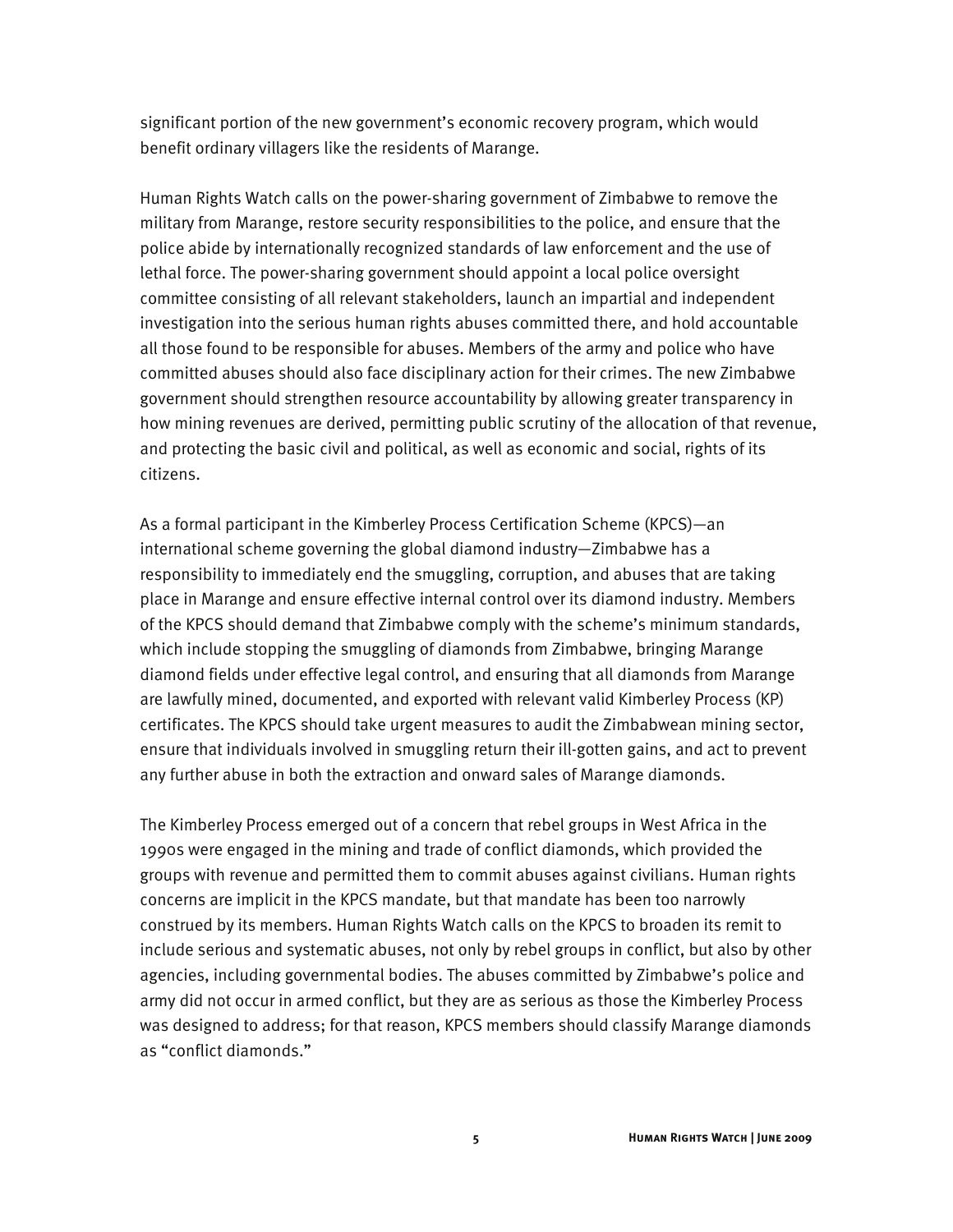significant portion of the new government's economic recovery program, which would benefit ordinary villagers like the residents of Marange.

Human Rights Watch calls on the power-sharing government of Zimbabwe to remove the military from Marange, restore security responsibilities to the police, and ensure that the police abide by internationally recognized standards of law enforcement and the use of lethal force. The power-sharing government should appoint a local police oversight committee consisting of all relevant stakeholders, launch an impartial and independent investigation into the serious human rights abuses committed there, and hold accountable all those found to be responsible for abuses. Members of the army and police who have committed abuses should also face disciplinary action for their crimes. The new Zimbabwe government should strengthen resource accountability by allowing greater transparency in how mining revenues are derived, permitting public scrutiny of the allocation of that revenue, and protecting the basic civil and political, as well as economic and social, rights of its citizens.

As a formal participant in the Kimberley Process Certification Scheme (KPCS)—an international scheme governing the global diamond industry—Zimbabwe has a responsibility to immediately end the smuggling, corruption, and abuses that are taking place in Marange and ensure effective internal control over its diamond industry. Members of the KPCS should demand that Zimbabwe comply with the scheme's minimum standards, which include stopping the smuggling of diamonds from Zimbabwe, bringing Marange diamond fields under effective legal control, and ensuring that all diamonds from Marange are lawfully mined, documented, and exported with relevant valid Kimberley Process (KP) certificates. The KPCS should take urgent measures to audit the Zimbabwean mining sector, ensure that individuals involved in smuggling return their ill-gotten gains, and act to prevent any further abuse in both the extraction and onward sales of Marange diamonds.

The Kimberley Process emerged out of a concern that rebel groups in West Africa in the 1990s were engaged in the mining and trade of conflict diamonds, which provided the groups with revenue and permitted them to commit abuses against civilians. Human rights concerns are implicit in the KPCS mandate, but that mandate has been too narrowly construed by its members. Human Rights Watch calls on the KPCS to broaden its remit to include serious and systematic abuses, not only by rebel groups in conflict, but also by other agencies, including governmental bodies. The abuses committed by Zimbabwe's police and army did not occur in armed conflict, but they are as serious as those the Kimberley Process was designed to address; for that reason, KPCS members should classify Marange diamonds as "conflict diamonds."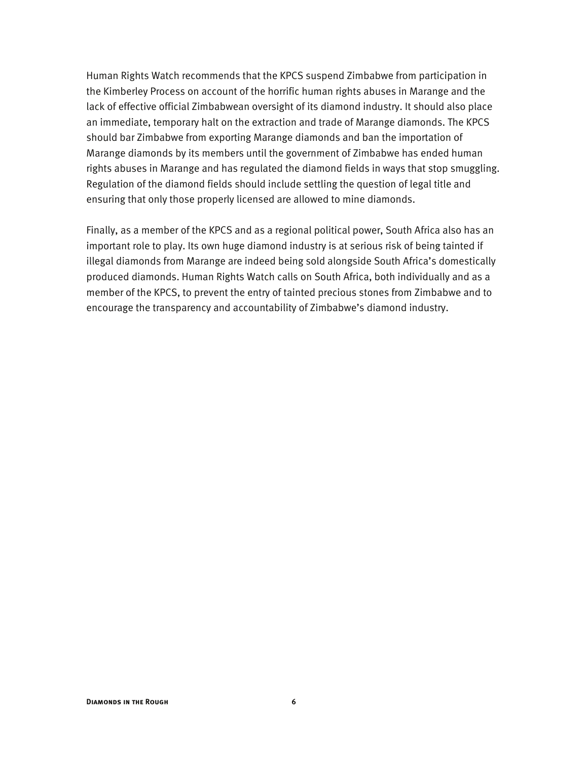Human Rights Watch recommends that the KPCS suspend Zimbabwe from participation in the Kimberley Process on account of the horrific human rights abuses in Marange and the lack of effective official Zimbabwean oversight of its diamond industry. It should also place an immediate, temporary halt on the extraction and trade of Marange diamonds. The KPCS should bar Zimbabwe from exporting Marange diamonds and ban the importation of Marange diamonds by its members until the government of Zimbabwe has ended human rights abuses in Marange and has regulated the diamond fields in ways that stop smuggling. Regulation of the diamond fields should include settling the question of legal title and ensuring that only those properly licensed are allowed to mine diamonds.

Finally, as a member of the KPCS and as a regional political power, South Africa also has an important role to play. Its own huge diamond industry is at serious risk of being tainted if illegal diamonds from Marange are indeed being sold alongside South Africa's domestically produced diamonds. Human Rights Watch calls on South Africa, both individually and as a member of the KPCS, to prevent the entry of tainted precious stones from Zimbabwe and to encourage the transparency and accountability of Zimbabwe's diamond industry.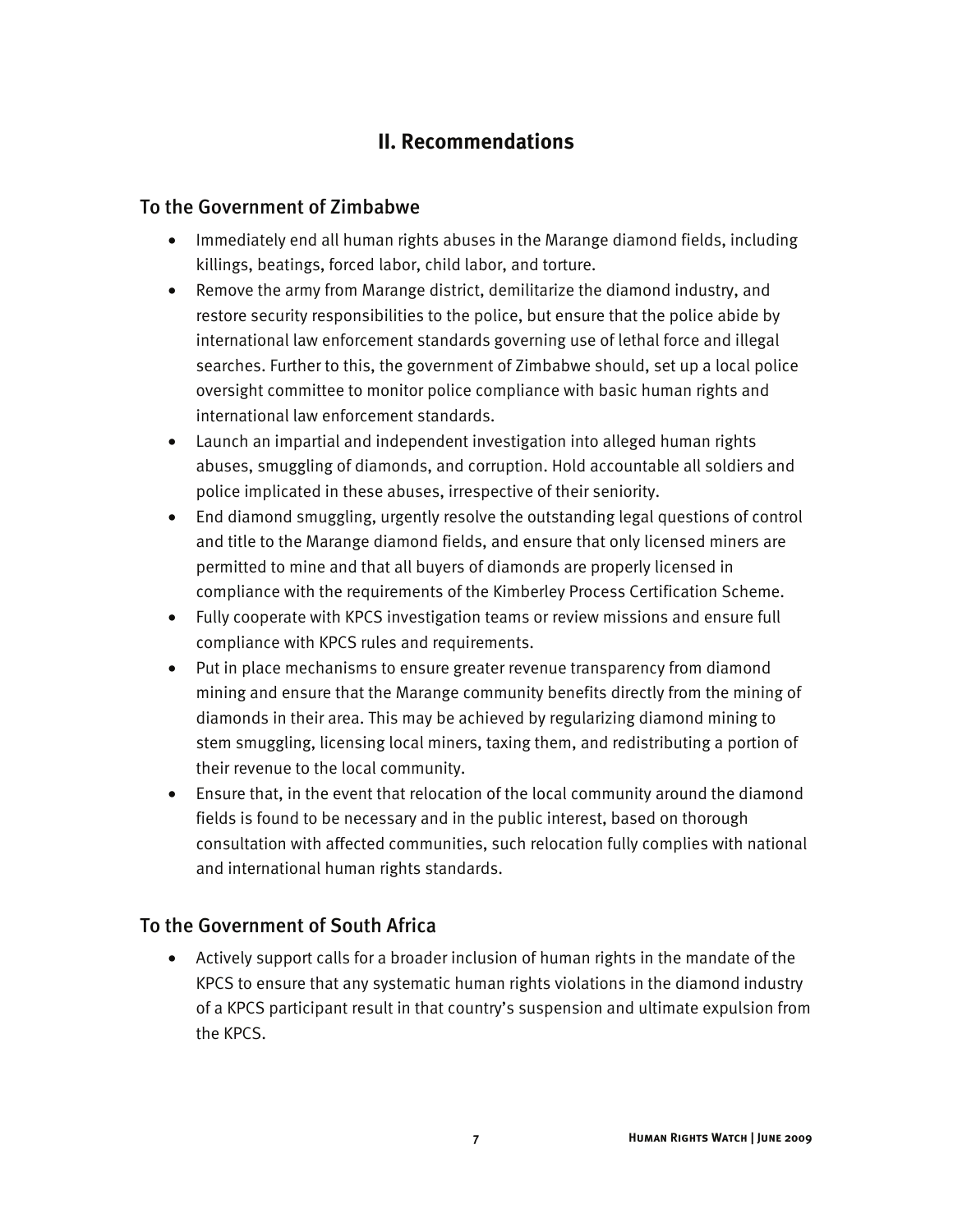## II. Recommendations

### To the Government of Zimbabwe

- Immediately end all human rights abuses in the Marange diamond fields, including killings, beatings, forced labor, child labor, and torture.
- Remove the army from Marange district, demilitarize the diamond industry, and restore security responsibilities to the police, but ensure that the police abide by international law enforcement standards governing use of lethal force and illegal searches. Further to this, the government of Zimbabwe should, set up a local police oversight committee to monitor police compliance with basic human rights and international law enforcement standards.
- Launch an impartial and independent investigation into alleged human rights abuses, smuggling of diamonds, and corruption. Hold accountable all soldiers and police implicated in these abuses, irrespective of their seniority.
- End diamond smuggling, urgently resolve the outstanding legal questions of control and title to the Marange diamond fields, and ensure that only licensed miners are permitted to mine and that all buyers of diamonds are properly licensed in compliance with the requirements of the Kimberley Process Certification Scheme.
- Fully cooperate with KPCS investigation teams or review missions and ensure full compliance with KPCS rules and requirements.
- Put in place mechanisms to ensure greater revenue transparency from diamond mining and ensure that the Marange community benefits directly from the mining of diamonds in their area. This may be achieved by regularizing diamond mining to stem smuggling, licensing local miners, taxing them, and redistributing a portion of their revenue to the local community.
- Ensure that, in the event that relocation of the local community around the diamond fields is found to be necessary and in the public interest, based on thorough consultation with affected communities, such relocation fully complies with national and international human rights standards.

### To the Government of South Africa

- Actively support calls for a broader inclusion of human rights in the mandate of the KPCS to ensure that any systematic human rights violations in the diamond industry of a KPCS participant result in that country's suspension and ultimate expulsion from the KPCS.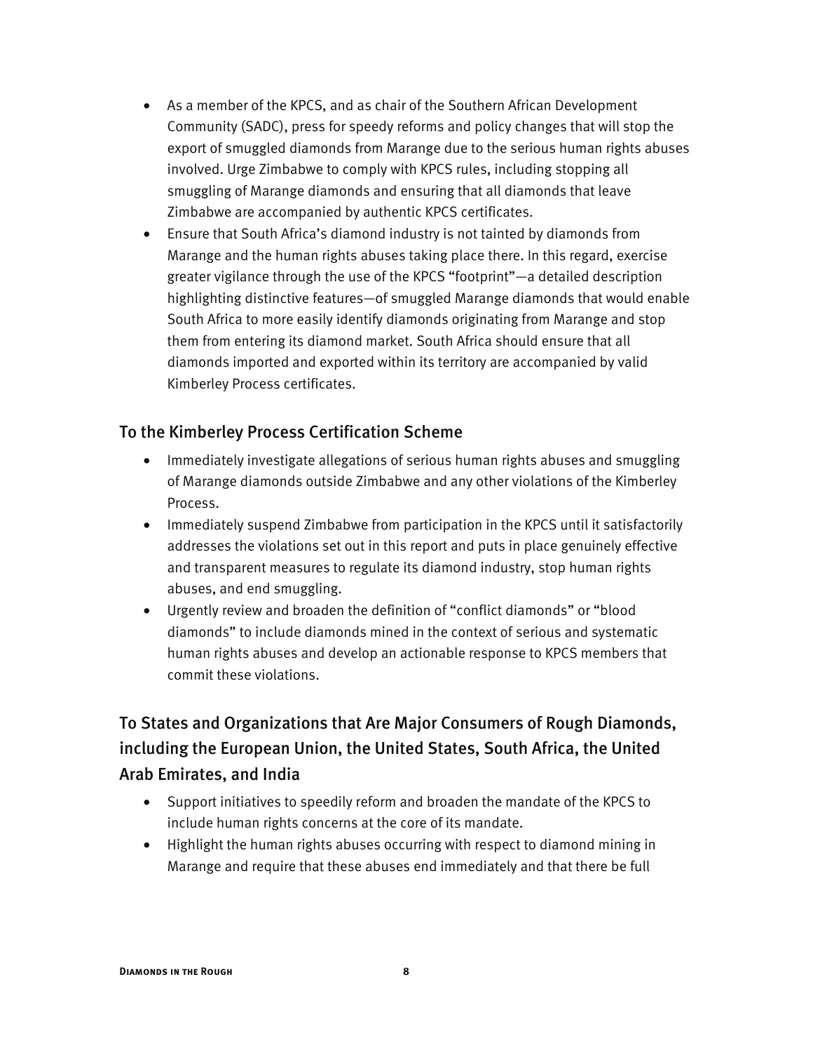- As a member of the KPCS, and as chair of the Southern African Development Community (SADC), press for speedy reforms and policy changes that will stop the export of smuggled diamonds from Marange due to the serious human rights abuses involved. Urge Zimbabwe to comply with KPCS rules, including stopping all smuggling of Marange diamonds and ensuring that all diamonds that leave Zimbabwe are accompanied by authentic KPCS certificates.
- Ensure that South Africa's diamond industry is not tainted by diamonds from Marange and the human rights abuses taking place there. In this regard, exercise greater vigilance through the use of the KPCS "footprint"—a detailed description highlighting distinctive features—of smuggled Marange diamonds that would enable South Africa to more easily identify diamonds originating from Marange and stop them from entering its diamond market. South Africa should ensure that all diamonds imported and exported within its territory are accompanied by valid Kimberley Process certificates.

### To the Kimberley Process Certification Scheme

- Immediately investigate allegations of serious human rights abuses and smuggling of Marange diamonds outside Zimbabwe and any other violations of the Kimberley Process.
- Immediately suspend Zimbabwe from participation in the KPCS until it satisfactorily addresses the violations set out in this report and puts in place genuinely effective and transparent measures to regulate its diamond industry, stop human rights abuses, and end smuggling.
- Urgently review and broaden the definition of "conflict diamonds" or "blood diamonds" to include diamonds mined in the context of serious and systematic human rights abuses and develop an actionable response to KPCS members that commit these violations.

## To States and Organizations that Are Major Consumers of Rough Diamonds, including the European Union, the United States, South Africa, the United Arab Emirates, and India

- Support initiatives to speedily reform and broaden the mandate of the KPCS to include human rights concerns at the core of its mandate.
- Highlight the human rights abuses occurring with respect to diamond mining in Marange and require that these abuses end immediately and that there be full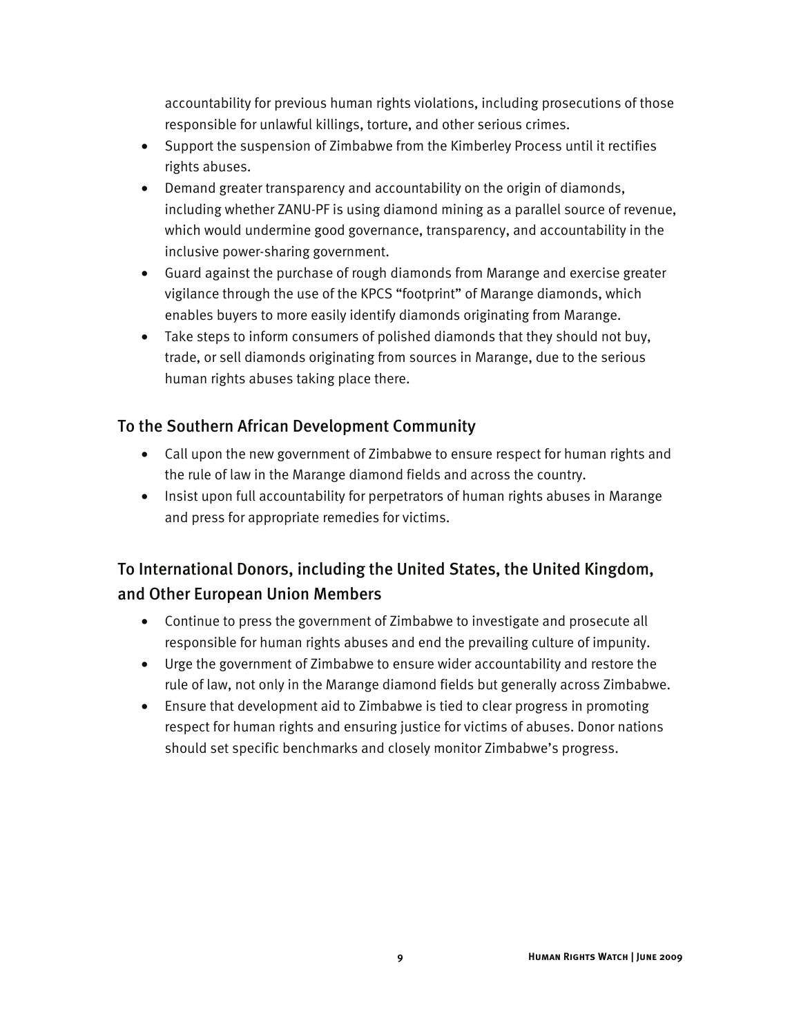accountability for previous human rights violations, including prosecutions of those responsible for unlawful killings, torture, and other serious crimes.

- Support the suspension of Zimbabwe from the Kimberley Process until it rectifies rights abuses.
- Demand greater transparency and accountability on the origin of diamonds, including whether ZANU-PF is using diamond mining as a parallel source of revenue, which would undermine good governance, transparency, and accountability in the inclusive power-sharing government.
- Guard against the purchase of rough diamonds from Marange and exercise greater vigilance through the use of the KPCS "footprint" of Marange diamonds, which enables buyers to more easily identify diamonds originating from Marange.
- Take steps to inform consumers of polished diamonds that they should not buy, trade, or sell diamonds originating from sources in Marange, due to the serious human rights abuses taking place there.

### To the Southern African Development Community

- Call upon the new government of Zimbabwe to ensure respect for human rights and the rule of law in the Marange diamond fields and across the country.
- Insist upon full accountability for perpetrators of human rights abuses in Marange and press for appropriate remedies for victims.

### To International Donors, including the United States, the United Kingdom, and Other European Union Members

- Continue to press the government of Zimbabwe to investigate and prosecute all responsible for human rights abuses and end the prevailing culture of impunity.
- Urge the government of Zimbabwe to ensure wider accountability and restore the rule of law, not only in the Marange diamond fields but generally across Zimbabwe.
- Ensure that development aid to Zimbabwe is tied to clear progress in promoting respect for human rights and ensuring justice for victims of abuses. Donor nations should set specific benchmarks and closely monitor Zimbabwe's progress.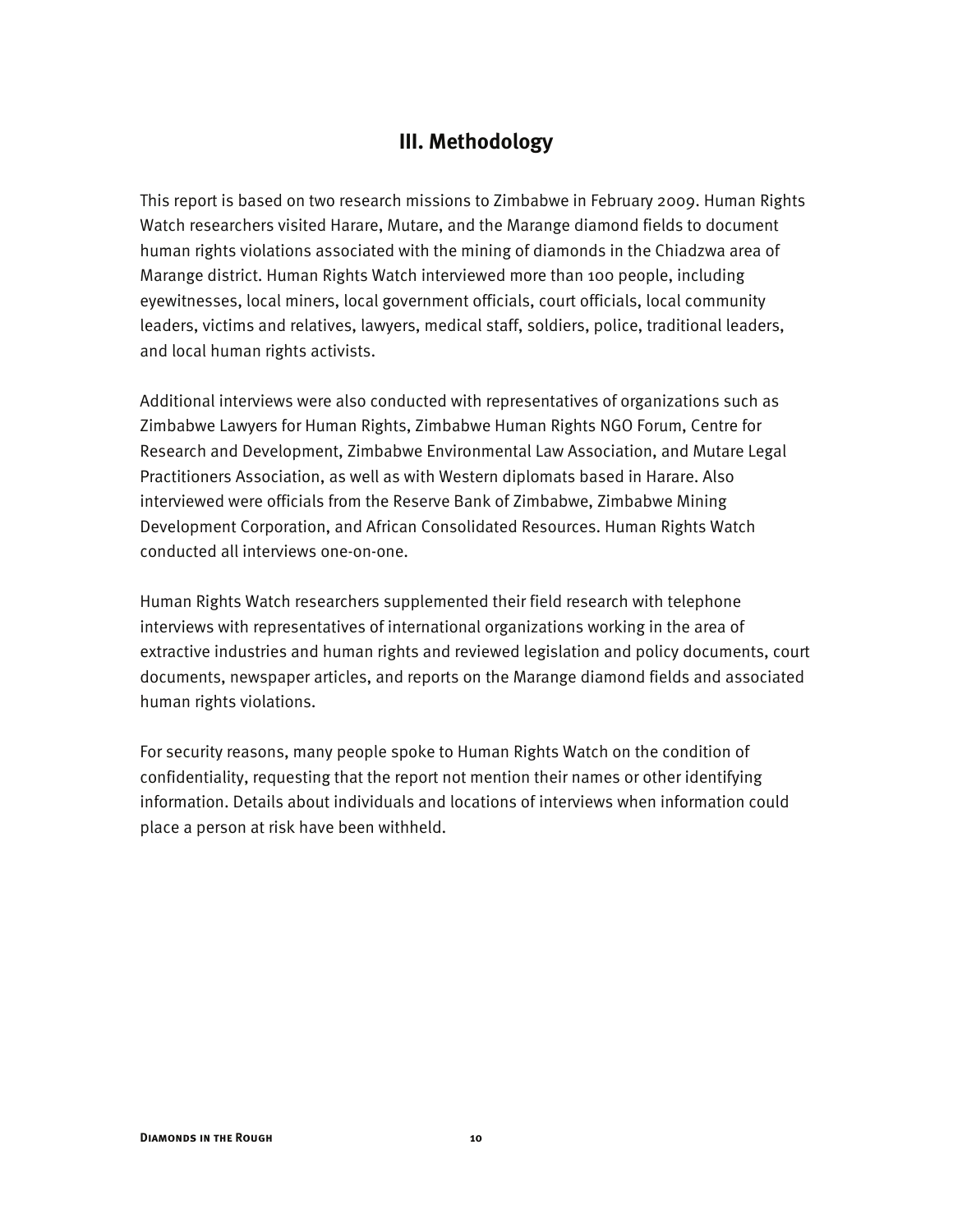## III. Methodology

This report is based on two research missions to Zimbabwe in February 2009. Human Rights Watch researchers visited Harare, Mutare, and the Marange diamond fields to document human rights violations associated with the mining of diamonds in the Chiadzwa area of Marange district. Human Rights Watch interviewed more than 100 people, including eyewitnesses, local miners, local government officials, court officials, local community leaders, victims and relatives, lawyers, medical staff, soldiers, police, traditional leaders, and local human rights activists.

Additional interviews were also conducted with representatives of organizations such as Zimbabwe Lawyers for Human Rights, Zimbabwe Human Rights NGO Forum, Centre for Research and Development, Zimbabwe Environmental Law Association, and Mutare Legal Practitioners Association, as well as with Western diplomats based in Harare. Also interviewed were officials from the Reserve Bank of Zimbabwe, Zimbabwe Mining Development Corporation, and African Consolidated Resources. Human Rights Watch conducted all interviews one-on-one.

Human Rights Watch researchers supplemented their field research with telephone interviews with representatives of international organizations working in the area of extractive industries and human rights and reviewed legislation and policy documents, court documents, newspaper articles, and reports on the Marange diamond fields and associated human rights violations.

For security reasons, many people spoke to Human Rights Watch on the condition of confidentiality, requesting that the report not mention their names or other identifying information. Details about individuals and locations of interviews when information could place a person at risk have been withheld.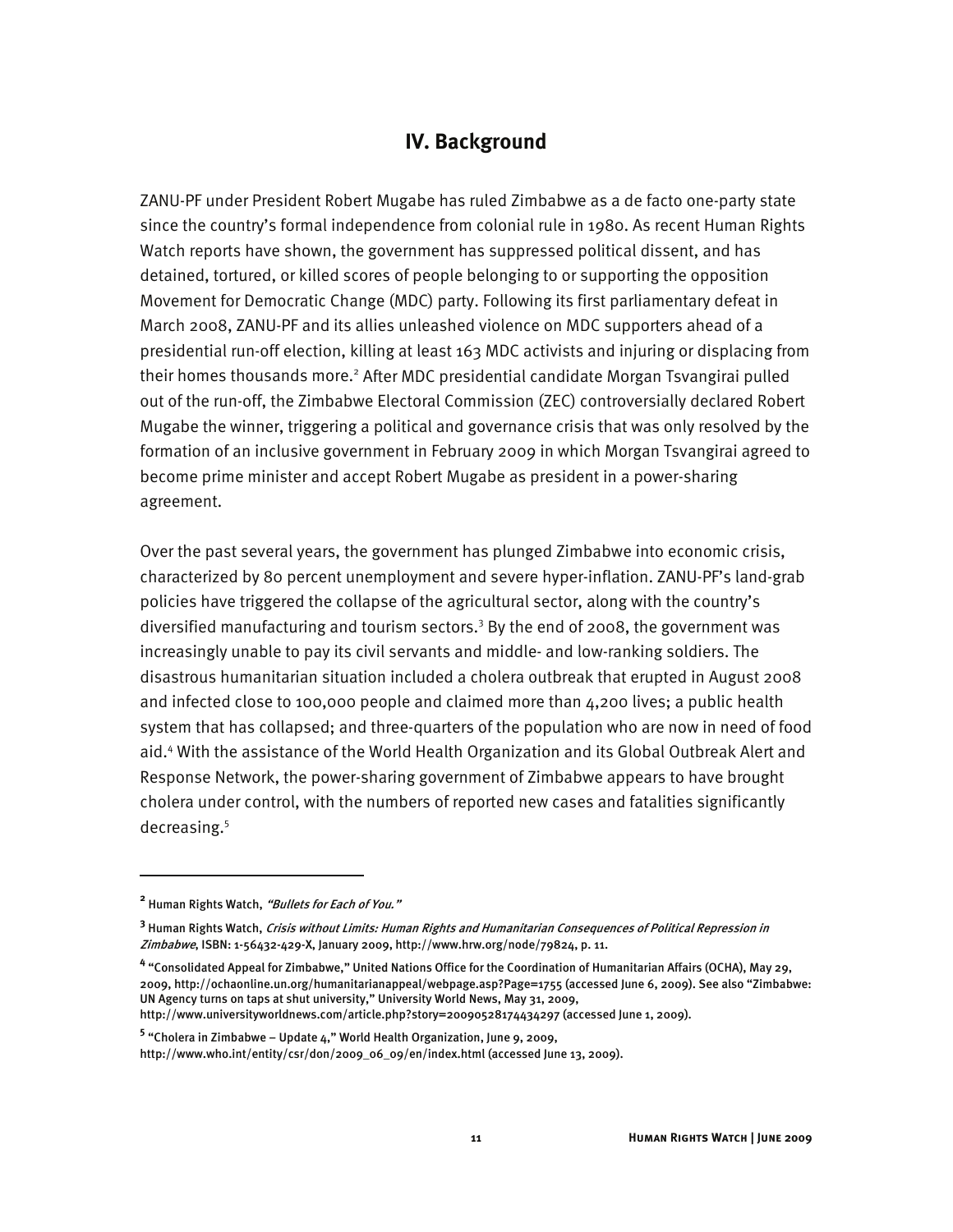## IV. Background

ZANU-PF under President Robert Mugabe has ruled Zimbabwe as a de facto one-party state since the country's formal independence from colonial rule in 1980. As recent Human Rights Watch reports have shown, the government has suppressed political dissent, and has detained, tortured, or killed scores of people belonging to or supporting the opposition Movement for Democratic Change (MDC) party. Following its first parliamentary defeat in March 2008, ZANU-PF and its allies unleashed violence on MDC supporters ahead of a presidential run-off election, killing at least 163 MDC activists and injuring or displacing from their homes thousands more.[2] After MDC presidential candidate Morgan Tsvangirai pulled out of the run-off, the Zimbabwe Electoral Commission (ZEC) controversially declared Robert Mugabe the winner, triggering a political and governance crisis that was only resolved by the formation of an inclusive government in February 2009 in which Morgan Tsvangirai agreed to become prime minister and accept Robert Mugabe as president in a power-sharing agreement.

Over the past several years, the government has plunged Zimbabwe into economic crisis, characterized by 80 percent unemployment and severe hyper-inflation. ZANU-PF's land-grab policies have triggered the collapse of the agricultural sector, along with the country's diversified manufacturing and tourism sectors.[3] By the end of 2008, the government was increasingly unable to pay its civil servants and middle- and low-ranking soldiers. The disastrous humanitarian situation included a cholera outbreak that erupted in August 2008 and infected close to 100,000 people and claimed more than 4,200 lives; a public health system that has collapsed; and three-quarters of the population who are now in need of food aid.[4] With the assistance of the World Health Organization and its Global Outbreak Alert and Response Network, the power-sharing government of Zimbabwe appears to have brought cholera under control, with the numbers of reported new cases and fatalities significantly decreasing.[5]

---

[2] Human Rights Watch, *"Bullets for Each of You."*

[3] Human Rights Watch, *Crisis without Limits: Human Rights and Humanitarian Consequences of Political Repression in Zimbabwe*, ISBN: 1-56432-429-X, January 2009, http://www.hrw.org/node/79824, p. 11.

[4] "Consolidated Appeal for Zimbabwe," United Nations Office for the Coordination of Humanitarian Affairs (OCHA), May 29, 2009, http://ochaonline.un.org/humanitarianappeal/webpage.asp?Page=1755 (accessed June 6, 2009). See also "Zimbabwe: UN Agency turns on taps at shut university," University World News, May 31, 2009, http://www.universityworldnews.com/article.php?story=20090528174434297 (accessed June 1, 2009).

[5] "Cholera in Zimbabwe – Update 4," World Health Organization, June 9, 2009, http://www.who.int/entity/csr/don/2009_06_09/en/index.html (accessed June 13, 2009).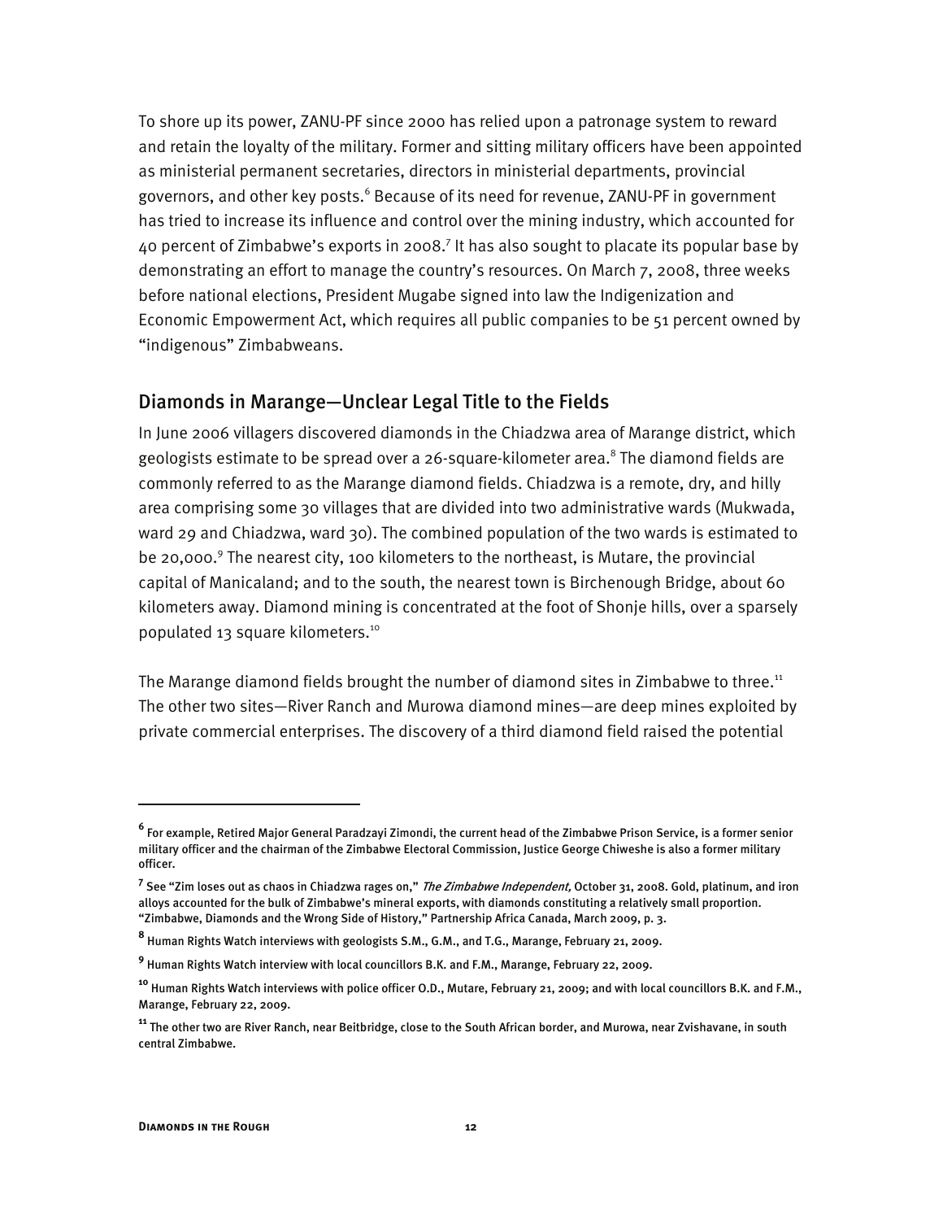To shore up its power, ZANU-PF since 2000 has relied upon a patronage system to reward and retain the loyalty of the military. Former and sitting military officers have been appointed as ministerial permanent secretaries, directors in ministerial departments, provincial governors, and other key posts.[6] Because of its need for revenue, ZANU-PF in government has tried to increase its influence and control over the mining industry, which accounted for 40 percent of Zimbabwe's exports in 2008.[7] It has also sought to placate its popular base by demonstrating an effort to manage the country's resources. On March 7, 2008, three weeks before national elections, President Mugabe signed into law the Indigenization and Economic Empowerment Act, which requires all public companies to be 51 percent owned by "indigenous" Zimbabweans.

## Diamonds in Marange—Unclear Legal Title to the Fields

In June 2006 villagers discovered diamonds in the Chiadzwa area of Marange district, which geologists estimate to be spread over a 26-square-kilometer area.[8] The diamond fields are commonly referred to as the Marange diamond fields. Chiadzwa is a remote, dry, and hilly area comprising some 30 villages that are divided into two administrative wards (Mukwada, ward 29 and Chiadzwa, ward 30). The combined population of the two wards is estimated to be 20,000.[9] The nearest city, 100 kilometers to the northeast, is Mutare, the provincial capital of Manicaland; and to the south, the nearest town is Birchenough Bridge, about 60 kilometers away. Diamond mining is concentrated at the foot of Shonje hills, over a sparsely populated 13 square kilometers.[10]

The Marange diamond fields brought the number of diamond sites in Zimbabwe to three.[11] The other two sites—River Ranch and Murowa diamond mines—are deep mines exploited by private commercial enterprises. The discovery of a third diamond field raised the potential

---

[6] For example, Retired Major General Paradzayi Zimondi, the current head of the Zimbabwe Prison Service, is a former senior military officer and the chairman of the Zimbabwe Electoral Commission, Justice George Chiweshe is also a former military officer.

[7] See "Zim loses out as chaos in Chiadzwa rages on," *The Zimbabwe Independent,* October 31, 2008. Gold, platinum, and iron alloys accounted for the bulk of Zimbabwe's mineral exports, with diamonds constituting a relatively small proportion. "Zimbabwe, Diamonds and the Wrong Side of History," Partnership Africa Canada, March 2009, p. 3.

[8] Human Rights Watch interviews with geologists S.M., G.M., and T.G., Marange, February 21, 2009.

[9] Human Rights Watch interview with local councillors B.K. and F.M., Marange, February 22, 2009.

[10] Human Rights Watch interviews with police officer O.D., Mutare, February 21, 2009; and with local councillors B.K. and F.M., Marange, February 22, 2009.

[11] The other two are River Ranch, near Beitbridge, close to the South African border, and Murowa, near Zvishavane, in south central Zimbabwe.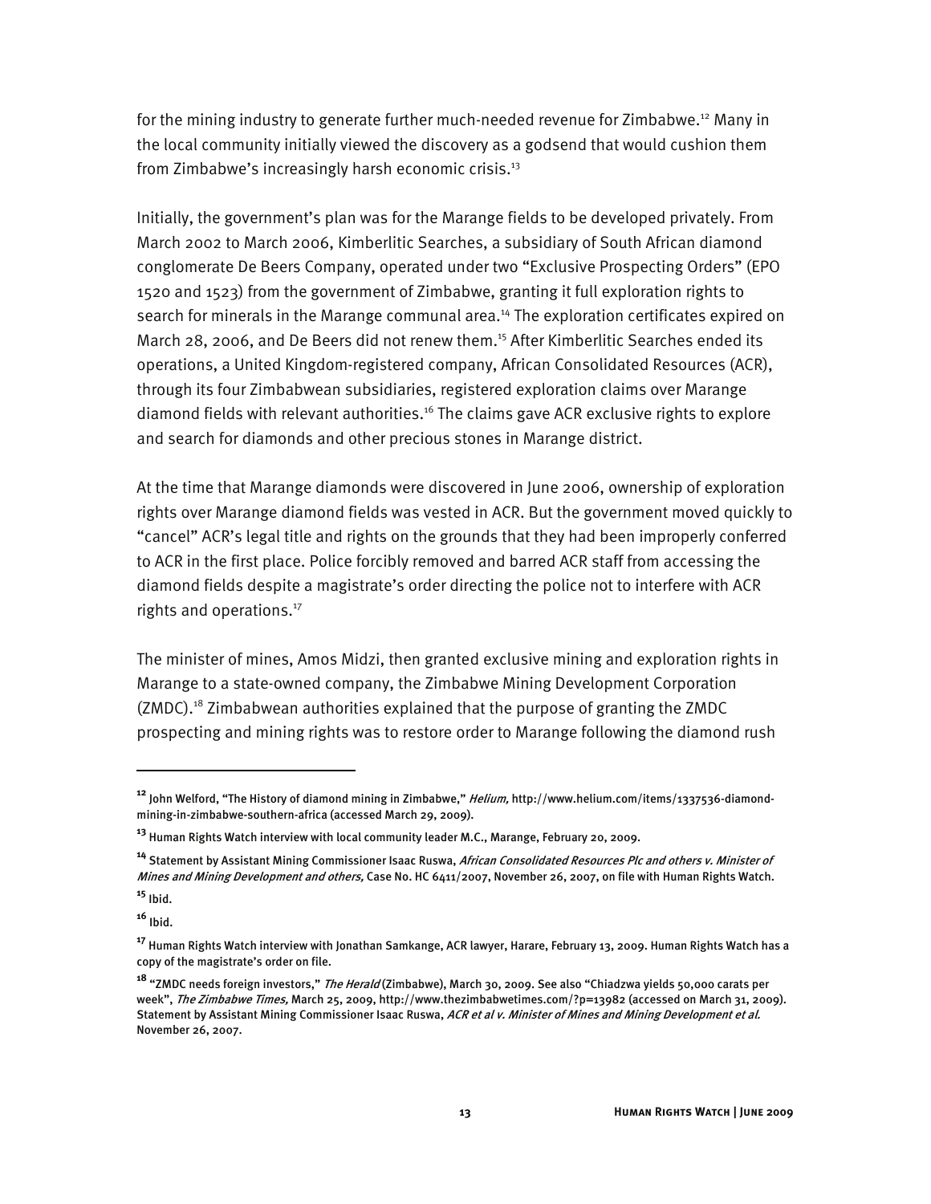for the mining industry to generate further much-needed revenue for Zimbabwe.[12] Many in the local community initially viewed the discovery as a godsend that would cushion them from Zimbabwe's increasingly harsh economic crisis.[13]

Initially, the government's plan was for the Marange fields to be developed privately. From March 2002 to March 2006, Kimberlitic Searches, a subsidiary of South African diamond conglomerate De Beers Company, operated under two "Exclusive Prospecting Orders" (EPO 1520 and 1523) from the government of Zimbabwe, granting it full exploration rights to search for minerals in the Marange communal area.[14] The exploration certificates expired on March 28, 2006, and De Beers did not renew them.[15] After Kimberlitic Searches ended its operations, a United Kingdom-registered company, African Consolidated Resources (ACR), through its four Zimbabwean subsidiaries, registered exploration claims over Marange diamond fields with relevant authorities.[16] The claims gave ACR exclusive rights to explore and search for diamonds and other precious stones in Marange district.

At the time that Marange diamonds were discovered in June 2006, ownership of exploration rights over Marange diamond fields was vested in ACR. But the government moved quickly to "cancel" ACR's legal title and rights on the grounds that they had been improperly conferred to ACR in the first place. Police forcibly removed and barred ACR staff from accessing the diamond fields despite a magistrate's order directing the police not to interfere with ACR rights and operations.[17]

The minister of mines, Amos Midzi, then granted exclusive mining and exploration rights in Marange to a state-owned company, the Zimbabwe Mining Development Corporation (ZMDC).[18] Zimbabwean authorities explained that the purpose of granting the ZMDC prospecting and mining rights was to restore order to Marange following the diamond rush

---

[12] John Welford, "The History of diamond mining in Zimbabwe," *Helium,* http://www.helium.com/items/1337536-diamond-mining-in-zimbabwe-southern-africa (accessed March 29, 2009).

[13] Human Rights Watch interview with local community leader M.C., Marange, February 20, 2009.

[14] Statement by Assistant Mining Commissioner Isaac Ruswa, *African Consolidated Resources Plc and others v. Minister of Mines and Mining Development and others,* Case No. HC 6411/2007, November 26, 2007, on file with Human Rights Watch.

[15] Ibid.

[16] Ibid.

[17] Human Rights Watch interview with Jonathan Samkange, ACR lawyer, Harare, February 13, 2009. Human Rights Watch has a copy of the magistrate's order on file.

[18] "ZMDC needs foreign investors," *The Herald* (Zimbabwe), March 30, 2009. See also "Chiadzwa yields 50,000 carats per week", *The Zimbabwe Times,* March 25, 2009, http://www.thezimbabwetimes.com/?p=13982 (accessed on March 31, 2009). Statement by Assistant Mining Commissioner Isaac Ruswa, *ACR et al v. Minister of Mines and Mining Development et al.* November 26, 2007.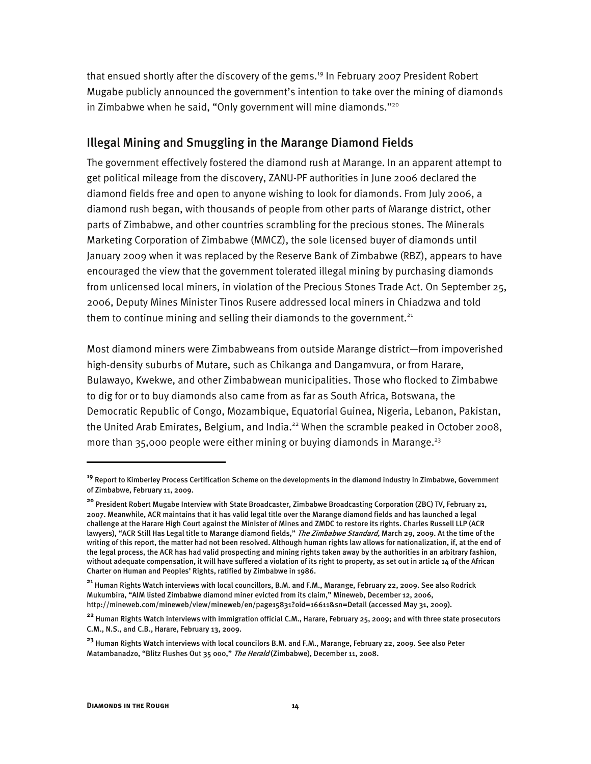that ensued shortly after the discovery of the gems.[19] In February 2007 President Robert Mugabe publicly announced the government's intention to take over the mining of diamonds in Zimbabwe when he said, "Only government will mine diamonds."[20]

## Illegal Mining and Smuggling in the Marange Diamond Fields

The government effectively fostered the diamond rush at Marange. In an apparent attempt to get political mileage from the discovery, ZANU-PF authorities in June 2006 declared the diamond fields free and open to anyone wishing to look for diamonds. From July 2006, a diamond rush began, with thousands of people from other parts of Marange district, other parts of Zimbabwe, and other countries scrambling for the precious stones. The Minerals Marketing Corporation of Zimbabwe (MMCZ), the sole licensed buyer of diamonds until January 2009 when it was replaced by the Reserve Bank of Zimbabwe (RBZ), appears to have encouraged the view that the government tolerated illegal mining by purchasing diamonds from unlicensed local miners, in violation of the Precious Stones Trade Act. On September 25, 2006, Deputy Mines Minister Tinos Rusere addressed local miners in Chiadzwa and told them to continue mining and selling their diamonds to the government.[21]

Most diamond miners were Zimbabweans from outside Marange district—from impoverished high-density suburbs of Mutare, such as Chikanga and Dangamvura, or from Harare, Bulawayo, Kwekwe, and other Zimbabwean municipalities. Those who flocked to Zimbabwe to dig for or to buy diamonds also came from as far as South Africa, Botswana, the Democratic Republic of Congo, Mozambique, Equatorial Guinea, Nigeria, Lebanon, Pakistan, the United Arab Emirates, Belgium, and India.[22] When the scramble peaked in October 2008, more than 35,000 people were either mining or buying diamonds in Marange.[23]

---

[19] Report to Kimberley Process Certification Scheme on the developments in the diamond industry in Zimbabwe, Government of Zimbabwe, February 11, 2009.

[20] President Robert Mugabe Interview with State Broadcaster, Zimbabwe Broadcasting Corporation (ZBC) TV, February 21, 2007. Meanwhile, ACR maintains that it has valid legal title over the Marange diamond fields and has launched a legal challenge at the Harare High Court against the Minister of Mines and ZMDC to restore its rights. Charles Russell LLP (ACR lawyers), "ACR Still Has Legal title to Marange diamond fields," *The Zimbabwe Standard,* March 29, 2009. At the time of the writing of this report, the matter had not been resolved. Although human rights law allows for nationalization, if, at the end of the legal process, the ACR has had valid prospecting and mining rights taken away by the authorities in an arbitrary fashion, without adequate compensation, it will have suffered a violation of its right to property, as set out in article 14 of the African Charter on Human and Peoples' Rights, ratified by Zimbabwe in 1986.

[21] Human Rights Watch interviews with local councillors, B.M. and F.M., Marange, February 22, 2009. See also Rodrick Mukumbira, "AIM listed Zimbabwe diamond miner evicted from its claim," Mineweb, December 12, 2006, http://mineweb.com/mineweb/view/mineweb/en/page15831?oid=16611&sn=Detail (accessed May 31, 2009).

[22] Human Rights Watch interviews with immigration official C.M., Harare, February 25, 2009; and with three state prosecutors C.M., N.S., and C.B., Harare, February 13, 2009.

[23] Human Rights Watch interviews with local councilors B.M. and F.M., Marange, February 22, 2009. See also Peter Matambanadzo, "Blitz Flushes Out 35 000," *The Herald* (Zimbabwe), December 11, 2008.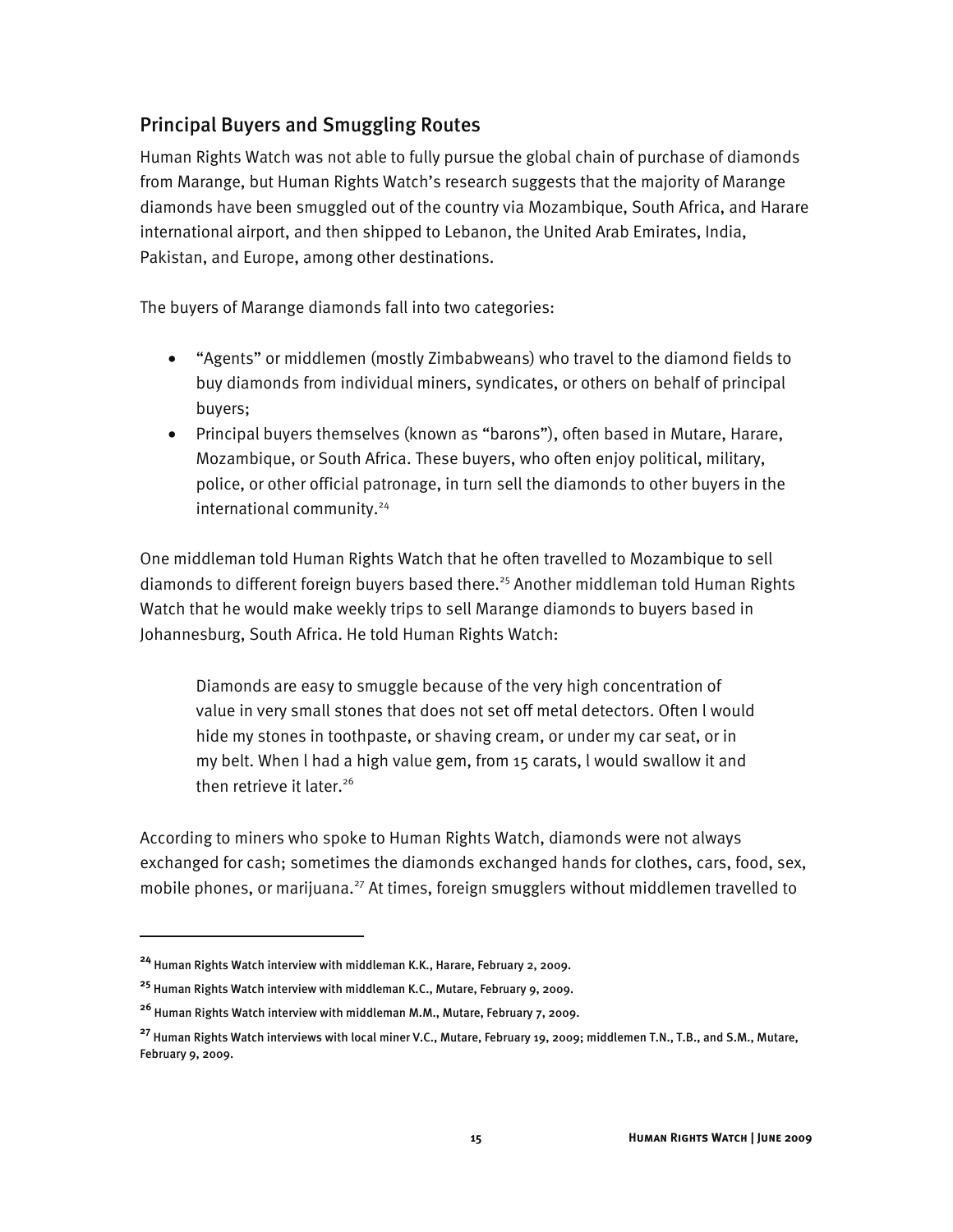## Principal Buyers and Smuggling Routes

Human Rights Watch was not able to fully pursue the global chain of purchase of diamonds from Marange, but Human Rights Watch's research suggests that the majority of Marange diamonds have been smuggled out of the country via Mozambique, South Africa, and Harare international airport, and then shipped to Lebanon, the United Arab Emirates, India, Pakistan, and Europe, among other destinations.

The buyers of Marange diamonds fall into two categories:

- "Agents" or middlemen (mostly Zimbabweans) who travel to the diamond fields to buy diamonds from individual miners, syndicates, or others on behalf of principal buyers;
- Principal buyers themselves (known as "barons"), often based in Mutare, Harare, Mozambique, or South Africa. These buyers, who often enjoy political, military, police, or other official patronage, in turn sell the diamonds to other buyers in the international community.[24]

One middleman told Human Rights Watch that he often travelled to Mozambique to sell diamonds to different foreign buyers based there.[25] Another middleman told Human Rights Watch that he would make weekly trips to sell Marange diamonds to buyers based in Johannesburg, South Africa. He told Human Rights Watch:

> Diamonds are easy to smuggle because of the very high concentration of value in very small stones that does not set off metal detectors. Often I would hide my stones in toothpaste, or shaving cream, or under my car seat, or in my belt. When I had a high value gem, from 15 carats, I would swallow it and then retrieve it later.[26]

According to miners who spoke to Human Rights Watch, diamonds were not always exchanged for cash; sometimes the diamonds exchanged hands for clothes, cars, food, sex, mobile phones, or marijuana.[27] At times, foreign smugglers without middlemen travelled to

---

[24] Human Rights Watch interview with middleman K.K., Harare, February 2, 2009.

[25] Human Rights Watch interview with middleman K.C., Mutare, February 9, 2009.

[26] Human Rights Watch interview with middleman M.M., Mutare, February 7, 2009.

[27] Human Rights Watch interviews with local miner V.C., Mutare, February 19, 2009; middlemen T.N., T.B., and S.M., Mutare, February 9, 2009.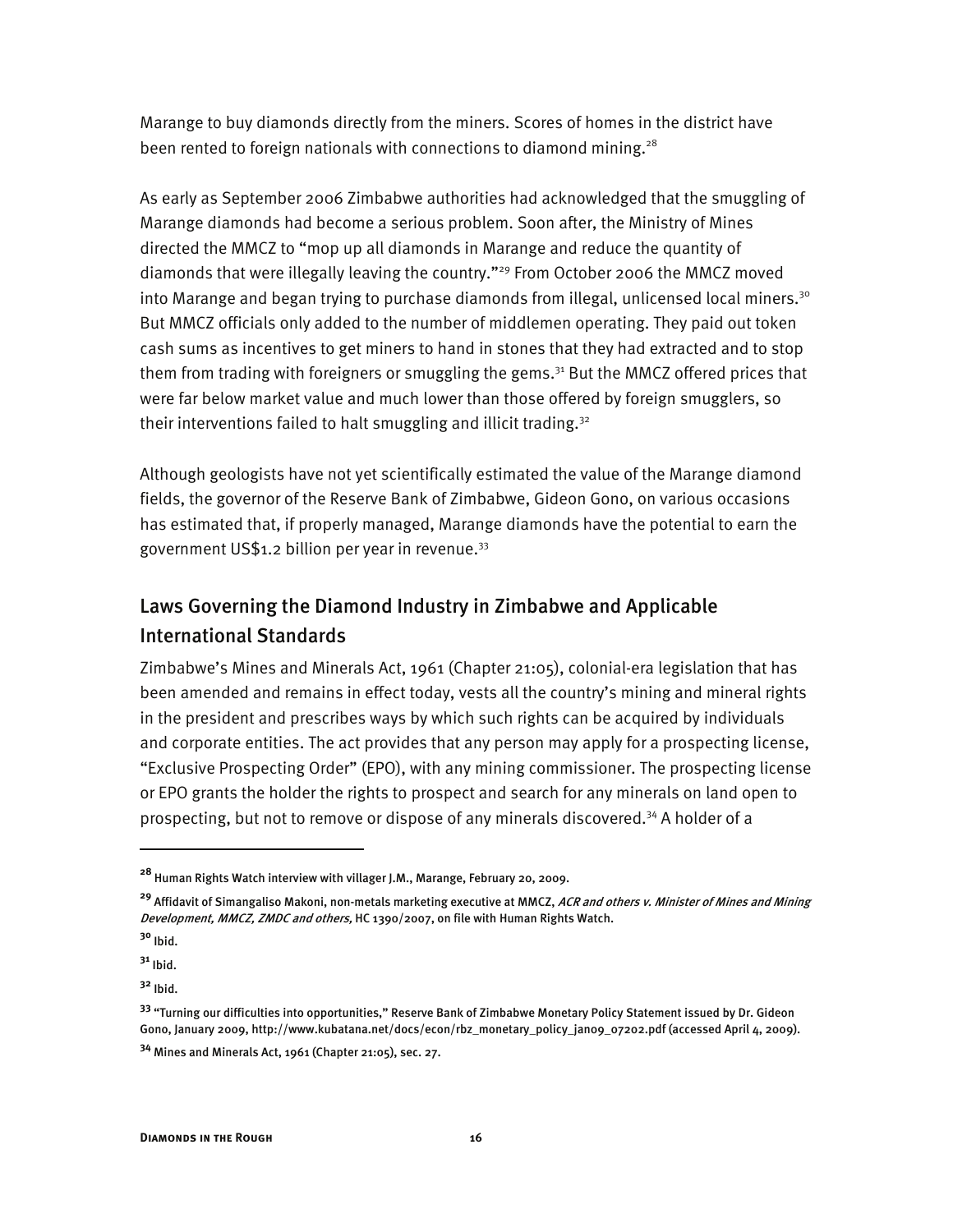Marange to buy diamonds directly from the miners. Scores of homes in the district have been rented to foreign nationals with connections to diamond mining.[28]

As early as September 2006 Zimbabwe authorities had acknowledged that the smuggling of Marange diamonds had become a serious problem. Soon after, the Ministry of Mines directed the MMCZ to "mop up all diamonds in Marange and reduce the quantity of diamonds that were illegally leaving the country."[29] From October 2006 the MMCZ moved into Marange and began trying to purchase diamonds from illegal, unlicensed local miners.[30] But MMCZ officials only added to the number of middlemen operating. They paid out token cash sums as incentives to get miners to hand in stones that they had extracted and to stop them from trading with foreigners or smuggling the gems.[31] But the MMCZ offered prices that were far below market value and much lower than those offered by foreign smugglers, so their interventions failed to halt smuggling and illicit trading.[32]

Although geologists have not yet scientifically estimated the value of the Marange diamond fields, the governor of the Reserve Bank of Zimbabwe, Gideon Gono, on various occasions has estimated that, if properly managed, Marange diamonds have the potential to earn the government US$1.2 billion per year in revenue.[33]

## Laws Governing the Diamond Industry in Zimbabwe and Applicable International Standards

Zimbabwe's Mines and Minerals Act, 1961 (Chapter 21:05), colonial-era legislation that has been amended and remains in effect today, vests all the country's mining and mineral rights in the president and prescribes ways by which such rights can be acquired by individuals and corporate entities. The act provides that any person may apply for a prospecting license, "Exclusive Prospecting Order" (EPO), with any mining commissioner. The prospecting license or EPO grants the holder the rights to prospect and search for any minerals on land open to prospecting, but not to remove or dispose of any minerals discovered.[34] A holder of a

---

[28] Human Rights Watch interview with villager J.M., Marange, February 20, 2009.

[29] Affidavit of Simangaliso Makoni, non-metals marketing executive at MMCZ, *ACR and others v. Minister of Mines and Mining Development, MMCZ, ZMDC and others,* HC 1390/2007, on file with Human Rights Watch.

[30] Ibid.

[31] Ibid.

[32] Ibid.

[33] "Turning our difficulties into opportunities," Reserve Bank of Zimbabwe Monetary Policy Statement issued by Dr. Gideon Gono, January 2009, http://www.kubatana.net/docs/econ/rbz_monetary_policy_jan09_07202.pdf (accessed April 4, 2009).

[34] Mines and Minerals Act, 1961 (Chapter 21:05), sec. 27.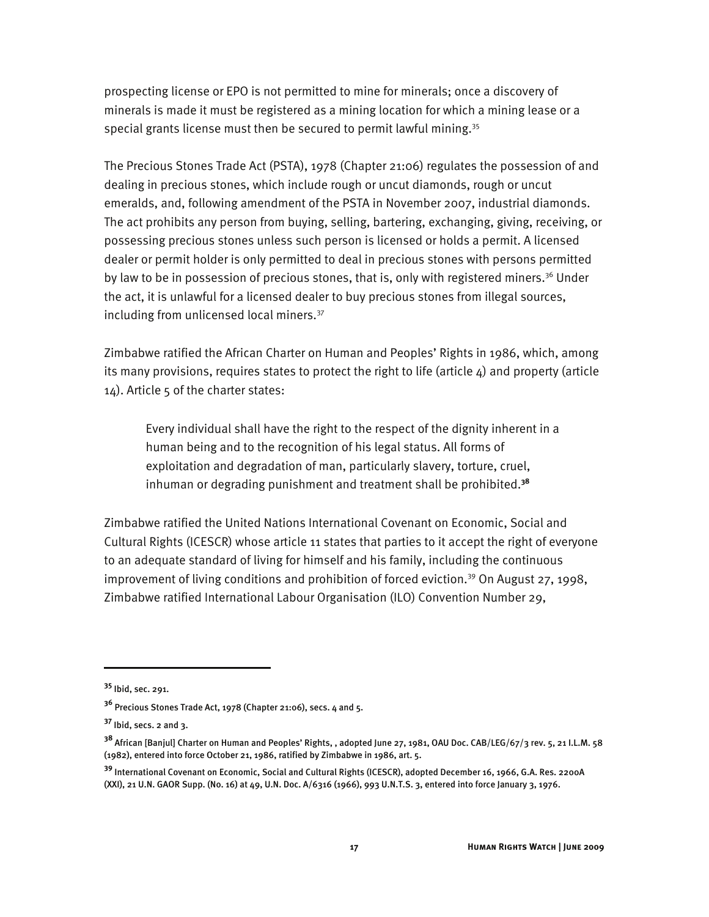prospecting license or EPO is not permitted to mine for minerals; once a discovery of minerals is made it must be registered as a mining location for which a mining lease or a special grants license must then be secured to permit lawful mining.[35]

The Precious Stones Trade Act (PSTA), 1978 (Chapter 21:06) regulates the possession of and dealing in precious stones, which include rough or uncut diamonds, rough or uncut emeralds, and, following amendment of the PSTA in November 2007, industrial diamonds. The act prohibits any person from buying, selling, bartering, exchanging, giving, receiving, or possessing precious stones unless such person is licensed or holds a permit. A licensed dealer or permit holder is only permitted to deal in precious stones with persons permitted by law to be in possession of precious stones, that is, only with registered miners.[36] Under the act, it is unlawful for a licensed dealer to buy precious stones from illegal sources, including from unlicensed local miners.[37]

Zimbabwe ratified the African Charter on Human and Peoples' Rights in 1986, which, among its many provisions, requires states to protect the right to life (article 4) and property (article 14). Article 5 of the charter states:

> Every individual shall have the right to the respect of the dignity inherent in a human being and to the recognition of his legal status. All forms of exploitation and degradation of man, particularly slavery, torture, cruel, inhuman or degrading punishment and treatment shall be prohibited.[38]

Zimbabwe ratified the United Nations International Covenant on Economic, Social and Cultural Rights (ICESCR) whose article 11 states that parties to it accept the right of everyone to an adequate standard of living for himself and his family, including the continuous improvement of living conditions and prohibition of forced eviction.[39] On August 27, 1998, Zimbabwe ratified International Labour Organisation (ILO) Convention Number 29,

---

[35] Ibid, sec. 291.

[36] Precious Stones Trade Act, 1978 (Chapter 21:06), secs. 4 and 5.

[37] Ibid, secs. 2 and 3.

[38] African [Banjul] Charter on Human and Peoples' Rights, , adopted June 27, 1981, OAU Doc. CAB/LEG/67/3 rev. 5, 21 I.L.M. 58 (1982), entered into force October 21, 1986, ratified by Zimbabwe in 1986, art. 5.

[39] International Covenant on Economic, Social and Cultural Rights (ICESCR), adopted December 16, 1966, G.A. Res. 2200A (XXI), 21 U.N. GAOR Supp. (No. 16) at 49, U.N. Doc. A/6316 (1966), 993 U.N.T.S. 3, entered into force January 3, 1976.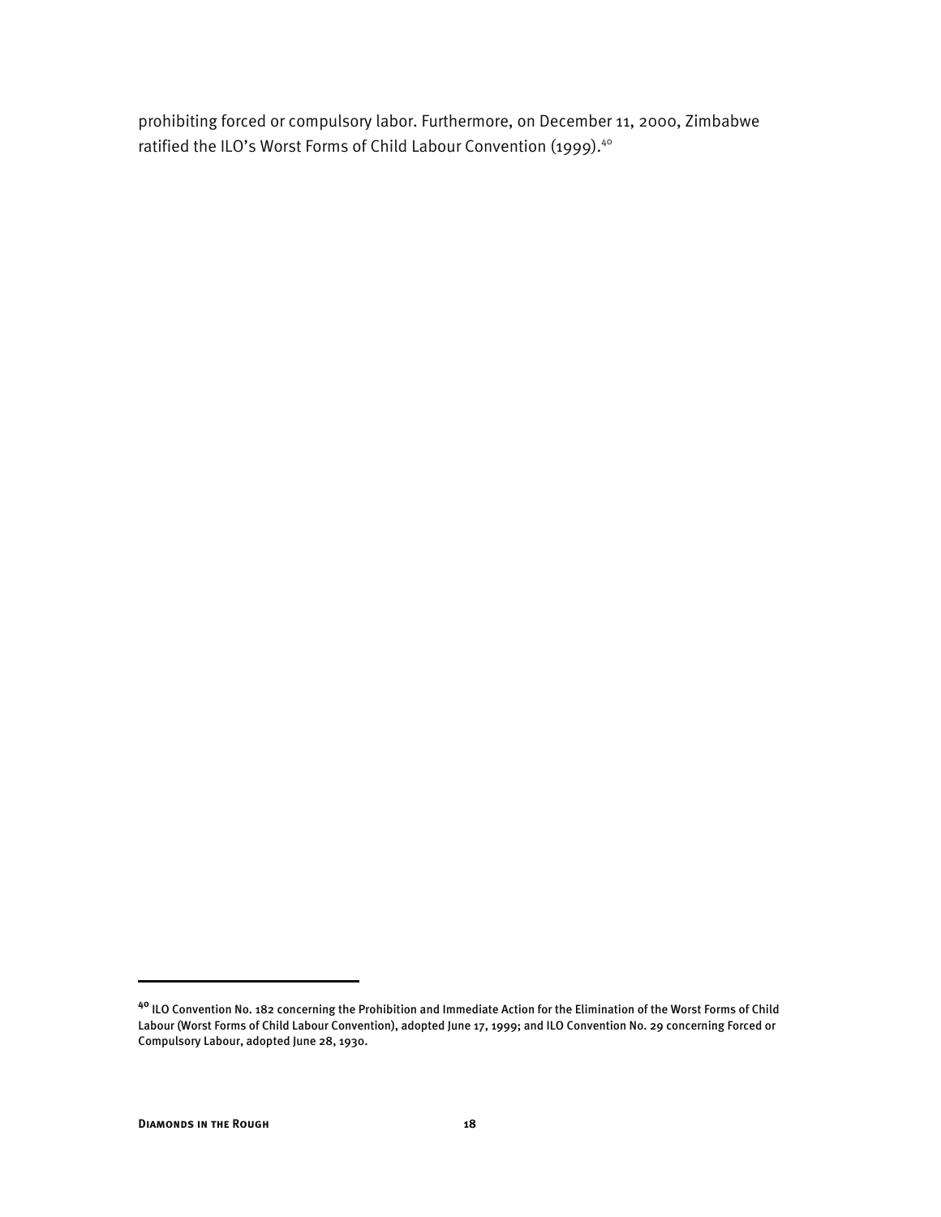prohibiting forced or compulsory labor. Furthermore, on December 11, 2000, Zimbabwe ratified the ILO's Worst Forms of Child Labour Convention (1999).[40]

---

[40] ILO Convention No. 182 concerning the Prohibition and Immediate Action for the Elimination of the Worst Forms of Child Labour (Worst Forms of Child Labour Convention), adopted June 17, 1999; and ILO Convention No. 29 concerning Forced or Compulsory Labour, adopted June 28, 1930.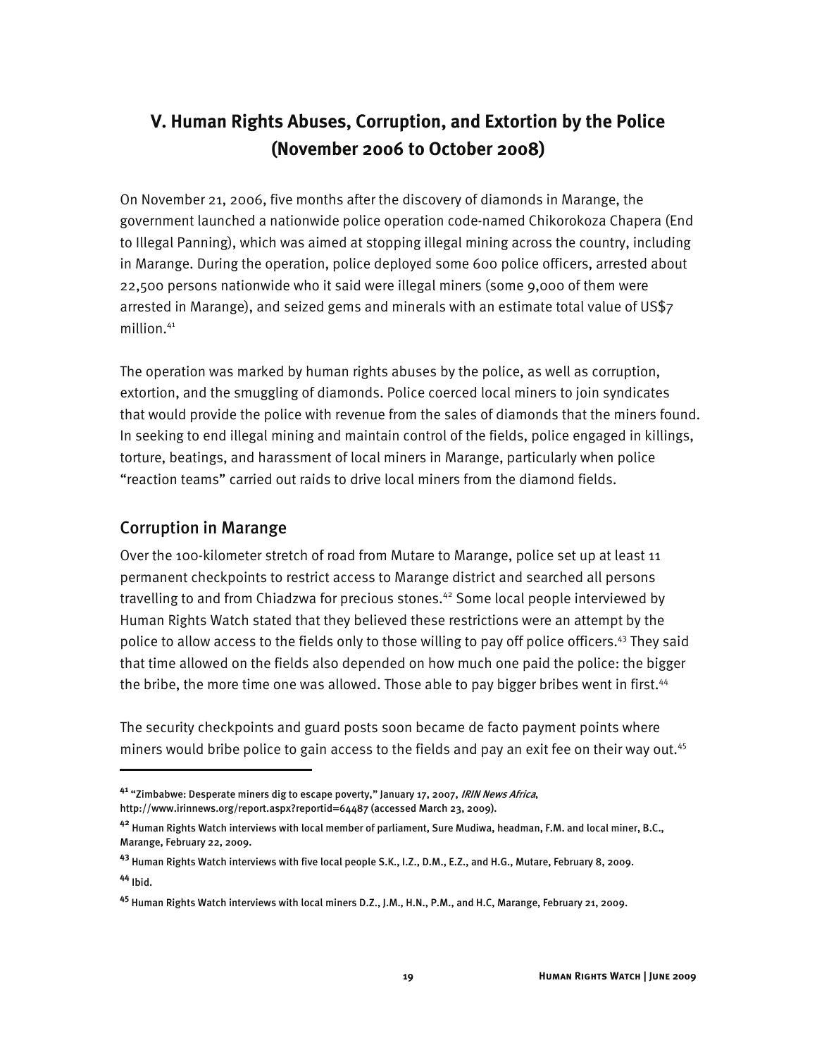# V. Human Rights Abuses, Corruption, and Extortion by the Police (November 2006 to October 2008)

On November 21, 2006, five months after the discovery of diamonds in Marange, the government launched a nationwide police operation code-named Chikorokoza Chapera (End to Illegal Panning), which was aimed at stopping illegal mining across the country, including in Marange. During the operation, police deployed some 600 police officers, arrested about 22,500 persons nationwide who it said were illegal miners (some 9,000 of them were arrested in Marange), and seized gems and minerals with an estimate total value of US$7 million.[41]

The operation was marked by human rights abuses by the police, as well as corruption, extortion, and the smuggling of diamonds. Police coerced local miners to join syndicates that would provide the police with revenue from the sales of diamonds that the miners found. In seeking to end illegal mining and maintain control of the fields, police engaged in killings, torture, beatings, and harassment of local miners in Marange, particularly when police "reaction teams" carried out raids to drive local miners from the diamond fields.

## Corruption in Marange

Over the 100-kilometer stretch of road from Mutare to Marange, police set up at least 11 permanent checkpoints to restrict access to Marange district and searched all persons travelling to and from Chiadzwa for precious stones.[42] Some local people interviewed by Human Rights Watch stated that they believed these restrictions were an attempt by the police to allow access to the fields only to those willing to pay off police officers.[43] They said that time allowed on the fields also depended on how much one paid the police: the bigger the bribe, the more time one was allowed. Those able to pay bigger bribes went in first.[44]

The security checkpoints and guard posts soon became de facto payment points where miners would bribe police to gain access to the fields and pay an exit fee on their way out.[45]

---

[41] "Zimbabwe: Desperate miners dig to escape poverty," January 17, 2007, *IRIN News Africa*, http://www.irinnews.org/report.aspx?reportid=64487 (accessed March 23, 2009).

[42] Human Rights Watch interviews with local member of parliament, Sure Mudiwa, headman, F.M. and local miner, B.C., Marange, February 22, 2009.

[43] Human Rights Watch interviews with five local people S.K., I.Z., D.M., E.Z., and H.G., Mutare, February 8, 2009.

[44] Ibid.

[45] Human Rights Watch interviews with local miners D.Z., J.M., H.N., P.M., and H.C, Marange, February 21, 2009.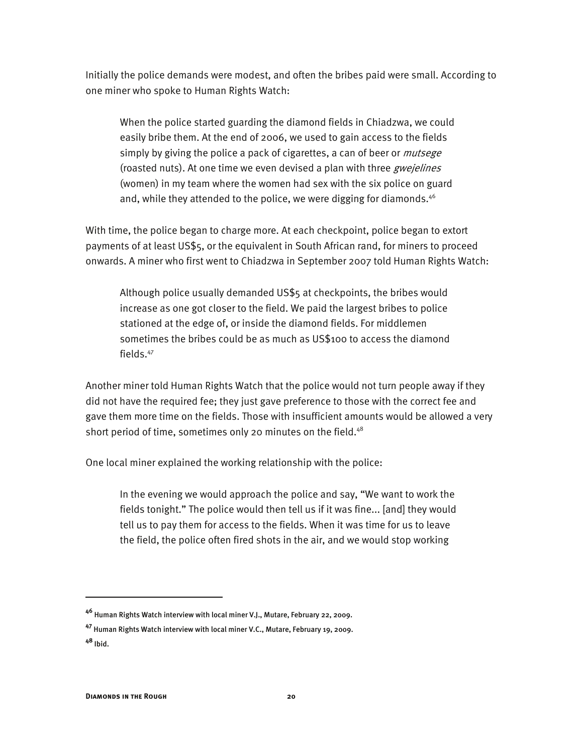Initially the police demands were modest, and often the bribes paid were small. According to one miner who spoke to Human Rights Watch:

> When the police started guarding the diamond fields in Chiadzwa, we could easily bribe them. At the end of 2006, we used to gain access to the fields simply by giving the police a pack of cigarettes, a can of beer or *mutsege* (roasted nuts). At one time we even devised a plan with three *gwejelines* (women) in my team where the women had sex with the six police on guard and, while they attended to the police, we were digging for diamonds.[46]

With time, the police began to charge more. At each checkpoint, police began to extort payments of at least US$5, or the equivalent in South African rand, for miners to proceed onwards. A miner who first went to Chiadzwa in September 2007 told Human Rights Watch:

> Although police usually demanded US$5 at checkpoints, the bribes would increase as one got closer to the field. We paid the largest bribes to police stationed at the edge of, or inside the diamond fields. For middlemen sometimes the bribes could be as much as US$100 to access the diamond fields.[47]

Another miner told Human Rights Watch that the police would not turn people away if they did not have the required fee; they just gave preference to those with the correct fee and gave them more time on the fields. Those with insufficient amounts would be allowed a very short period of time, sometimes only 20 minutes on the field.[48]

One local miner explained the working relationship with the police:

> In the evening we would approach the police and say, "We want to work the fields tonight." The police would then tell us if it was fine... [and] they would tell us to pay them for access to the fields. When it was time for us to leave the field, the police often fired shots in the air, and we would stop working

---

[46] Human Rights Watch interview with local miner V.J., Mutare, February 22, 2009.

[47] Human Rights Watch interview with local miner V.C., Mutare, February 19, 2009.

[48] Ibid.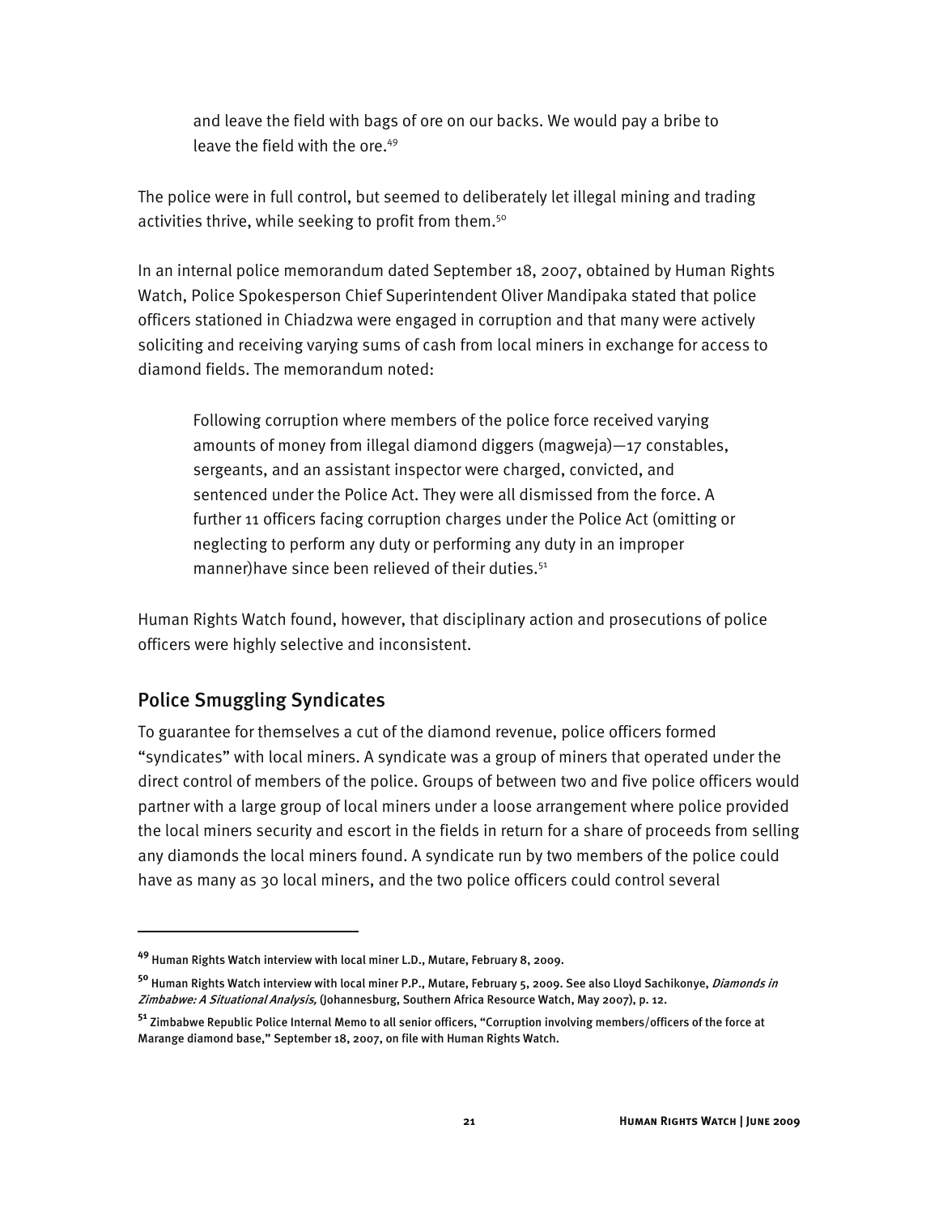> and leave the field with bags of ore on our backs. We would pay a bribe to leave the field with the ore.[49]

The police were in full control, but seemed to deliberately let illegal mining and trading activities thrive, while seeking to profit from them.[50]

In an internal police memorandum dated September 18, 2007, obtained by Human Rights Watch, Police Spokesperson Chief Superintendent Oliver Mandipaka stated that police officers stationed in Chiadzwa were engaged in corruption and that many were actively soliciting and receiving varying sums of cash from local miners in exchange for access to diamond fields. The memorandum noted:

> Following corruption where members of the police force received varying amounts of money from illegal diamond diggers (magweja)—17 constables, sergeants, and an assistant inspector were charged, convicted, and sentenced under the Police Act. They were all dismissed from the force. A further 11 officers facing corruption charges under the Police Act (omitting or neglecting to perform any duty or performing any duty in an improper manner)have since been relieved of their duties.[51]

Human Rights Watch found, however, that disciplinary action and prosecutions of police officers were highly selective and inconsistent.

## Police Smuggling Syndicates

To guarantee for themselves a cut of the diamond revenue, police officers formed "syndicates" with local miners. A syndicate was a group of miners that operated under the direct control of members of the police. Groups of between two and five police officers would partner with a large group of local miners under a loose arrangement where police provided the local miners security and escort in the fields in return for a share of proceeds from selling any diamonds the local miners found. A syndicate run by two members of the police could have as many as 30 local miners, and the two police officers could control several

---

[49] Human Rights Watch interview with local miner L.D., Mutare, February 8, 2009.

[50] Human Rights Watch interview with local miner P.P., Mutare, February 5, 2009. See also Lloyd Sachikonye, *Diamonds in Zimbabwe: A Situational Analysis,* (Johannesburg, Southern Africa Resource Watch, May 2007), p. 12.

[51] Zimbabwe Republic Police Internal Memo to all senior officers, "Corruption involving members/officers of the force at Marange diamond base," September 18, 2007, on file with Human Rights Watch.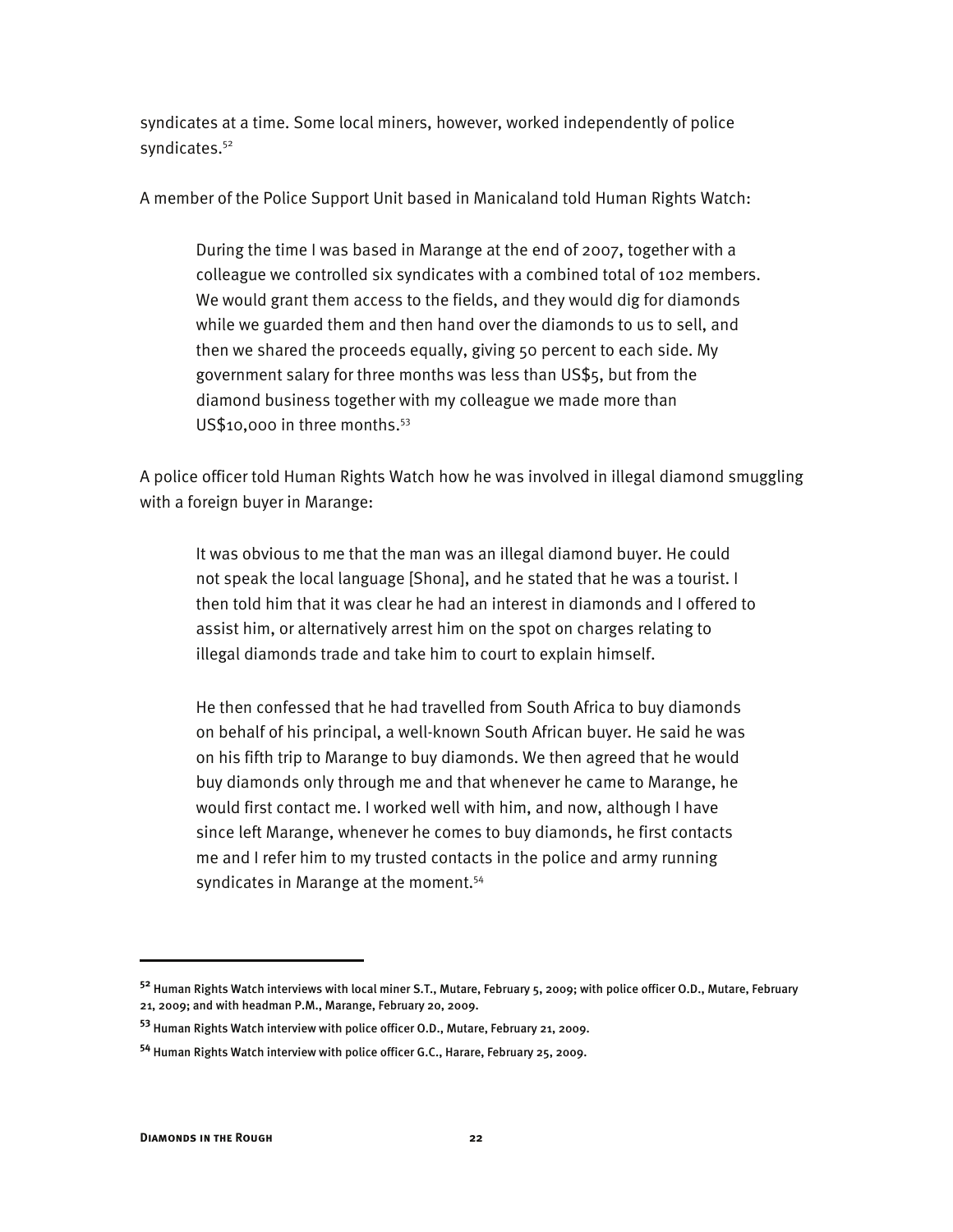syndicates at a time. Some local miners, however, worked independently of police syndicates.[52]

A member of the Police Support Unit based in Manicaland told Human Rights Watch:

> During the time I was based in Marange at the end of 2007, together with a colleague we controlled six syndicates with a combined total of 102 members. We would grant them access to the fields, and they would dig for diamonds while we guarded them and then hand over the diamonds to us to sell, and then we shared the proceeds equally, giving 50 percent to each side. My government salary for three months was less than US$5, but from the diamond business together with my colleague we made more than US$10,000 in three months.[53]

A police officer told Human Rights Watch how he was involved in illegal diamond smuggling with a foreign buyer in Marange:

> It was obvious to me that the man was an illegal diamond buyer. He could not speak the local language [Shona], and he stated that he was a tourist. I then told him that it was clear he had an interest in diamonds and I offered to assist him, or alternatively arrest him on the spot on charges relating to illegal diamonds trade and take him to court to explain himself.
>
> He then confessed that he had travelled from South Africa to buy diamonds on behalf of his principal, a well-known South African buyer. He said he was on his fifth trip to Marange to buy diamonds. We then agreed that he would buy diamonds only through me and that whenever he came to Marange, he would first contact me. I worked well with him, and now, although I have since left Marange, whenever he comes to buy diamonds, he first contacts me and I refer him to my trusted contacts in the police and army running syndicates in Marange at the moment.[54]

---

[52] Human Rights Watch interviews with local miner S.T., Mutare, February 5, 2009; with police officer O.D., Mutare, February 21, 2009; and with headman P.M., Marange, February 20, 2009.

[53] Human Rights Watch interview with police officer O.D., Mutare, February 21, 2009.

[54] Human Rights Watch interview with police officer G.C., Harare, February 25, 2009.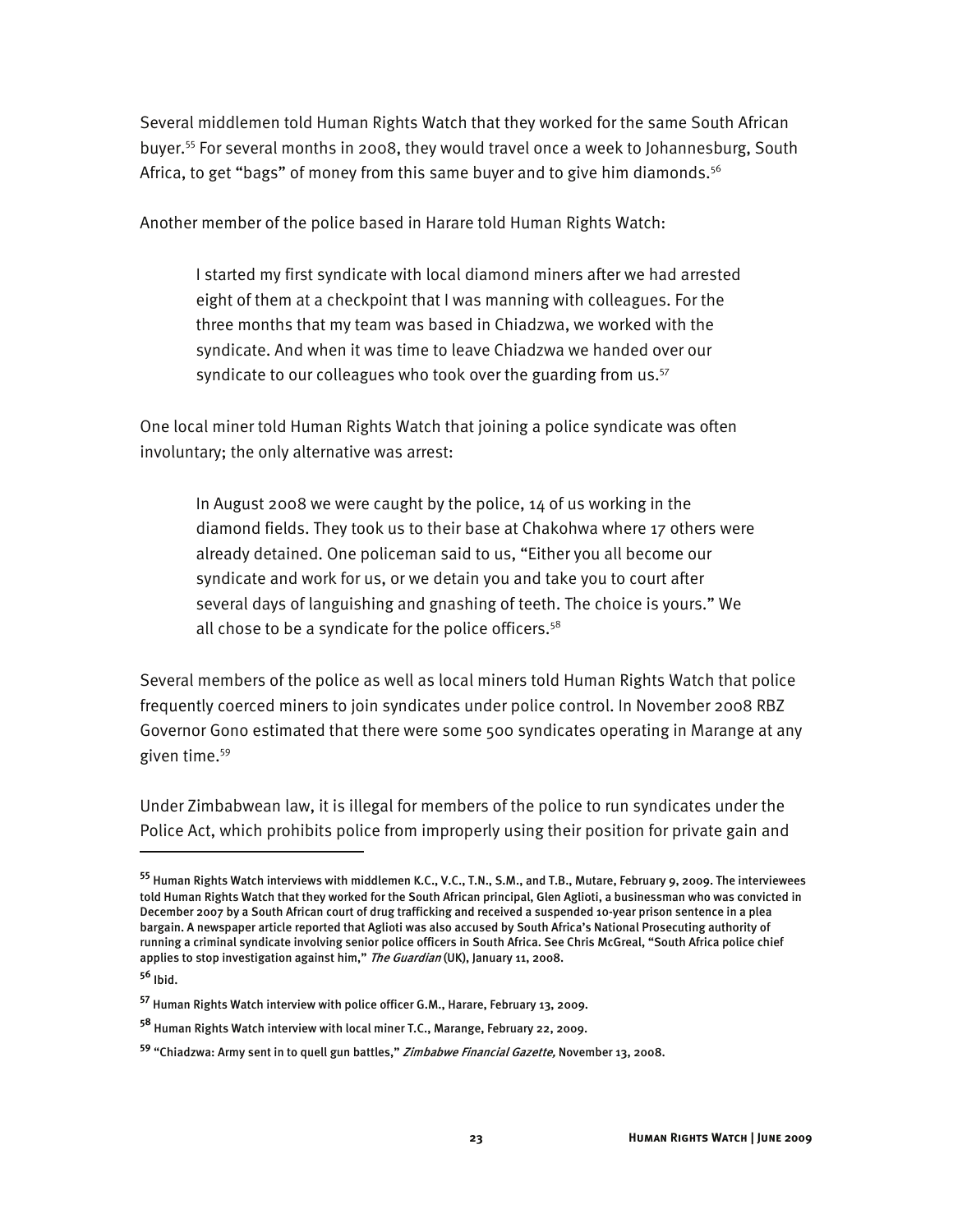Several middlemen told Human Rights Watch that they worked for the same South African buyer.[55] For several months in 2008, they would travel once a week to Johannesburg, South Africa, to get "bags" of money from this same buyer and to give him diamonds.[56]

Another member of the police based in Harare told Human Rights Watch:

> I started my first syndicate with local diamond miners after we had arrested eight of them at a checkpoint that I was manning with colleagues. For the three months that my team was based in Chiadzwa, we worked with the syndicate. And when it was time to leave Chiadzwa we handed over our syndicate to our colleagues who took over the guarding from us.[57]

One local miner told Human Rights Watch that joining a police syndicate was often involuntary; the only alternative was arrest:

> In August 2008 we were caught by the police, 14 of us working in the diamond fields. They took us to their base at Chakohwa where 17 others were already detained. One policeman said to us, "Either you all become our syndicate and work for us, or we detain you and take you to court after several days of languishing and gnashing of teeth. The choice is yours." We all chose to be a syndicate for the police officers.[58]

Several members of the police as well as local miners told Human Rights Watch that police frequently coerced miners to join syndicates under police control. In November 2008 RBZ Governor Gono estimated that there were some 500 syndicates operating in Marange at any given time.[59]

Under Zimbabwean law, it is illegal for members of the police to run syndicates under the Police Act, which prohibits police from improperly using their position for private gain and

---

[55] Human Rights Watch interviews with middlemen K.C., V.C., T.N., S.M., and T.B., Mutare, February 9, 2009. The interviewees told Human Rights Watch that they worked for the South African principal, Glen Aglioti, a businessman who was convicted in December 2007 by a South African court of drug trafficking and received a suspended 10-year prison sentence in a plea bargain. A newspaper article reported that Aglioti was also accused by South Africa's National Prosecuting authority of running a criminal syndicate involving senior police officers in South Africa. See Chris McGreal, "South Africa police chief applies to stop investigation against him," *The Guardian* (UK), January 11, 2008.

[56] Ibid.

[57] Human Rights Watch interview with police officer G.M., Harare, February 13, 2009.

[58] Human Rights Watch interview with local miner T.C., Marange, February 22, 2009.

[59] "Chiadzwa: Army sent in to quell gun battles," *Zimbabwe Financial Gazette*, November 13, 2008.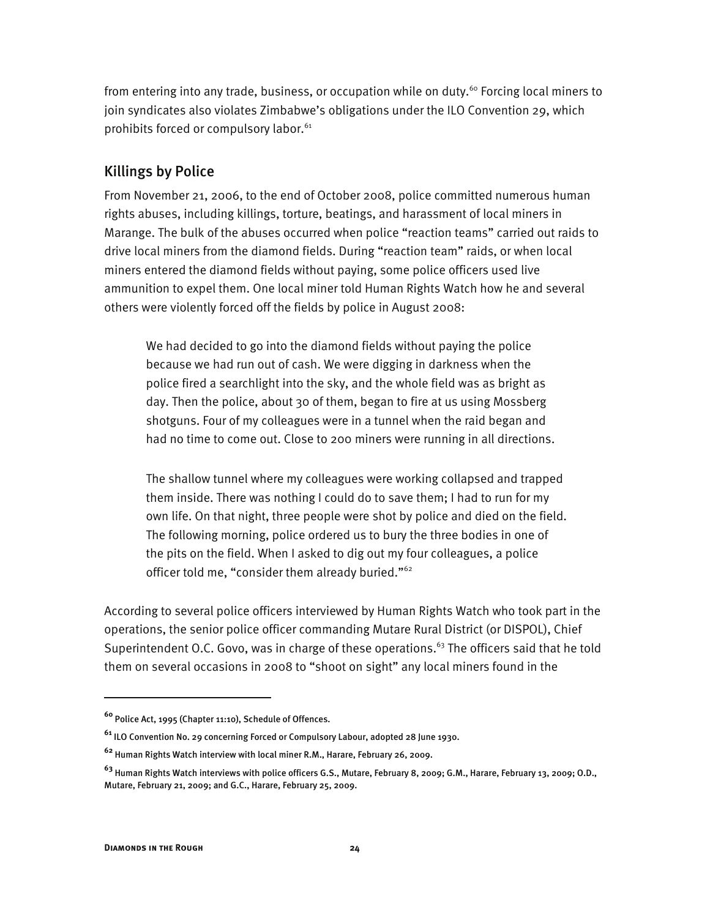from entering into any trade, business, or occupation while on duty.[60] Forcing local miners to join syndicates also violates Zimbabwe's obligations under the ILO Convention 29, which prohibits forced or compulsory labor.[61]

## Killings by Police

From November 21, 2006, to the end of October 2008, police committed numerous human rights abuses, including killings, torture, beatings, and harassment of local miners in Marange. The bulk of the abuses occurred when police "reaction teams" carried out raids to drive local miners from the diamond fields. During "reaction team" raids, or when local miners entered the diamond fields without paying, some police officers used live ammunition to expel them. One local miner told Human Rights Watch how he and several others were violently forced off the fields by police in August 2008:

> We had decided to go into the diamond fields without paying the police because we had run out of cash. We were digging in darkness when the police fired a searchlight into the sky, and the whole field was as bright as day. Then the police, about 30 of them, began to fire at us using Mossberg shotguns. Four of my colleagues were in a tunnel when the raid began and had no time to come out. Close to 200 miners were running in all directions.
>
> The shallow tunnel where my colleagues were working collapsed and trapped them inside. There was nothing I could do to save them; I had to run for my own life. On that night, three people were shot by police and died on the field. The following morning, police ordered us to bury the three bodies in one of the pits on the field. When I asked to dig out my four colleagues, a police officer told me, "consider them already buried."[62]

According to several police officers interviewed by Human Rights Watch who took part in the operations, the senior police officer commanding Mutare Rural District (or DISPOL), Chief Superintendent O.C. Govo, was in charge of these operations.[63] The officers said that he told them on several occasions in 2008 to "shoot on sight" any local miners found in the

---

[60] Police Act, 1995 (Chapter 11:10), Schedule of Offences.

[61] ILO Convention No. 29 concerning Forced or Compulsory Labour, adopted 28 June 1930.

[62] Human Rights Watch interview with local miner R.M., Harare, February 26, 2009.

[63] Human Rights Watch interviews with police officers G.S., Mutare, February 8, 2009; G.M., Harare, February 13, 2009; O.D., Mutare, February 21, 2009; and G.C., Harare, February 25, 2009.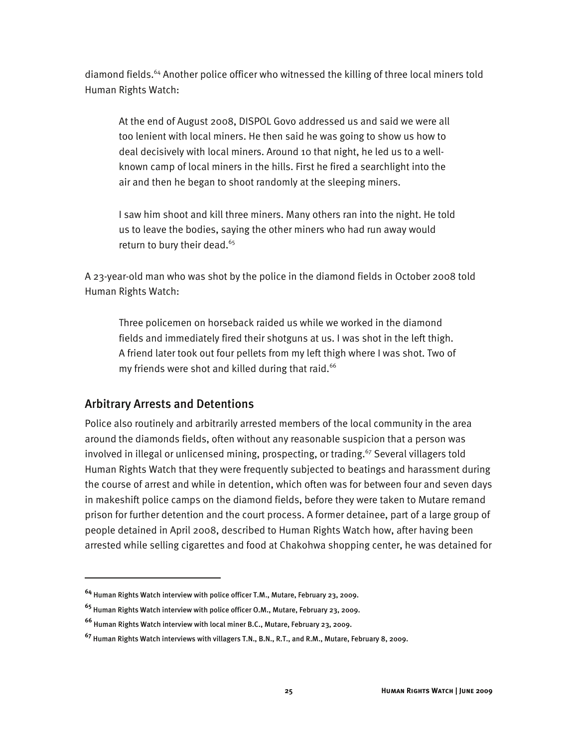diamond fields.[64] Another police officer who witnessed the killing of three local miners told Human Rights Watch:

> At the end of August 2008, DISPOL Govo addressed us and said we were all too lenient with local miners. He then said he was going to show us how to deal decisively with local miners. Around 10 that night, he led us to a well-known camp of local miners in the hills. First he fired a searchlight into the air and then he began to shoot randomly at the sleeping miners.
>
> I saw him shoot and kill three miners. Many others ran into the night. He told us to leave the bodies, saying the other miners who had run away would return to bury their dead.[65]

A 23-year-old man who was shot by the police in the diamond fields in October 2008 told Human Rights Watch:

> Three policemen on horseback raided us while we worked in the diamond fields and immediately fired their shotguns at us. I was shot in the left thigh. A friend later took out four pellets from my left thigh where I was shot. Two of my friends were shot and killed during that raid.[66]

## Arbitrary Arrests and Detentions

Police also routinely and arbitrarily arrested members of the local community in the area around the diamonds fields, often without any reasonable suspicion that a person was involved in illegal or unlicensed mining, prospecting, or trading.[67] Several villagers told Human Rights Watch that they were frequently subjected to beatings and harassment during the course of arrest and while in detention, which often was for between four and seven days in makeshift police camps on the diamond fields, before they were taken to Mutare remand prison for further detention and the court process. A former detainee, part of a large group of people detained in April 2008, described to Human Rights Watch how, after having been arrested while selling cigarettes and food at Chakohwa shopping center, he was detained for

---

[64] Human Rights Watch interview with police officer T.M., Mutare, February 23, 2009.

[65] Human Rights Watch interview with police officer O.M., Mutare, February 23, 2009.

[66] Human Rights Watch interview with local miner B.C., Mutare, February 23, 2009.

[67] Human Rights Watch interviews with villagers T.N., B.N., R.T., and R.M., Mutare, February 8, 2009.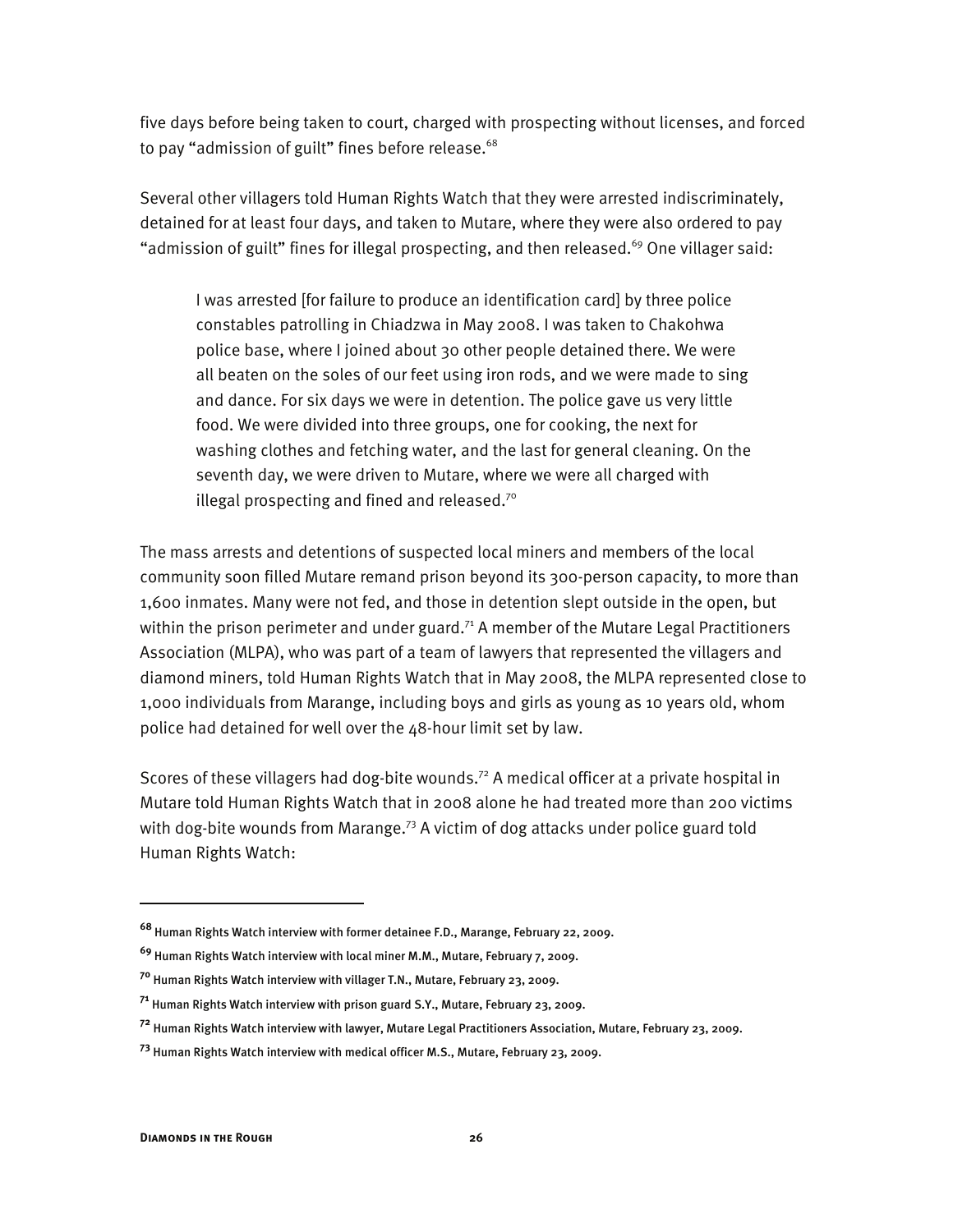five days before being taken to court, charged with prospecting without licenses, and forced to pay "admission of guilt" fines before release.[68]

Several other villagers told Human Rights Watch that they were arrested indiscriminately, detained for at least four days, and taken to Mutare, where they were also ordered to pay "admission of guilt" fines for illegal prospecting, and then released.[69] One villager said:

> I was arrested [for failure to produce an identification card] by three police constables patrolling in Chiadzwa in May 2008. I was taken to Chakohwa police base, where I joined about 30 other people detained there. We were all beaten on the soles of our feet using iron rods, and we were made to sing and dance. For six days we were in detention. The police gave us very little food. We were divided into three groups, one for cooking, the next for washing clothes and fetching water, and the last for general cleaning. On the seventh day, we were driven to Mutare, where we were all charged with illegal prospecting and fined and released.[70]

The mass arrests and detentions of suspected local miners and members of the local community soon filled Mutare remand prison beyond its 300-person capacity, to more than 1,600 inmates. Many were not fed, and those in detention slept outside in the open, but within the prison perimeter and under guard.[71] A member of the Mutare Legal Practitioners Association (MLPA), who was part of a team of lawyers that represented the villagers and diamond miners, told Human Rights Watch that in May 2008, the MLPA represented close to 1,000 individuals from Marange, including boys and girls as young as 10 years old, whom police had detained for well over the 48-hour limit set by law.

Scores of these villagers had dog-bite wounds.[72] A medical officer at a private hospital in Mutare told Human Rights Watch that in 2008 alone he had treated more than 200 victims with dog-bite wounds from Marange.[73] A victim of dog attacks under police guard told Human Rights Watch:

---

[68] Human Rights Watch interview with former detainee F.D., Marange, February 22, 2009.

[69] Human Rights Watch interview with local miner M.M., Mutare, February 7, 2009.

[70] Human Rights Watch interview with villager T.N., Mutare, February 23, 2009.

[71] Human Rights Watch interview with prison guard S.Y., Mutare, February 23, 2009.

[72] Human Rights Watch interview with lawyer, Mutare Legal Practitioners Association, Mutare, February 23, 2009.

[73] Human Rights Watch interview with medical officer M.S., Mutare, February 23, 2009.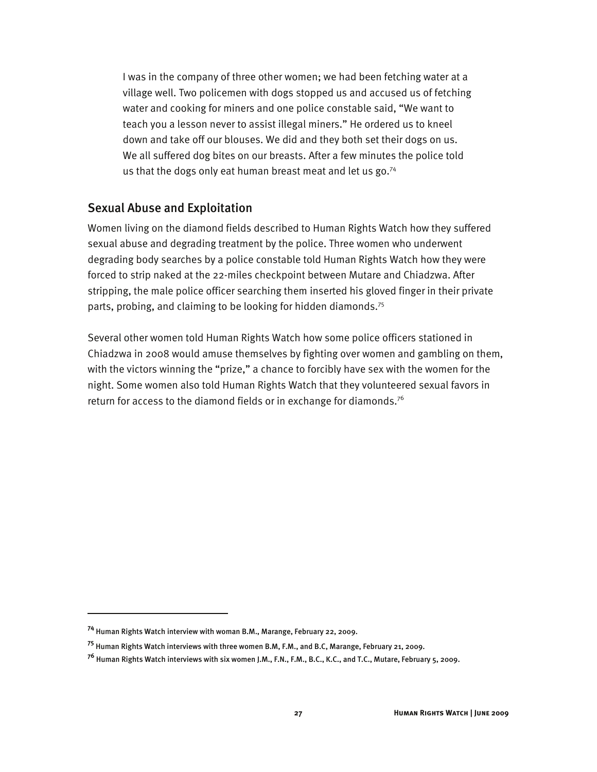> I was in the company of three other women; we had been fetching water at a village well. Two policemen with dogs stopped us and accused us of fetching water and cooking for miners and one police constable said, "We want to teach you a lesson never to assist illegal miners." He ordered us to kneel down and take off our blouses. We did and they both set their dogs on us. We all suffered dog bites on our breasts. After a few minutes the police told us that the dogs only eat human breast meat and let us go.[74]

## Sexual Abuse and Exploitation

Women living on the diamond fields described to Human Rights Watch how they suffered sexual abuse and degrading treatment by the police. Three women who underwent degrading body searches by a police constable told Human Rights Watch how they were forced to strip naked at the 22-miles checkpoint between Mutare and Chiadzwa. After stripping, the male police officer searching them inserted his gloved finger in their private parts, probing, and claiming to be looking for hidden diamonds.[75]

Several other women told Human Rights Watch how some police officers stationed in Chiadzwa in 2008 would amuse themselves by fighting over women and gambling on them, with the victors winning the "prize," a chance to forcibly have sex with the women for the night. Some women also told Human Rights Watch that they volunteered sexual favors in return for access to the diamond fields or in exchange for diamonds.[76]

---

[74] Human Rights Watch interview with woman B.M., Marange, February 22, 2009.

[75] Human Rights Watch interviews with three women B.M, F.M., and B.C, Marange, February 21, 2009.

[76] Human Rights Watch interviews with six women J.M., F.N., F.M., B.C., K.C., and T.C., Mutare, February 5, 2009.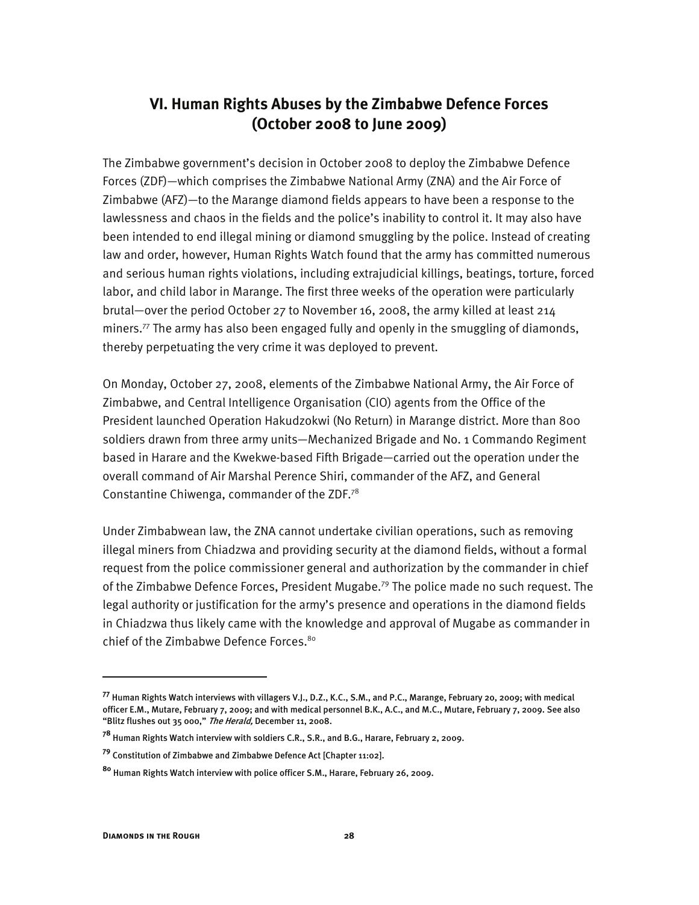## VI. Human Rights Abuses by the Zimbabwe Defence Forces (October 2008 to June 2009)

The Zimbabwe government's decision in October 2008 to deploy the Zimbabwe Defence Forces (ZDF)—which comprises the Zimbabwe National Army (ZNA) and the Air Force of Zimbabwe (AFZ)—to the Marange diamond fields appears to have been a response to the lawlessness and chaos in the fields and the police's inability to control it. It may also have been intended to end illegal mining or diamond smuggling by the police. Instead of creating law and order, however, Human Rights Watch found that the army has committed numerous and serious human rights violations, including extrajudicial killings, beatings, torture, forced labor, and child labor in Marange. The first three weeks of the operation were particularly brutal—over the period October 27 to November 16, 2008, the army killed at least 214 miners.[77] The army has also been engaged fully and openly in the smuggling of diamonds, thereby perpetuating the very crime it was deployed to prevent.

On Monday, October 27, 2008, elements of the Zimbabwe National Army, the Air Force of Zimbabwe, and Central Intelligence Organisation (CIO) agents from the Office of the President launched Operation Hakudzokwi (No Return) in Marange district. More than 800 soldiers drawn from three army units—Mechanized Brigade and No. 1 Commando Regiment based in Harare and the Kwekwe-based Fifth Brigade—carried out the operation under the overall command of Air Marshal Perence Shiri, commander of the AFZ, and General Constantine Chiwenga, commander of the ZDF.[78]

Under Zimbabwean law, the ZNA cannot undertake civilian operations, such as removing illegal miners from Chiadzwa and providing security at the diamond fields, without a formal request from the police commissioner general and authorization by the commander in chief of the Zimbabwe Defence Forces, President Mugabe.[79] The police made no such request. The legal authority or justification for the army's presence and operations in the diamond fields in Chiadzwa thus likely came with the knowledge and approval of Mugabe as commander in chief of the Zimbabwe Defence Forces.[80]

---

[77] Human Rights Watch interviews with villagers V.J., D.Z., K.C., S.M., and P.C., Marange, February 20, 2009; with medical officer E.M., Mutare, February 7, 2009; and with medical personnel B.K., A.C., and M.C., Mutare, February 7, 2009. See also "Blitz flushes out 35 000," *The Herald,* December 11, 2008.

[78] Human Rights Watch interview with soldiers C.R., S.R., and B.G., Harare, February 2, 2009.

[79] Constitution of Zimbabwe and Zimbabwe Defence Act [Chapter 11:02].

[80] Human Rights Watch interview with police officer S.M., Harare, February 26, 2009.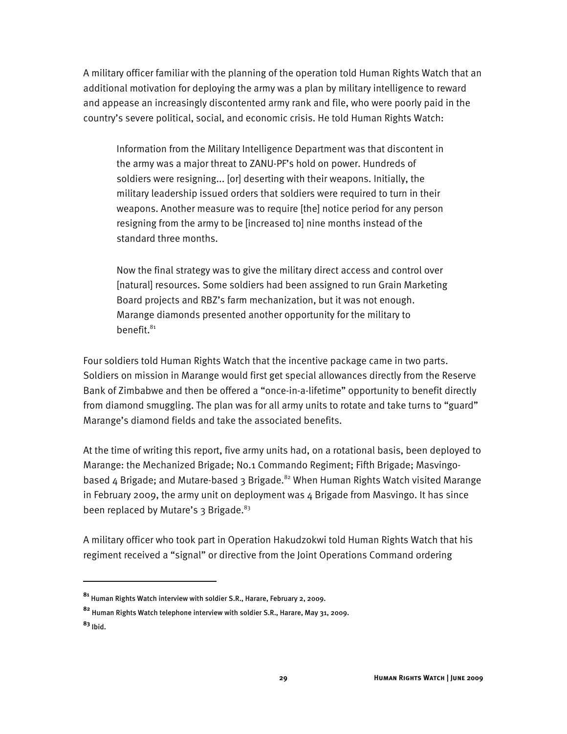A military officer familiar with the planning of the operation told Human Rights Watch that an additional motivation for deploying the army was a plan by military intelligence to reward and appease an increasingly discontented army rank and file, who were poorly paid in the country's severe political, social, and economic crisis. He told Human Rights Watch:

> Information from the Military Intelligence Department was that discontent in the army was a major threat to ZANU-PF's hold on power. Hundreds of soldiers were resigning... [or] deserting with their weapons. Initially, the military leadership issued orders that soldiers were required to turn in their weapons. Another measure was to require [the] notice period for any person resigning from the army to be [increased to] nine months instead of the standard three months.
>
> Now the final strategy was to give the military direct access and control over [natural] resources. Some soldiers had been assigned to run Grain Marketing Board projects and RBZ's farm mechanization, but it was not enough. Marange diamonds presented another opportunity for the military to benefit.[81]

Four soldiers told Human Rights Watch that the incentive package came in two parts. Soldiers on mission in Marange would first get special allowances directly from the Reserve Bank of Zimbabwe and then be offered a "once-in-a-lifetime" opportunity to benefit directly from diamond smuggling. The plan was for all army units to rotate and take turns to "guard" Marange's diamond fields and take the associated benefits.

At the time of writing this report, five army units had, on a rotational basis, been deployed to Marange: the Mechanized Brigade; No.1 Commando Regiment; Fifth Brigade; Masvingo-based 4 Brigade; and Mutare-based 3 Brigade.[82] When Human Rights Watch visited Marange in February 2009, the army unit on deployment was 4 Brigade from Masvingo. It has since been replaced by Mutare's 3 Brigade.[83]

A military officer who took part in Operation Hakudzokwi told Human Rights Watch that his regiment received a "signal" or directive from the Joint Operations Command ordering

---

[81] Human Rights Watch interview with soldier S.R., Harare, February 2, 2009.

[82] Human Rights Watch telephone interview with soldier S.R., Harare, May 31, 2009.

[83] Ibid.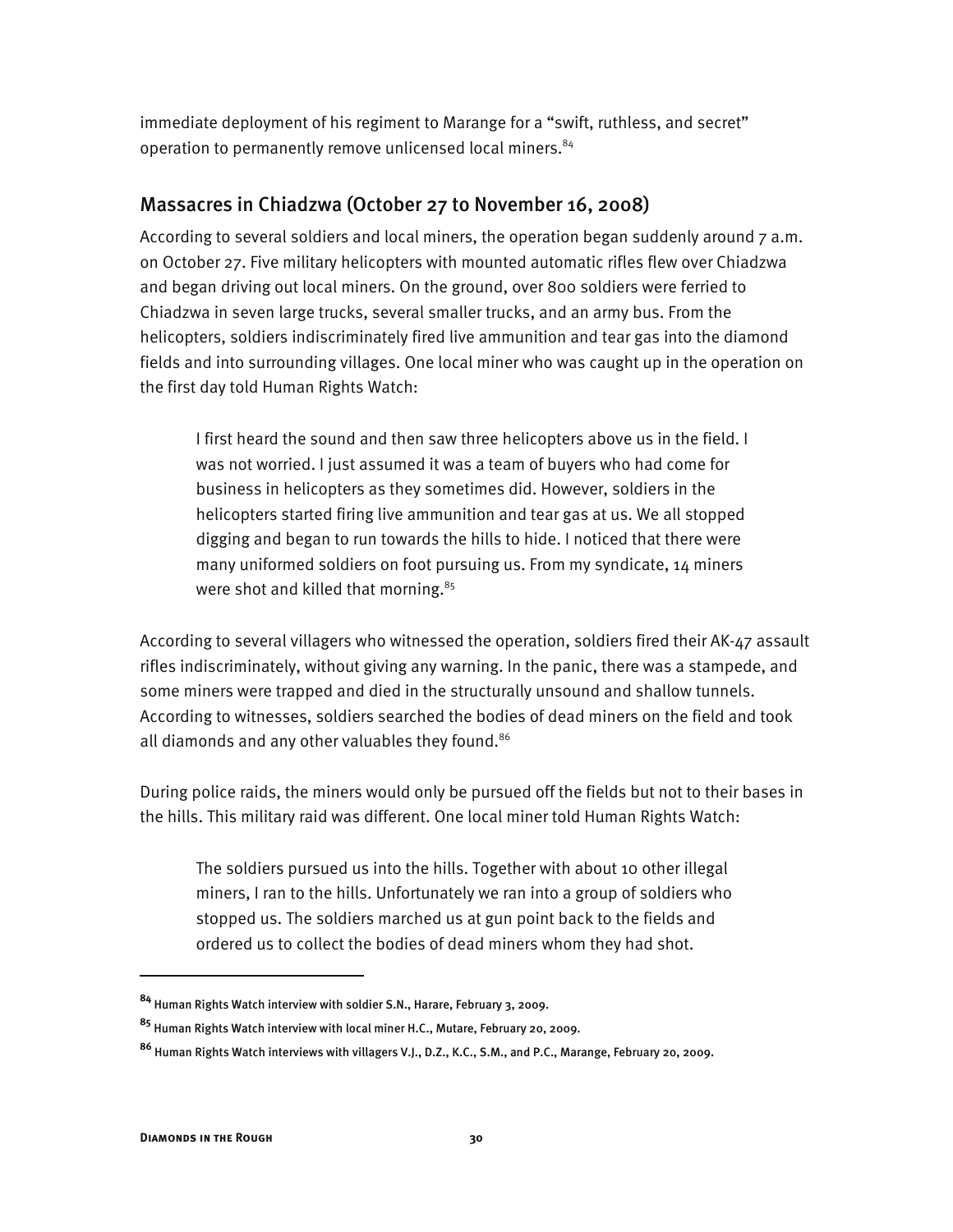immediate deployment of his regiment to Marange for a "swift, ruthless, and secret" operation to permanently remove unlicensed local miners.[84]

## Massacres in Chiadzwa (October 27 to November 16, 2008)

According to several soldiers and local miners, the operation began suddenly around 7 a.m. on October 27. Five military helicopters with mounted automatic rifles flew over Chiadzwa and began driving out local miners. On the ground, over 800 soldiers were ferried to Chiadzwa in seven large trucks, several smaller trucks, and an army bus. From the helicopters, soldiers indiscriminately fired live ammunition and tear gas into the diamond fields and into surrounding villages. One local miner who was caught up in the operation on the first day told Human Rights Watch:

> I first heard the sound and then saw three helicopters above us in the field. I was not worried. I just assumed it was a team of buyers who had come for business in helicopters as they sometimes did. However, soldiers in the helicopters started firing live ammunition and tear gas at us. We all stopped digging and began to run towards the hills to hide. I noticed that there were many uniformed soldiers on foot pursuing us. From my syndicate, 14 miners were shot and killed that morning.[85]

According to several villagers who witnessed the operation, soldiers fired their AK-47 assault rifles indiscriminately, without giving any warning. In the panic, there was a stampede, and some miners were trapped and died in the structurally unsound and shallow tunnels. According to witnesses, soldiers searched the bodies of dead miners on the field and took all diamonds and any other valuables they found.[86]

During police raids, the miners would only be pursued off the fields but not to their bases in the hills. This military raid was different. One local miner told Human Rights Watch:

> The soldiers pursued us into the hills. Together with about 10 other illegal miners, I ran to the hills. Unfortunately we ran into a group of soldiers who stopped us. The soldiers marched us at gun point back to the fields and ordered us to collect the bodies of dead miners whom they had shot.

---

[84] Human Rights Watch interview with soldier S.N., Harare, February 3, 2009.

[85] Human Rights Watch interview with local miner H.C., Mutare, February 20, 2009.

[86] Human Rights Watch interviews with villagers V.J., D.Z., K.C., S.M., and P.C., Marange, February 20, 2009.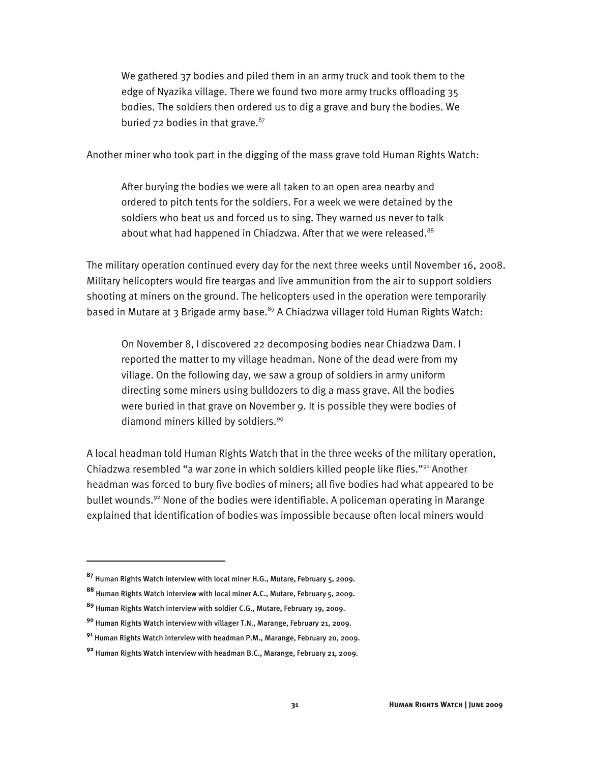> We gathered 37 bodies and piled them in an army truck and took them to the edge of Nyazika village. There we found two more army trucks offloading 35 bodies. The soldiers then ordered us to dig a grave and bury the bodies. We buried 72 bodies in that grave.[87]

Another miner who took part in the digging of the mass grave told Human Rights Watch:

> After burying the bodies we were all taken to an open area nearby and ordered to pitch tents for the soldiers. For a week we were detained by the soldiers who beat us and forced us to sing. They warned us never to talk about what had happened in Chiadzwa. After that we were released.[88]

The military operation continued every day for the next three weeks until November 16, 2008. Military helicopters would fire teargas and live ammunition from the air to support soldiers shooting at miners on the ground. The helicopters used in the operation were temporarily based in Mutare at 3 Brigade army base.[89] A Chiadzwa villager told Human Rights Watch:

> On November 8, I discovered 22 decomposing bodies near Chiadzwa Dam. I reported the matter to my village headman. None of the dead were from my village. On the following day, we saw a group of soldiers in army uniform directing some miners using bulldozers to dig a mass grave. All the bodies were buried in that grave on November 9. It is possible they were bodies of diamond miners killed by soldiers.[90]

A local headman told Human Rights Watch that in the three weeks of the military operation, Chiadzwa resembled "a war zone in which soldiers killed people like flies."[91] Another headman was forced to bury five bodies of miners; all five bodies had what appeared to be bullet wounds.[92] None of the bodies were identifiable. A policeman operating in Marange explained that identification of bodies was impossible because often local miners would

---

[87] Human Rights Watch interview with local miner H.G., Mutare, February 5, 2009.

[88] Human Rights Watch interview with local miner A.C., Mutare, February 5, 2009.

[89] Human Rights Watch interview with soldier C.G., Mutare, February 19, 2009.

[90] Human Rights Watch interview with villager T.N., Marange, February 21, 2009.

[91] Human Rights Watch interview with headman P.M., Marange, February 20, 2009.

[92] Human Rights Watch interview with headman B.C., Marange, February 21, 2009.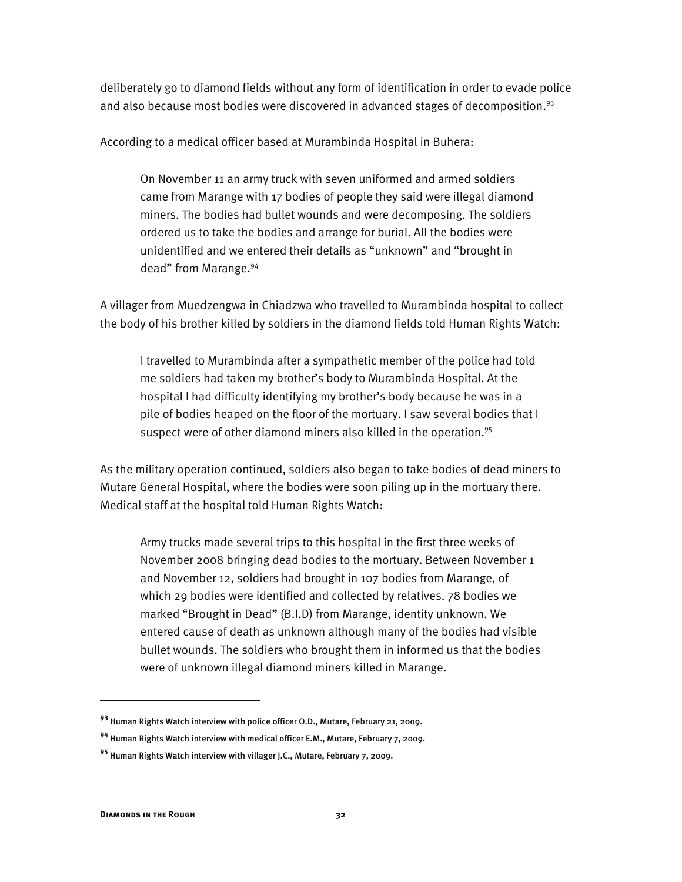deliberately go to diamond fields without any form of identification in order to evade police and also because most bodies were discovered in advanced stages of decomposition.[93]

According to a medical officer based at Murambinda Hospital in Buhera:

> On November 11 an army truck with seven uniformed and armed soldiers came from Marange with 17 bodies of people they said were illegal diamond miners. The bodies had bullet wounds and were decomposing. The soldiers ordered us to take the bodies and arrange for burial. All the bodies were unidentified and we entered their details as "unknown" and "brought in dead" from Marange.[94]

A villager from Muedzengwa in Chiadzwa who travelled to Murambinda hospital to collect the body of his brother killed by soldiers in the diamond fields told Human Rights Watch:

> I travelled to Murambinda after a sympathetic member of the police had told me soldiers had taken my brother's body to Murambinda Hospital. At the hospital I had difficulty identifying my brother's body because he was in a pile of bodies heaped on the floor of the mortuary. I saw several bodies that I suspect were of other diamond miners also killed in the operation.[95]

As the military operation continued, soldiers also began to take bodies of dead miners to Mutare General Hospital, where the bodies were soon piling up in the mortuary there. Medical staff at the hospital told Human Rights Watch:

> Army trucks made several trips to this hospital in the first three weeks of November 2008 bringing dead bodies to the mortuary. Between November 1 and November 12, soldiers had brought in 107 bodies from Marange, of which 29 bodies were identified and collected by relatives. 78 bodies we marked "Brought in Dead" (B.I.D) from Marange, identity unknown. We entered cause of death as unknown although many of the bodies had visible bullet wounds. The soldiers who brought them in informed us that the bodies were of unknown illegal diamond miners killed in Marange.

---

[93] Human Rights Watch interview with police officer O.D., Mutare, February 21, 2009.

[94] Human Rights Watch interview with medical officer E.M., Mutare, February 7, 2009.

[95] Human Rights Watch interview with villager J.C., Mutare, February 7, 2009.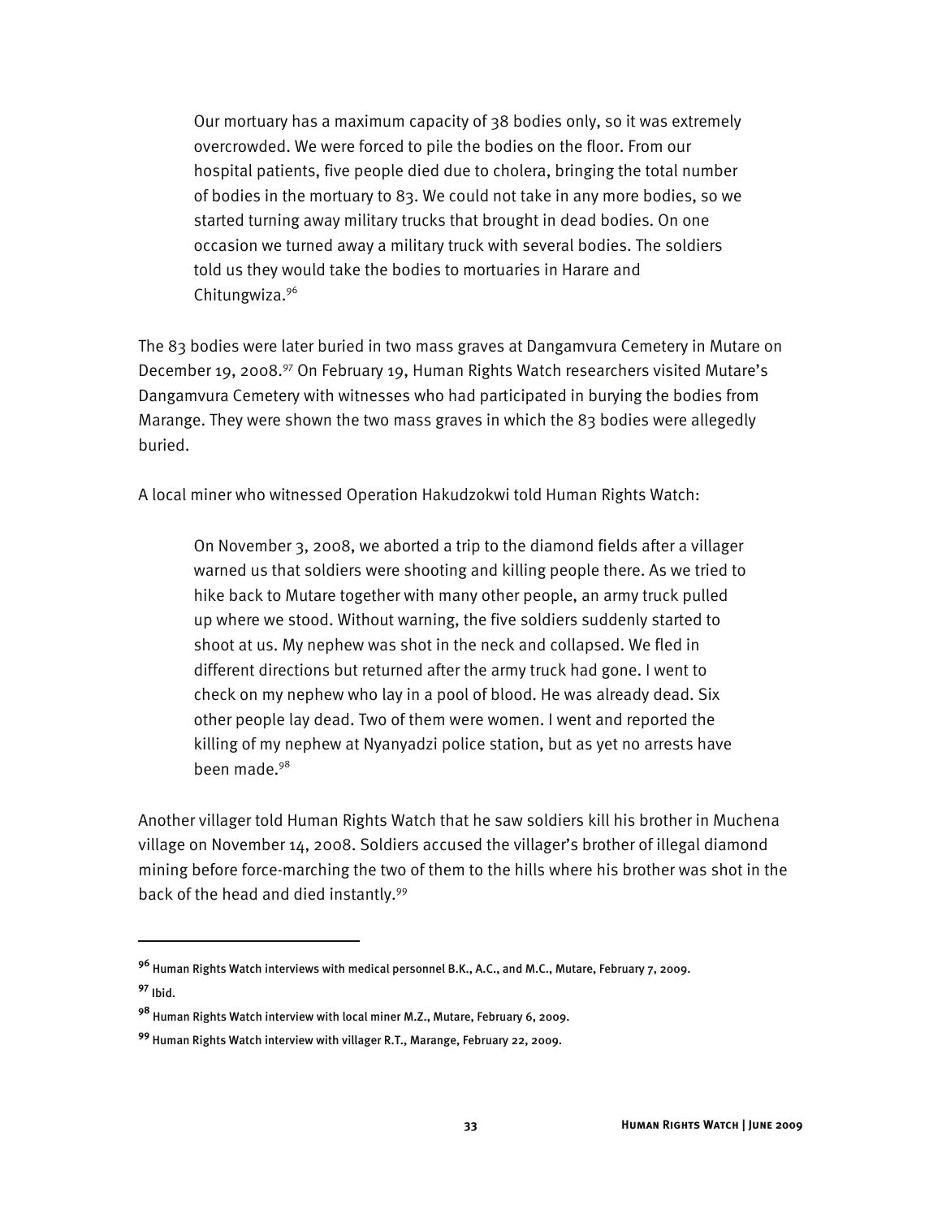> Our mortuary has a maximum capacity of 38 bodies only, so it was extremely overcrowded. We were forced to pile the bodies on the floor. From our hospital patients, five people died due to cholera, bringing the total number of bodies in the mortuary to 83. We could not take in any more bodies, so we started turning away military trucks that brought in dead bodies. On one occasion we turned away a military truck with several bodies. The soldiers told us they would take the bodies to mortuaries in Harare and Chitungwiza.[96]

The 83 bodies were later buried in two mass graves at Dangamvura Cemetery in Mutare on December 19, 2008.[97] On February 19, Human Rights Watch researchers visited Mutare's Dangamvura Cemetery with witnesses who had participated in burying the bodies from Marange. They were shown the two mass graves in which the 83 bodies were allegedly buried.

A local miner who witnessed Operation Hakudzokwi told Human Rights Watch:

> On November 3, 2008, we aborted a trip to the diamond fields after a villager warned us that soldiers were shooting and killing people there. As we tried to hike back to Mutare together with many other people, an army truck pulled up where we stood. Without warning, the five soldiers suddenly started to shoot at us. My nephew was shot in the neck and collapsed. We fled in different directions but returned after the army truck had gone. I went to check on my nephew who lay in a pool of blood. He was already dead. Six other people lay dead. Two of them were women. I went and reported the killing of my nephew at Nyanyadzi police station, but as yet no arrests have been made.[98]

Another villager told Human Rights Watch that he saw soldiers kill his brother in Muchena village on November 14, 2008. Soldiers accused the villager's brother of illegal diamond mining before force-marching the two of them to the hills where his brother was shot in the back of the head and died instantly.[99]

---

[96] Human Rights Watch interviews with medical personnel B.K., A.C., and M.C., Mutare, February 7, 2009.

[97] Ibid.

[98] Human Rights Watch interview with local miner M.Z., Mutare, February 6, 2009.

[99] Human Rights Watch interview with villager R.T., Marange, February 22, 2009.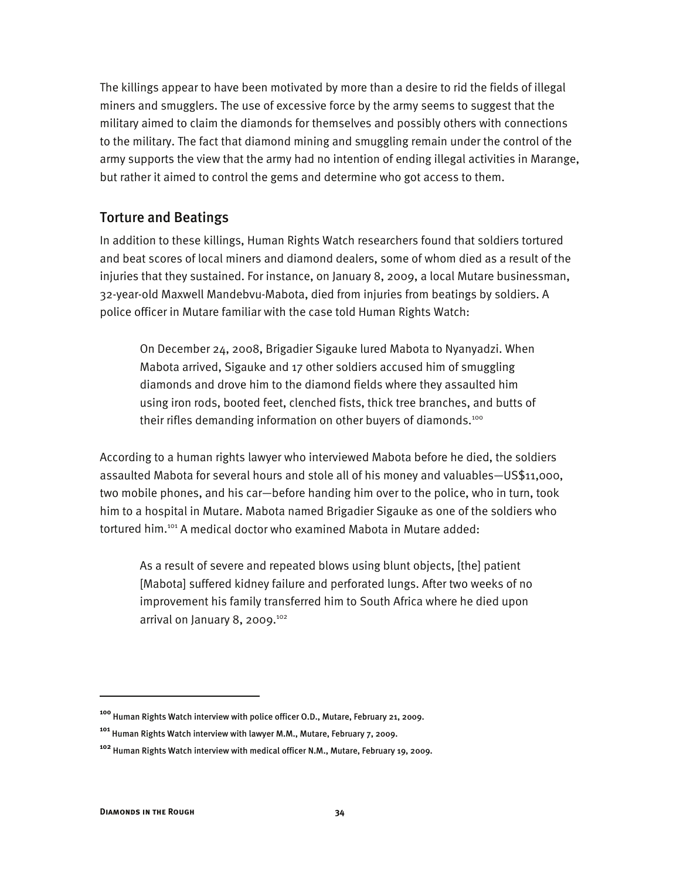The killings appear to have been motivated by more than a desire to rid the fields of illegal miners and smugglers. The use of excessive force by the army seems to suggest that the military aimed to claim the diamonds for themselves and possibly others with connections to the military. The fact that diamond mining and smuggling remain under the control of the army supports the view that the army had no intention of ending illegal activities in Marange, but rather it aimed to control the gems and determine who got access to them.

## Torture and Beatings

In addition to these killings, Human Rights Watch researchers found that soldiers tortured and beat scores of local miners and diamond dealers, some of whom died as a result of the injuries that they sustained. For instance, on January 8, 2009, a local Mutare businessman, 32-year-old Maxwell Mandebvu-Mabota, died from injuries from beatings by soldiers. A police officer in Mutare familiar with the case told Human Rights Watch:

> On December 24, 2008, Brigadier Sigauke lured Mabota to Nyanyadzi. When Mabota arrived, Sigauke and 17 other soldiers accused him of smuggling diamonds and drove him to the diamond fields where they assaulted him using iron rods, booted feet, clenched fists, thick tree branches, and butts of their rifles demanding information on other buyers of diamonds.[100]

According to a human rights lawyer who interviewed Mabota before he died, the soldiers assaulted Mabota for several hours and stole all of his money and valuables—US$11,000, two mobile phones, and his car—before handing him over to the police, who in turn, took him to a hospital in Mutare. Mabota named Brigadier Sigauke as one of the soldiers who tortured him.[101] A medical doctor who examined Mabota in Mutare added:

> As a result of severe and repeated blows using blunt objects, [the] patient [Mabota] suffered kidney failure and perforated lungs. After two weeks of no improvement his family transferred him to South Africa where he died upon arrival on January 8, 2009.[102]

---

[100] Human Rights Watch interview with police officer O.D., Mutare, February 21, 2009.

[101] Human Rights Watch interview with lawyer M.M., Mutare, February 7, 2009.

[102] Human Rights Watch interview with medical officer N.M., Mutare, February 19, 2009.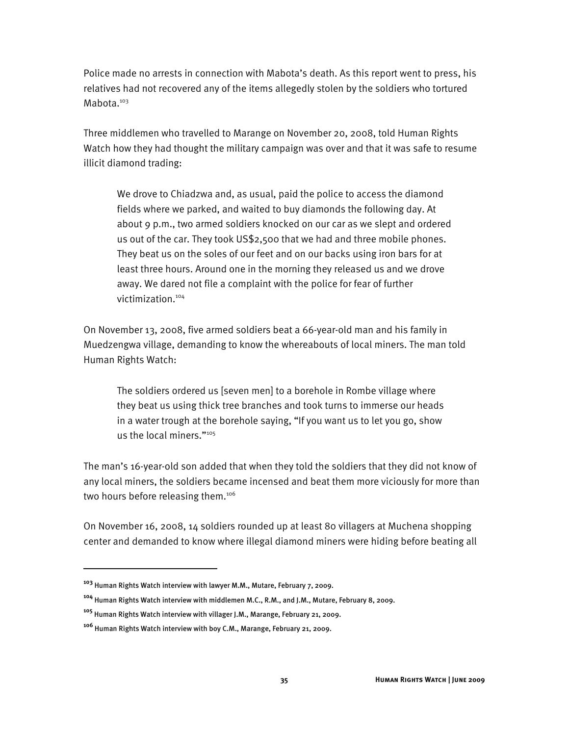Police made no arrests in connection with Mabota's death. As this report went to press, his relatives had not recovered any of the items allegedly stolen by the soldiers who tortured Mabota.[103]

Three middlemen who travelled to Marange on November 20, 2008, told Human Rights Watch how they had thought the military campaign was over and that it was safe to resume illicit diamond trading:

> We drove to Chiadzwa and, as usual, paid the police to access the diamond fields where we parked, and waited to buy diamonds the following day. At about 9 p.m., two armed soldiers knocked on our car as we slept and ordered us out of the car. They took US$2,500 that we had and three mobile phones. They beat us on the soles of our feet and on our backs using iron bars for at least three hours. Around one in the morning they released us and we drove away. We dared not file a complaint with the police for fear of further victimization.[104]

On November 13, 2008, five armed soldiers beat a 66-year-old man and his family in Muedzengwa village, demanding to know the whereabouts of local miners. The man told Human Rights Watch:

> The soldiers ordered us [seven men] to a borehole in Rombe village where they beat us using thick tree branches and took turns to immerse our heads in a water trough at the borehole saying, "If you want us to let you go, show us the local miners."[105]

The man's 16-year-old son added that when they told the soldiers that they did not know of any local miners, the soldiers became incensed and beat them more viciously for more than two hours before releasing them.[106]

On November 16, 2008, 14 soldiers rounded up at least 80 villagers at Muchena shopping center and demanded to know where illegal diamond miners were hiding before beating all

---

[103] Human Rights Watch interview with lawyer M.M., Mutare, February 7, 2009.

[104] Human Rights Watch interview with middlemen M.C., R.M., and J.M., Mutare, February 8, 2009.

[105] Human Rights Watch interview with villager J.M., Marange, February 21, 2009.

[106] Human Rights Watch interview with boy C.M., Marange, February 21, 2009.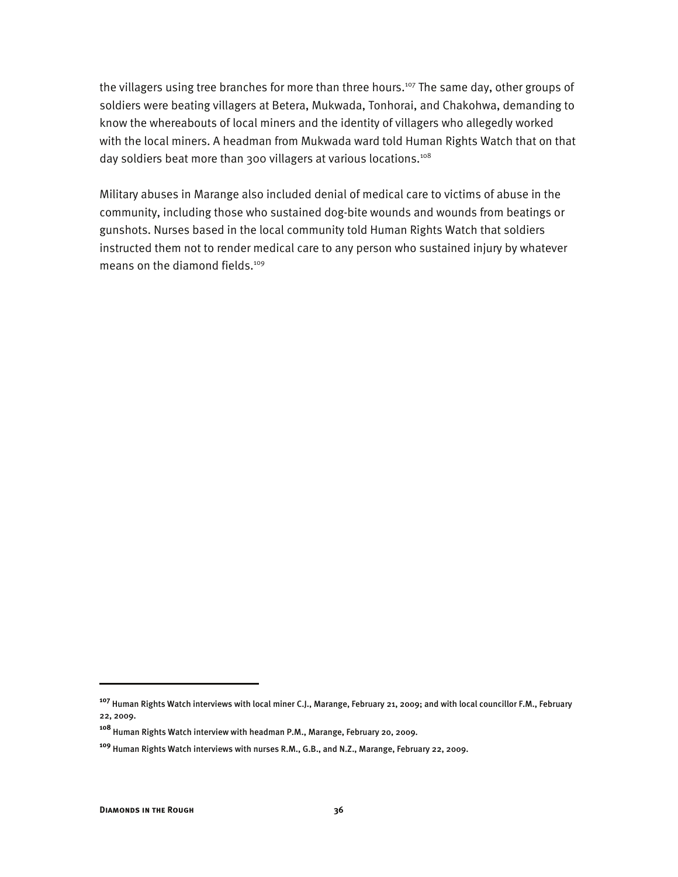the villagers using tree branches for more than three hours.[107] The same day, other groups of soldiers were beating villagers at Betera, Mukwada, Tonhorai, and Chakohwa, demanding to know the whereabouts of local miners and the identity of villagers who allegedly worked with the local miners. A headman from Mukwada ward told Human Rights Watch that on that day soldiers beat more than 300 villagers at various locations.[108]

Military abuses in Marange also included denial of medical care to victims of abuse in the community, including those who sustained dog-bite wounds and wounds from beatings or gunshots. Nurses based in the local community told Human Rights Watch that soldiers instructed them not to render medical care to any person who sustained injury by whatever means on the diamond fields.[109]

---

[107] Human Rights Watch interviews with local miner C.J., Marange, February 21, 2009; and with local councillor F.M., February 22, 2009.

[108] Human Rights Watch interview with headman P.M., Marange, February 20, 2009.

[109] Human Rights Watch interviews with nurses R.M., G.B., and N.Z., Marange, February 22, 2009.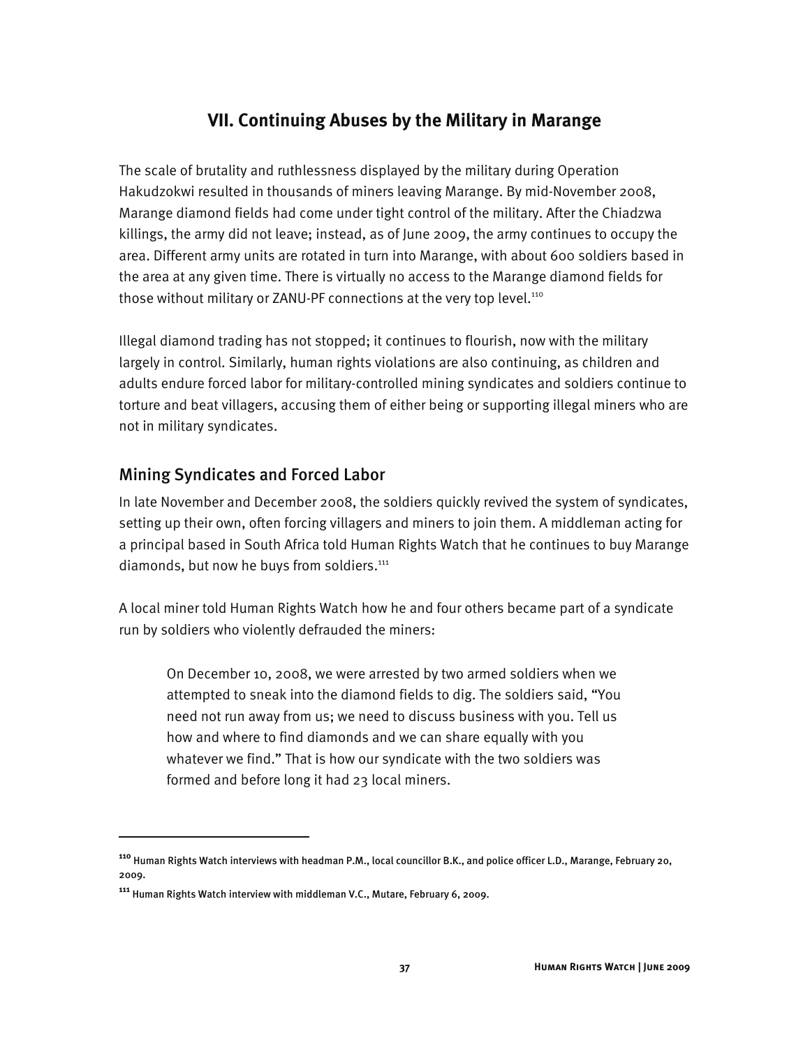## VII. Continuing Abuses by the Military in Marange

The scale of brutality and ruthlessness displayed by the military during Operation Hakudzokwi resulted in thousands of miners leaving Marange. By mid-November 2008, Marange diamond fields had come under tight control of the military. After the Chiadzwa killings, the army did not leave; instead, as of June 2009, the army continues to occupy the area. Different army units are rotated in turn into Marange, with about 600 soldiers based in the area at any given time. There is virtually no access to the Marange diamond fields for those without military or ZANU-PF connections at the very top level.[110]

Illegal diamond trading has not stopped; it continues to flourish, now with the military largely in control. Similarly, human rights violations are also continuing, as children and adults endure forced labor for military-controlled mining syndicates and soldiers continue to torture and beat villagers, accusing them of either being or supporting illegal miners who are not in military syndicates.

### Mining Syndicates and Forced Labor

In late November and December 2008, the soldiers quickly revived the system of syndicates, setting up their own, often forcing villagers and miners to join them. A middleman acting for a principal based in South Africa told Human Rights Watch that he continues to buy Marange diamonds, but now he buys from soldiers.[111]

A local miner told Human Rights Watch how he and four others became part of a syndicate run by soldiers who violently defrauded the miners:

> On December 10, 2008, we were arrested by two armed soldiers when we attempted to sneak into the diamond fields to dig. The soldiers said, "You need not run away from us; we need to discuss business with you. Tell us how and where to find diamonds and we can share equally with you whatever we find." That is how our syndicate with the two soldiers was formed and before long it had 23 local miners.

---

[110] Human Rights Watch interviews with headman P.M., local councillor B.K., and police officer L.D., Marange, February 20, 2009.

[111] Human Rights Watch interview with middleman V.C., Mutare, February 6, 2009.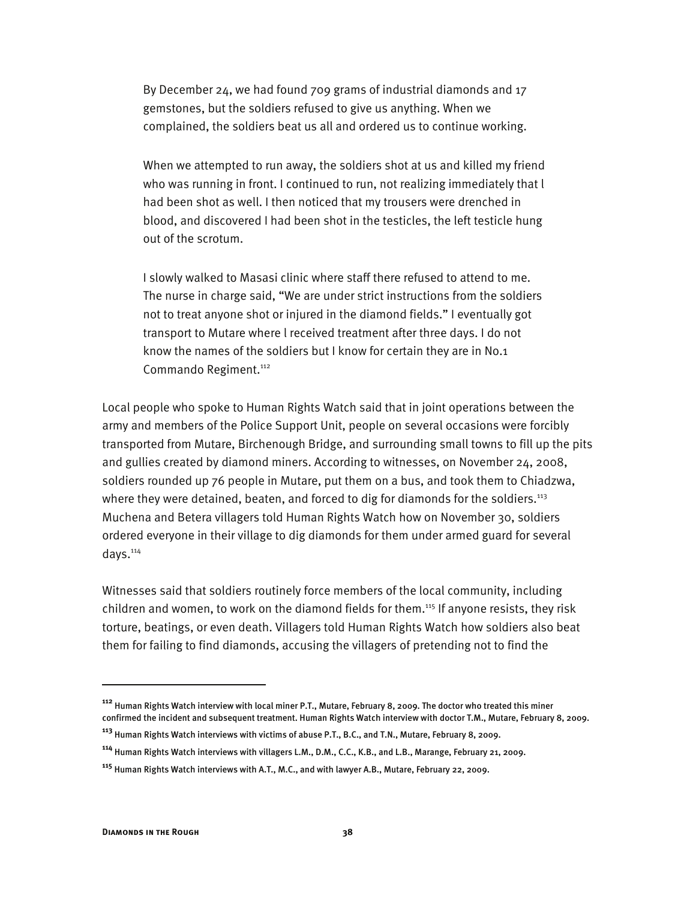> By December 24, we had found 709 grams of industrial diamonds and 17 gemstones, but the soldiers refused to give us anything. When we complained, the soldiers beat us all and ordered us to continue working.
>
> When we attempted to run away, the soldiers shot at us and killed my friend who was running in front. I continued to run, not realizing immediately that l had been shot as well. I then noticed that my trousers were drenched in blood, and discovered I had been shot in the testicles, the left testicle hung out of the scrotum.
>
> I slowly walked to Masasi clinic where staff there refused to attend to me. The nurse in charge said, "We are under strict instructions from the soldiers not to treat anyone shot or injured in the diamond fields." I eventually got transport to Mutare where l received treatment after three days. I do not know the names of the soldiers but I know for certain they are in No.1 Commando Regiment.[112]

Local people who spoke to Human Rights Watch said that in joint operations between the army and members of the Police Support Unit, people on several occasions were forcibly transported from Mutare, Birchenough Bridge, and surrounding small towns to fill up the pits and gullies created by diamond miners. According to witnesses, on November 24, 2008, soldiers rounded up 76 people in Mutare, put them on a bus, and took them to Chiadzwa, where they were detained, beaten, and forced to dig for diamonds for the soldiers.[113] Muchena and Betera villagers told Human Rights Watch how on November 30, soldiers ordered everyone in their village to dig diamonds for them under armed guard for several days.[114]

Witnesses said that soldiers routinely force members of the local community, including children and women, to work on the diamond fields for them.[115] If anyone resists, they risk torture, beatings, or even death. Villagers told Human Rights Watch how soldiers also beat them for failing to find diamonds, accusing the villagers of pretending not to find the

---

[112] Human Rights Watch interview with local miner P.T., Mutare, February 8, 2009. The doctor who treated this miner confirmed the incident and subsequent treatment. Human Rights Watch interview with doctor T.M., Mutare, February 8, 2009.

[113] Human Rights Watch interviews with victims of abuse P.T., B.C., and T.N., Mutare, February 8, 2009.

[114] Human Rights Watch interviews with villagers L.M., D.M., C.C., K.B., and L.B., Marange, February 21, 2009.

[115] Human Rights Watch interviews with A.T., M.C., and with lawyer A.B., Mutare, February 22, 2009.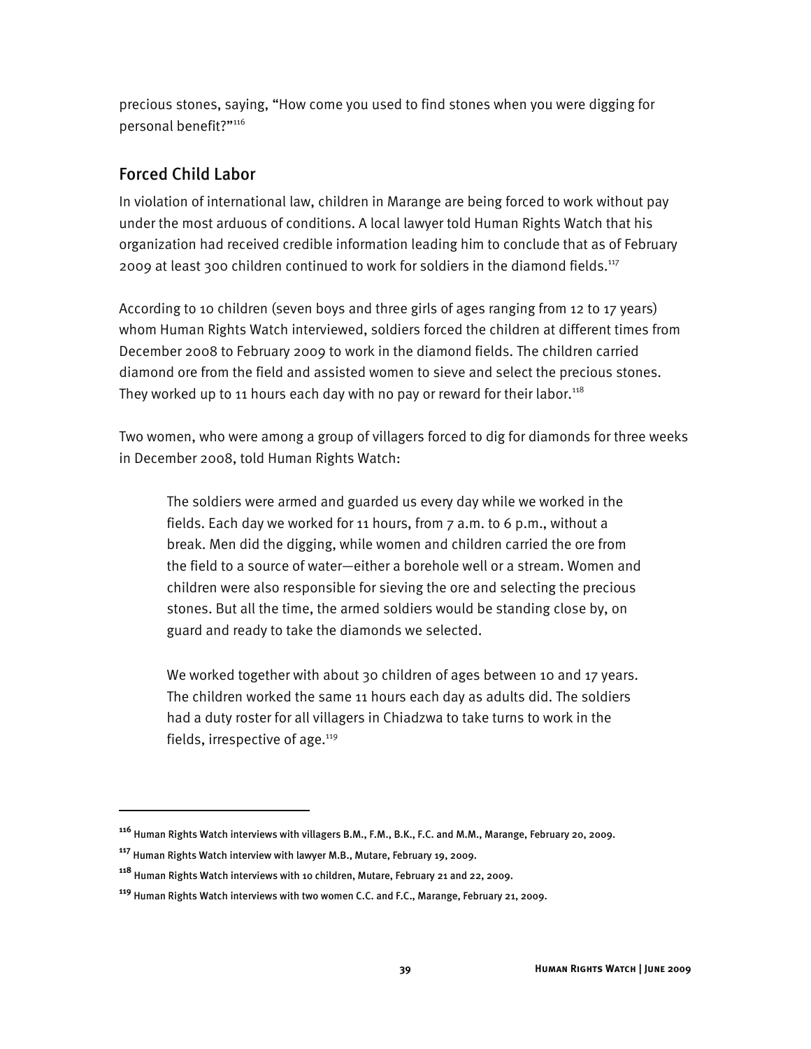precious stones, saying, "How come you used to find stones when you were digging for personal benefit?"[116]

## Forced Child Labor

In violation of international law, children in Marange are being forced to work without pay under the most arduous of conditions. A local lawyer told Human Rights Watch that his organization had received credible information leading him to conclude that as of February 2009 at least 300 children continued to work for soldiers in the diamond fields.[117]

According to 10 children (seven boys and three girls of ages ranging from 12 to 17 years) whom Human Rights Watch interviewed, soldiers forced the children at different times from December 2008 to February 2009 to work in the diamond fields. The children carried diamond ore from the field and assisted women to sieve and select the precious stones. They worked up to 11 hours each day with no pay or reward for their labor.[118]

Two women, who were among a group of villagers forced to dig for diamonds for three weeks in December 2008, told Human Rights Watch:

> The soldiers were armed and guarded us every day while we worked in the fields. Each day we worked for 11 hours, from 7 a.m. to 6 p.m., without a break. Men did the digging, while women and children carried the ore from the field to a source of water—either a borehole well or a stream. Women and children were also responsible for sieving the ore and selecting the precious stones. But all the time, the armed soldiers would be standing close by, on guard and ready to take the diamonds we selected.
>
> We worked together with about 30 children of ages between 10 and 17 years. The children worked the same 11 hours each day as adults did. The soldiers had a duty roster for all villagers in Chiadzwa to take turns to work in the fields, irrespective of age.[119]

---

[116] Human Rights Watch interviews with villagers B.M., F.M., B.K., F.C. and M.M., Marange, February 20, 2009.

[117] Human Rights Watch interview with lawyer M.B., Mutare, February 19, 2009.

[118] Human Rights Watch interviews with 10 children, Mutare, February 21 and 22, 2009.

[119] Human Rights Watch interviews with two women C.C. and F.C., Marange, February 21, 2009.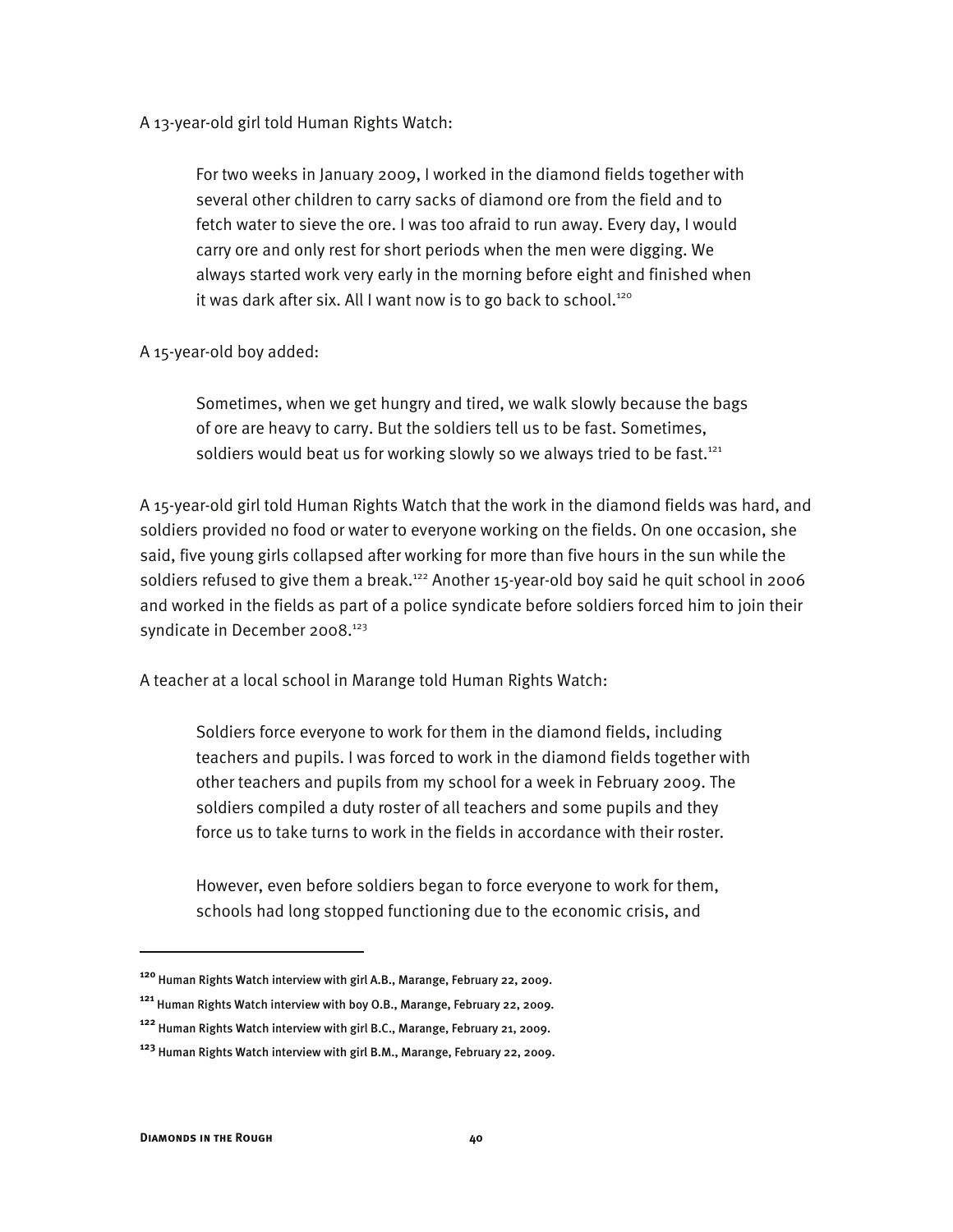A 13-year-old girl told Human Rights Watch:

> For two weeks in January 2009, I worked in the diamond fields together with several other children to carry sacks of diamond ore from the field and to fetch water to sieve the ore. I was too afraid to run away. Every day, I would carry ore and only rest for short periods when the men were digging. We always started work very early in the morning before eight and finished when it was dark after six. All I want now is to go back to school.[120]

A 15-year-old boy added:

> Sometimes, when we get hungry and tired, we walk slowly because the bags of ore are heavy to carry. But the soldiers tell us to be fast. Sometimes, soldiers would beat us for working slowly so we always tried to be fast.[121]

A 15-year-old girl told Human Rights Watch that the work in the diamond fields was hard, and soldiers provided no food or water to everyone working on the fields. On one occasion, she said, five young girls collapsed after working for more than five hours in the sun while the soldiers refused to give them a break.[122] Another 15-year-old boy said he quit school in 2006 and worked in the fields as part of a police syndicate before soldiers forced him to join their syndicate in December 2008.[123]

A teacher at a local school in Marange told Human Rights Watch:

> Soldiers force everyone to work for them in the diamond fields, including teachers and pupils. I was forced to work in the diamond fields together with other teachers and pupils from my school for a week in February 2009. The soldiers compiled a duty roster of all teachers and some pupils and they force us to take turns to work in the fields in accordance with their roster.
>
> However, even before soldiers began to force everyone to work for them, schools had long stopped functioning due to the economic crisis, and

---

[120] Human Rights Watch interview with girl A.B., Marange, February 22, 2009.

[121] Human Rights Watch interview with boy O.B., Marange, February 22, 2009.

[122] Human Rights Watch interview with girl B.C., Marange, February 21, 2009.

[123] Human Rights Watch interview with girl B.M., Marange, February 22, 2009.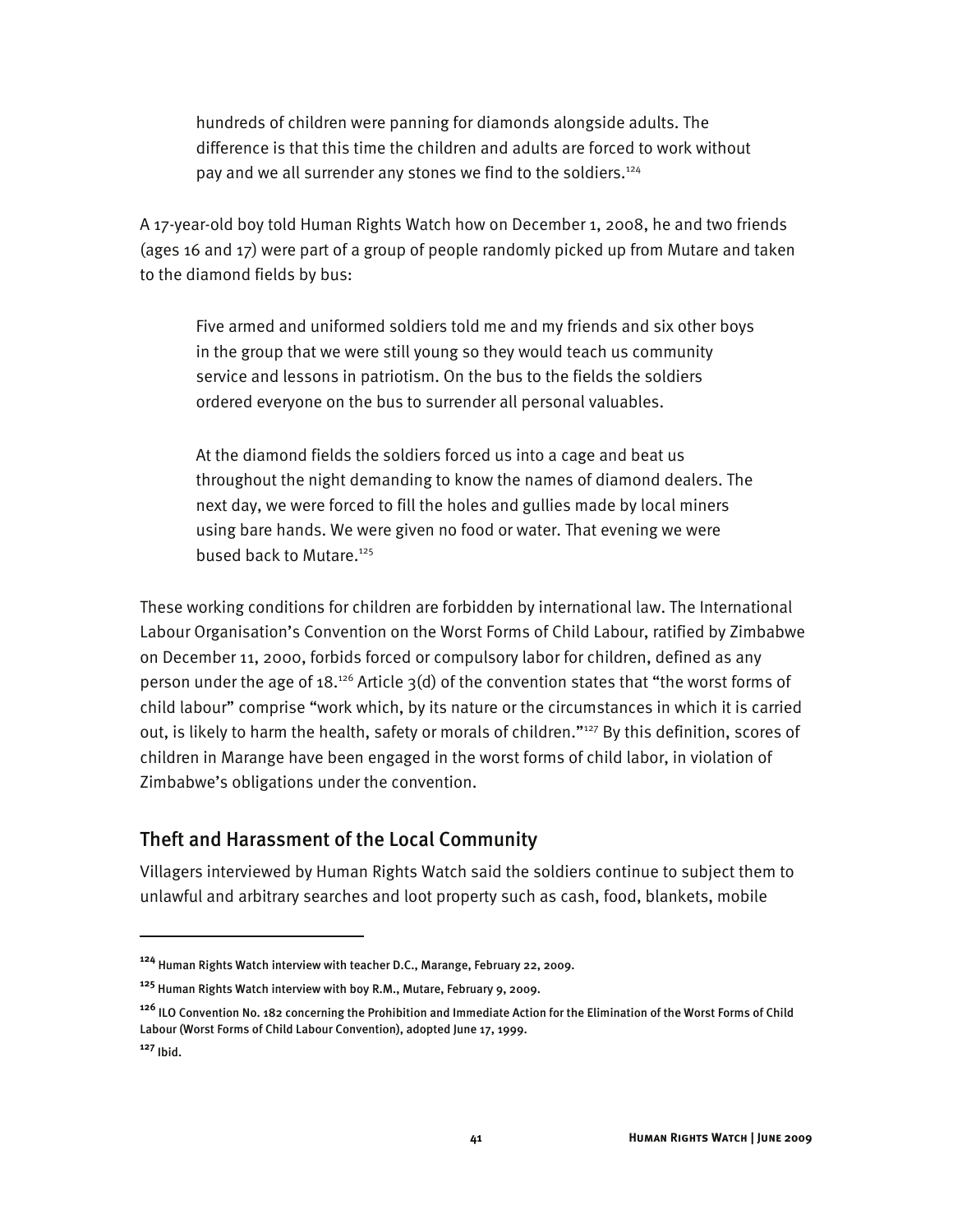> hundreds of children were panning for diamonds alongside adults. The difference is that this time the children and adults are forced to work without pay and we all surrender any stones we find to the soldiers.[124]

A 17-year-old boy told Human Rights Watch how on December 1, 2008, he and two friends (ages 16 and 17) were part of a group of people randomly picked up from Mutare and taken to the diamond fields by bus:

> Five armed and uniformed soldiers told me and my friends and six other boys in the group that we were still young so they would teach us community service and lessons in patriotism. On the bus to the fields the soldiers ordered everyone on the bus to surrender all personal valuables.
>
> At the diamond fields the soldiers forced us into a cage and beat us throughout the night demanding to know the names of diamond dealers. The next day, we were forced to fill the holes and gullies made by local miners using bare hands. We were given no food or water. That evening we were bused back to Mutare.[125]

These working conditions for children are forbidden by international law. The International Labour Organisation's Convention on the Worst Forms of Child Labour, ratified by Zimbabwe on December 11, 2000, forbids forced or compulsory labor for children, defined as any person under the age of 18.[126] Article 3(d) of the convention states that "the worst forms of child labour" comprise "work which, by its nature or the circumstances in which it is carried out, is likely to harm the health, safety or morals of children."[127] By this definition, scores of children in Marange have been engaged in the worst forms of child labor, in violation of Zimbabwe's obligations under the convention.

## Theft and Harassment of the Local Community

Villagers interviewed by Human Rights Watch said the soldiers continue to subject them to unlawful and arbitrary searches and loot property such as cash, food, blankets, mobile

---

[124] Human Rights Watch interview with teacher D.C., Marange, February 22, 2009.

[125] Human Rights Watch interview with boy R.M., Mutare, February 9, 2009.

[126] ILO Convention No. 182 concerning the Prohibition and Immediate Action for the Elimination of the Worst Forms of Child Labour (Worst Forms of Child Labour Convention), adopted June 17, 1999.

[127] Ibid.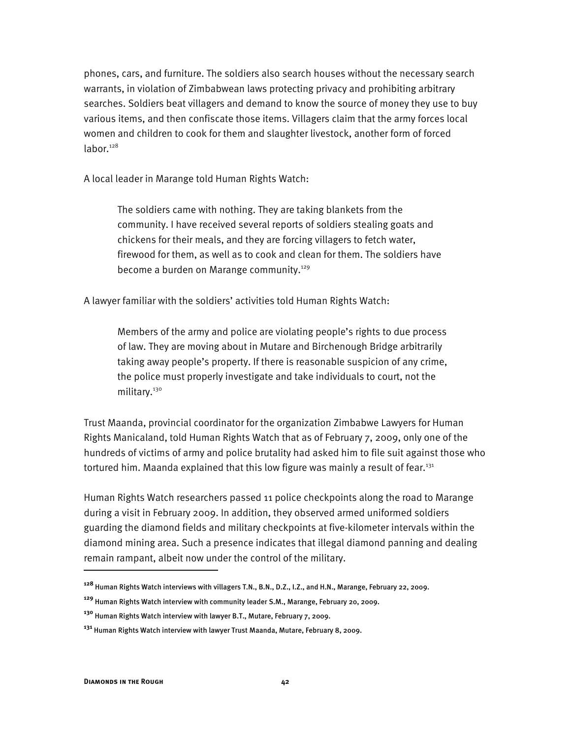phones, cars, and furniture. The soldiers also search houses without the necessary search warrants, in violation of Zimbabwean laws protecting privacy and prohibiting arbitrary searches. Soldiers beat villagers and demand to know the source of money they use to buy various items, and then confiscate those items. Villagers claim that the army forces local women and children to cook for them and slaughter livestock, another form of forced labor.[128]

A local leader in Marange told Human Rights Watch:

> The soldiers came with nothing. They are taking blankets from the community. I have received several reports of soldiers stealing goats and chickens for their meals, and they are forcing villagers to fetch water, firewood for them, as well as to cook and clean for them. The soldiers have become a burden on Marange community.[129]

A lawyer familiar with the soldiers' activities told Human Rights Watch:

> Members of the army and police are violating people's rights to due process of law. They are moving about in Mutare and Birchenough Bridge arbitrarily taking away people's property. If there is reasonable suspicion of any crime, the police must properly investigate and take individuals to court, not the military.[130]

Trust Maanda, provincial coordinator for the organization Zimbabwe Lawyers for Human Rights Manicaland, told Human Rights Watch that as of February 7, 2009, only one of the hundreds of victims of army and police brutality had asked him to file suit against those who tortured him. Maanda explained that this low figure was mainly a result of fear.[131]

Human Rights Watch researchers passed 11 police checkpoints along the road to Marange during a visit in February 2009. In addition, they observed armed uniformed soldiers guarding the diamond fields and military checkpoints at five-kilometer intervals within the diamond mining area. Such a presence indicates that illegal diamond panning and dealing remain rampant, albeit now under the control of the military.

---

[128] Human Rights Watch interviews with villagers T.N., B.N., D.Z., I.Z., and H.N., Marange, February 22, 2009.

[129] Human Rights Watch interview with community leader S.M., Marange, February 20, 2009.

[130] Human Rights Watch interview with lawyer B.T., Mutare, February 7, 2009.

[131] Human Rights Watch interview with lawyer Trust Maanda, Mutare, February 8, 2009.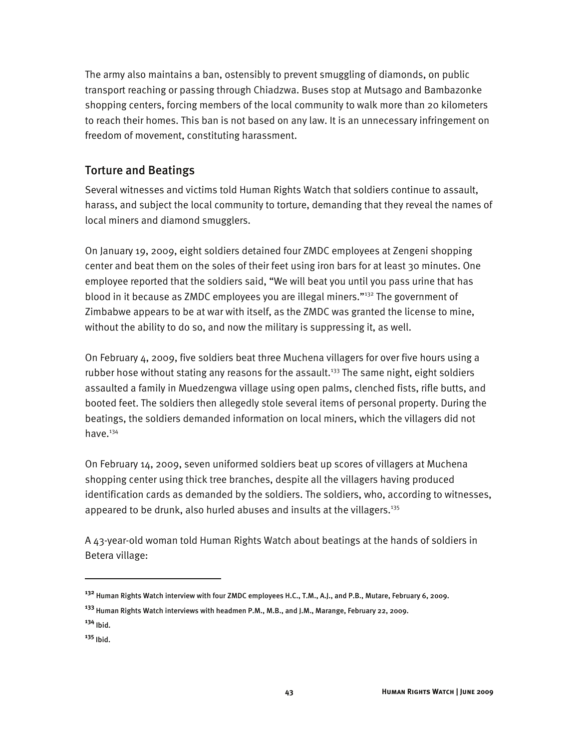The army also maintains a ban, ostensibly to prevent smuggling of diamonds, on public transport reaching or passing through Chiadzwa. Buses stop at Mutsago and Bambazonke shopping centers, forcing members of the local community to walk more than 20 kilometers to reach their homes. This ban is not based on any law. It is an unnecessary infringement on freedom of movement, constituting harassment.

## Torture and Beatings

Several witnesses and victims told Human Rights Watch that soldiers continue to assault, harass, and subject the local community to torture, demanding that they reveal the names of local miners and diamond smugglers.

On January 19, 2009, eight soldiers detained four ZMDC employees at Zengeni shopping center and beat them on the soles of their feet using iron bars for at least 30 minutes. One employee reported that the soldiers said, "We will beat you until you pass urine that has blood in it because as ZMDC employees you are illegal miners."[132] The government of Zimbabwe appears to be at war with itself, as the ZMDC was granted the license to mine, without the ability to do so, and now the military is suppressing it, as well.

On February 4, 2009, five soldiers beat three Muchena villagers for over five hours using a rubber hose without stating any reasons for the assault.[133] The same night, eight soldiers assaulted a family in Muedzengwa village using open palms, clenched fists, rifle butts, and booted feet. The soldiers then allegedly stole several items of personal property. During the beatings, the soldiers demanded information on local miners, which the villagers did not have.[134]

On February 14, 2009, seven uniformed soldiers beat up scores of villagers at Muchena shopping center using thick tree branches, despite all the villagers having produced identification cards as demanded by the soldiers. The soldiers, who, according to witnesses, appeared to be drunk, also hurled abuses and insults at the villagers.[135]

A 43-year-old woman told Human Rights Watch about beatings at the hands of soldiers in Betera village:

---

[132] Human Rights Watch interview with four ZMDC employees H.C., T.M., A.J., and P.B., Mutare, February 6, 2009.

[133] Human Rights Watch interviews with headmen P.M., M.B., and J.M., Marange, February 22, 2009.

[134] Ibid.

[135] Ibid.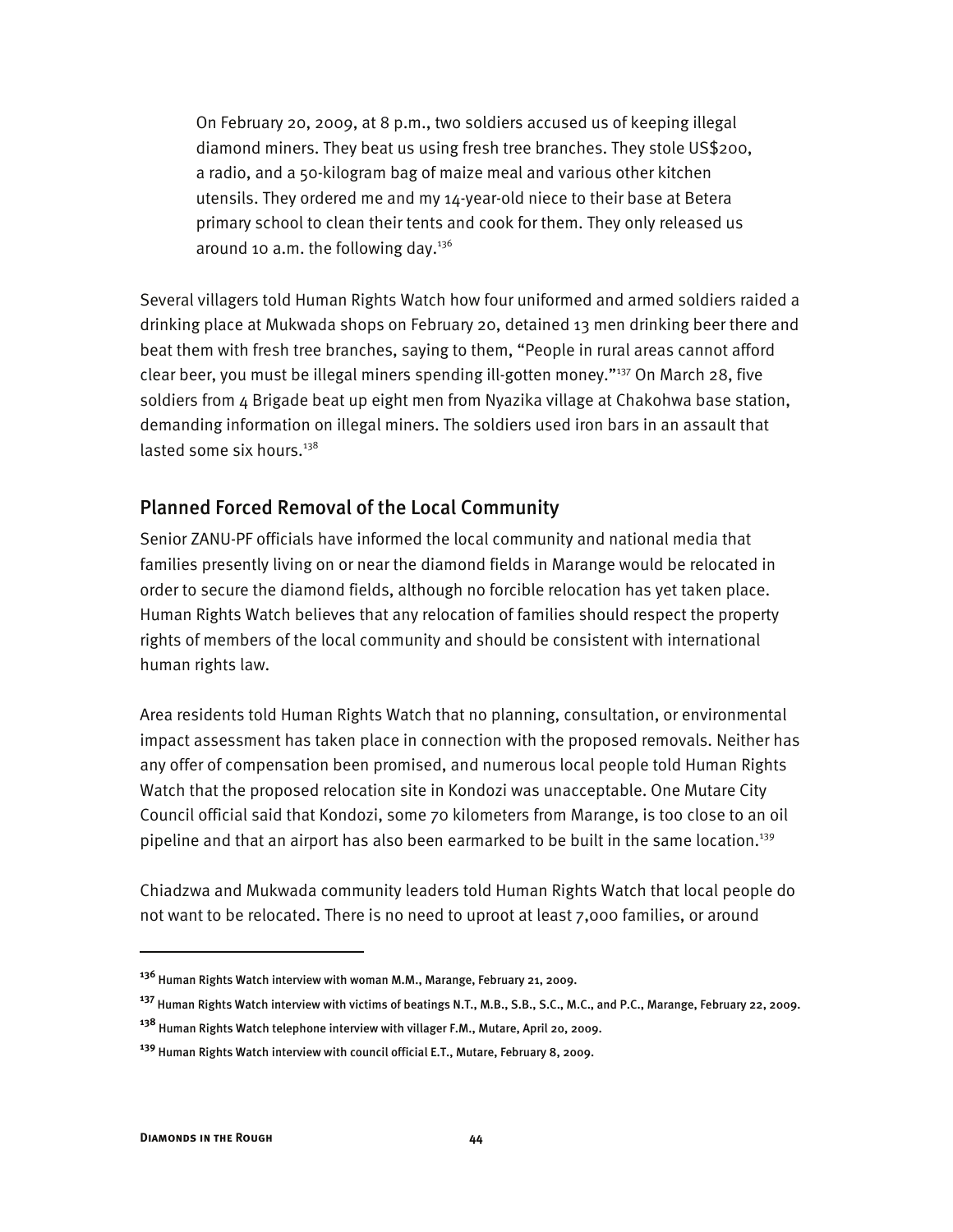> On February 20, 2009, at 8 p.m., two soldiers accused us of keeping illegal diamond miners. They beat us using fresh tree branches. They stole US$200, a radio, and a 50-kilogram bag of maize meal and various other kitchen utensils. They ordered me and my 14-year-old niece to their base at Betera primary school to clean their tents and cook for them. They only released us around 10 a.m. the following day.[136]

Several villagers told Human Rights Watch how four uniformed and armed soldiers raided a drinking place at Mukwada shops on February 20, detained 13 men drinking beer there and beat them with fresh tree branches, saying to them, "People in rural areas cannot afford clear beer, you must be illegal miners spending ill-gotten money."[137] On March 28, five soldiers from 4 Brigade beat up eight men from Nyazika village at Chakohwa base station, demanding information on illegal miners. The soldiers used iron bars in an assault that lasted some six hours.[138]

## Planned Forced Removal of the Local Community

Senior ZANU-PF officials have informed the local community and national media that families presently living on or near the diamond fields in Marange would be relocated in order to secure the diamond fields, although no forcible relocation has yet taken place. Human Rights Watch believes that any relocation of families should respect the property rights of members of the local community and should be consistent with international human rights law.

Area residents told Human Rights Watch that no planning, consultation, or environmental impact assessment has taken place in connection with the proposed removals. Neither has any offer of compensation been promised, and numerous local people told Human Rights Watch that the proposed relocation site in Kondozi was unacceptable. One Mutare City Council official said that Kondozi, some 70 kilometers from Marange, is too close to an oil pipeline and that an airport has also been earmarked to be built in the same location.[139]

Chiadzwa and Mukwada community leaders told Human Rights Watch that local people do not want to be relocated. There is no need to uproot at least 7,000 families, or around

---

[136] Human Rights Watch interview with woman M.M., Marange, February 21, 2009.

[137] Human Rights Watch interview with victims of beatings N.T., M.B., S.B., S.C., M.C., and P.C., Marange, February 22, 2009.

[138] Human Rights Watch telephone interview with villager F.M., Mutare, April 20, 2009.

[139] Human Rights Watch interview with council official E.T., Mutare, February 8, 2009.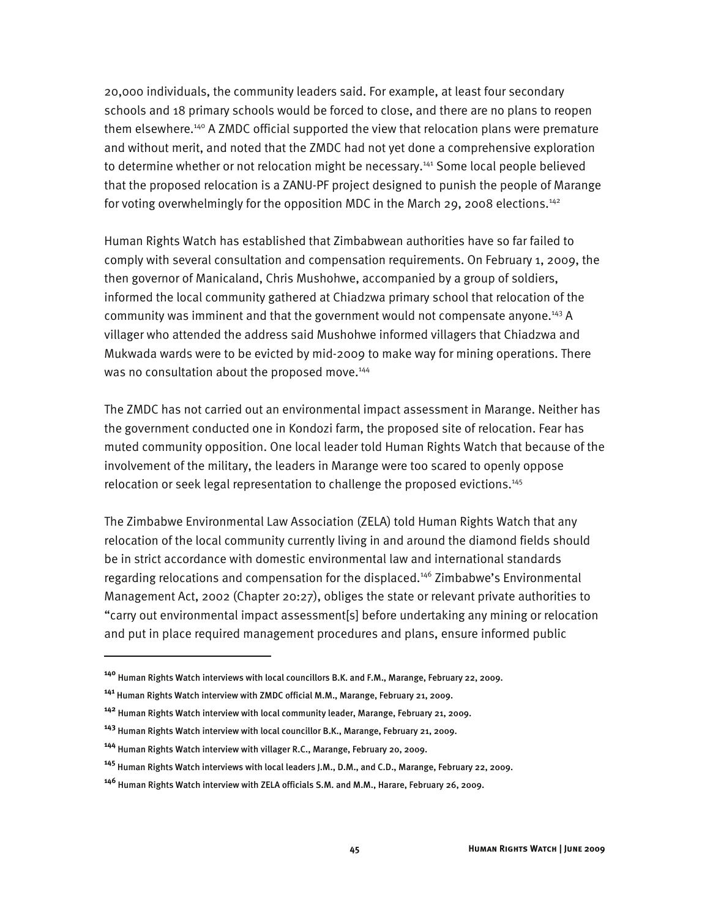20,000 individuals, the community leaders said. For example, at least four secondary schools and 18 primary schools would be forced to close, and there are no plans to reopen them elsewhere.[140] A ZMDC official supported the view that relocation plans were premature and without merit, and noted that the ZMDC had not yet done a comprehensive exploration to determine whether or not relocation might be necessary.[141] Some local people believed that the proposed relocation is a ZANU-PF project designed to punish the people of Marange for voting overwhelmingly for the opposition MDC in the March 29, 2008 elections.[142]

Human Rights Watch has established that Zimbabwean authorities have so far failed to comply with several consultation and compensation requirements. On February 1, 2009, the then governor of Manicaland, Chris Mushohwe, accompanied by a group of soldiers, informed the local community gathered at Chiadzwa primary school that relocation of the community was imminent and that the government would not compensate anyone.[143] A villager who attended the address said Mushohwe informed villagers that Chiadzwa and Mukwada wards were to be evicted by mid-2009 to make way for mining operations. There was no consultation about the proposed move.[144]

The ZMDC has not carried out an environmental impact assessment in Marange. Neither has the government conducted one in Kondozi farm, the proposed site of relocation. Fear has muted community opposition. One local leader told Human Rights Watch that because of the involvement of the military, the leaders in Marange were too scared to openly oppose relocation or seek legal representation to challenge the proposed evictions.[145]

The Zimbabwe Environmental Law Association (ZELA) told Human Rights Watch that any relocation of the local community currently living in and around the diamond fields should be in strict accordance with domestic environmental law and international standards regarding relocations and compensation for the displaced.[146] Zimbabwe's Environmental Management Act, 2002 (Chapter 20:27), obliges the state or relevant private authorities to "carry out environmental impact assessment[s] before undertaking any mining or relocation and put in place required management procedures and plans, ensure informed public

---

[140] Human Rights Watch interviews with local councillors B.K. and F.M., Marange, February 22, 2009.

[141] Human Rights Watch interview with ZMDC official M.M., Marange, February 21, 2009.

[142] Human Rights Watch interview with local community leader, Marange, February 21, 2009.

[143] Human Rights Watch interview with local councillor B.K., Marange, February 21, 2009.

[144] Human Rights Watch interview with villager R.C., Marange, February 20, 2009.

[145] Human Rights Watch interviews with local leaders J.M., D.M., and C.D., Marange, February 22, 2009.

[146] Human Rights Watch interview with ZELA officials S.M. and M.M., Harare, February 26, 2009.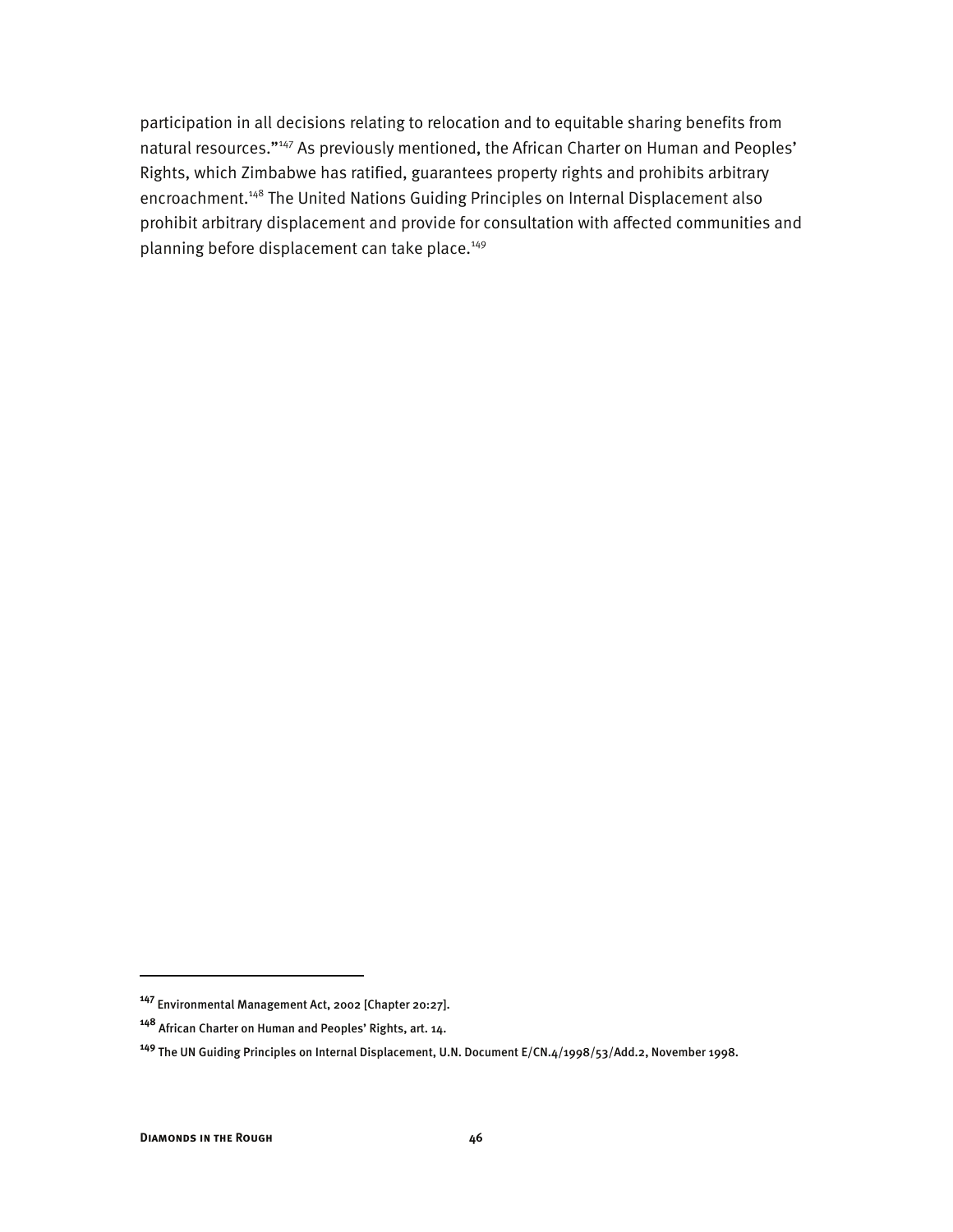participation in all decisions relating to relocation and to equitable sharing benefits from natural resources."[147] As previously mentioned, the African Charter on Human and Peoples' Rights, which Zimbabwe has ratified, guarantees property rights and prohibits arbitrary encroachment.[148] The United Nations Guiding Principles on Internal Displacement also prohibit arbitrary displacement and provide for consultation with affected communities and planning before displacement can take place.[149]

---

[147] Environmental Management Act, 2002 [Chapter 20:27].

[148] African Charter on Human and Peoples' Rights, art. 14.

[149] The UN Guiding Principles on Internal Displacement, U.N. Document E/CN.4/1998/53/Add.2, November 1998.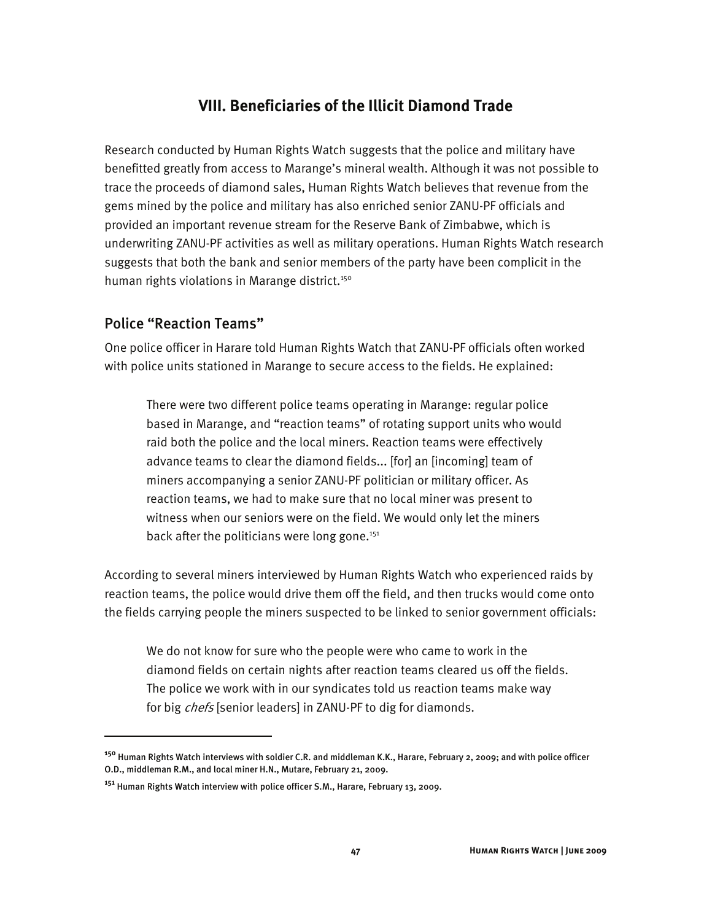## VIII. Beneficiaries of the Illicit Diamond Trade

Research conducted by Human Rights Watch suggests that the police and military have benefitted greatly from access to Marange's mineral wealth. Although it was not possible to trace the proceeds of diamond sales, Human Rights Watch believes that revenue from the gems mined by the police and military has also enriched senior ZANU-PF officials and provided an important revenue stream for the Reserve Bank of Zimbabwe, which is underwriting ZANU-PF activities as well as military operations. Human Rights Watch research suggests that both the bank and senior members of the party have been complicit in the human rights violations in Marange district.[150]

### Police "Reaction Teams"

One police officer in Harare told Human Rights Watch that ZANU-PF officials often worked with police units stationed in Marange to secure access to the fields. He explained:

> There were two different police teams operating in Marange: regular police based in Marange, and "reaction teams" of rotating support units who would raid both the police and the local miners. Reaction teams were effectively advance teams to clear the diamond fields... [for] an [incoming] team of miners accompanying a senior ZANU-PF politician or military officer. As reaction teams, we had to make sure that no local miner was present to witness when our seniors were on the field. We would only let the miners back after the politicians were long gone.[151]

According to several miners interviewed by Human Rights Watch who experienced raids by reaction teams, the police would drive them off the field, and then trucks would come onto the fields carrying people the miners suspected to be linked to senior government officials:

> We do not know for sure who the people were who came to work in the diamond fields on certain nights after reaction teams cleared us off the fields. The police we work with in our syndicates told us reaction teams make way for big *chefs* [senior leaders] in ZANU-PF to dig for diamonds.

---

[150] Human Rights Watch interviews with soldier C.R. and middleman K.K., Harare, February 2, 2009; and with police officer O.D., middleman R.M., and local miner H.N., Mutare, February 21, 2009.

[151] Human Rights Watch interview with police officer S.M., Harare, February 13, 2009.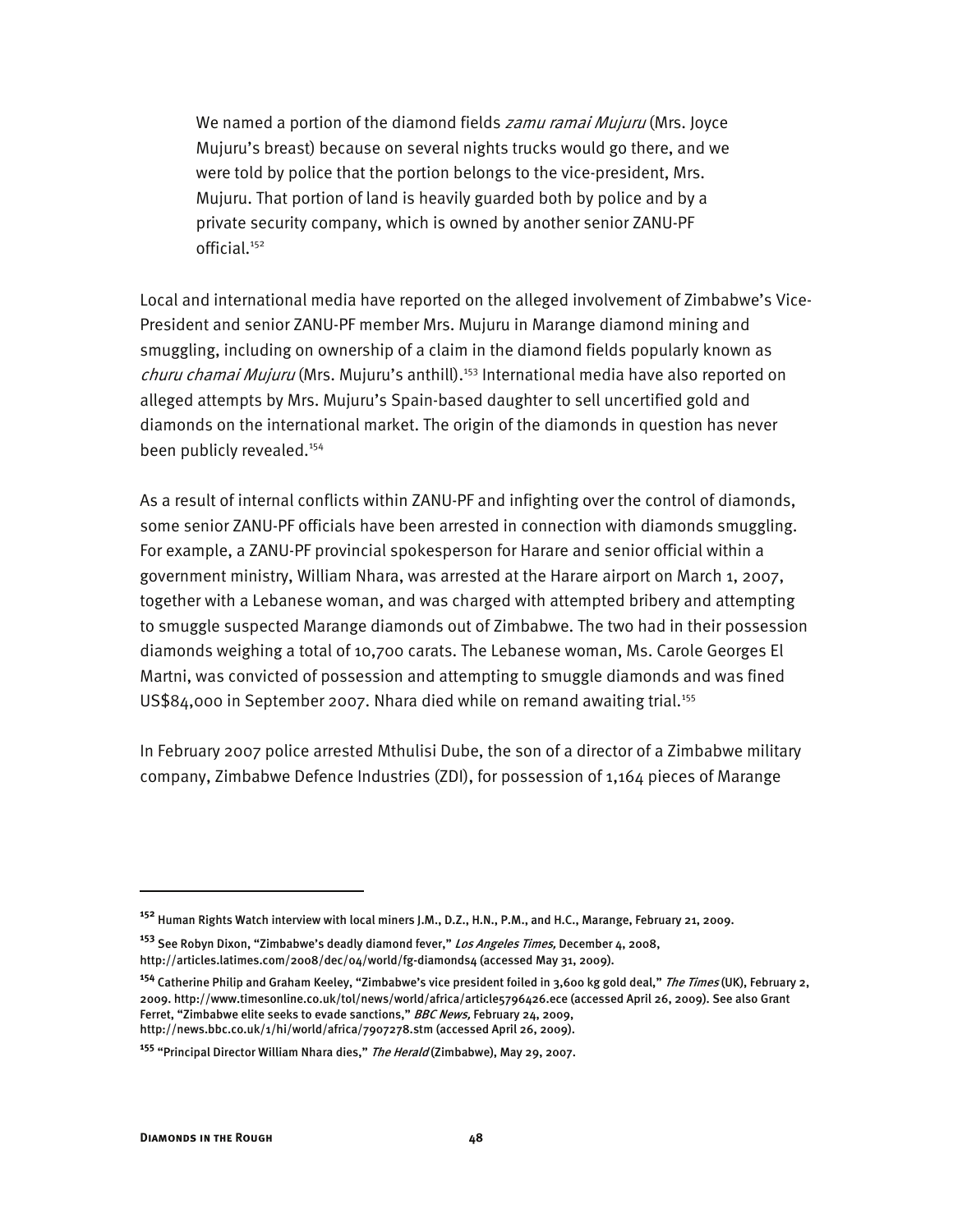> We named a portion of the diamond fields *zamu ramai Mujuru* (Mrs. Joyce Mujuru's breast) because on several nights trucks would go there, and we were told by police that the portion belongs to the vice-president, Mrs. Mujuru. That portion of land is heavily guarded both by police and by a private security company, which is owned by another senior ZANU-PF official.[152]

Local and international media have reported on the alleged involvement of Zimbabwe's Vice-President and senior ZANU-PF member Mrs. Mujuru in Marange diamond mining and smuggling, including on ownership of a claim in the diamond fields popularly known as *churu chamai Mujuru* (Mrs. Mujuru's anthill).[153] International media have also reported on alleged attempts by Mrs. Mujuru's Spain-based daughter to sell uncertified gold and diamonds on the international market. The origin of the diamonds in question has never been publicly revealed.[154]

As a result of internal conflicts within ZANU-PF and infighting over the control of diamonds, some senior ZANU-PF officials have been arrested in connection with diamonds smuggling. For example, a ZANU-PF provincial spokesperson for Harare and senior official within a government ministry, William Nhara, was arrested at the Harare airport on March 1, 2007, together with a Lebanese woman, and was charged with attempted bribery and attempting to smuggle suspected Marange diamonds out of Zimbabwe. The two had in their possession diamonds weighing a total of 10,700 carats. The Lebanese woman, Ms. Carole Georges El Martni, was convicted of possession and attempting to smuggle diamonds and was fined US$84,000 in September 2007. Nhara died while on remand awaiting trial.[155]

In February 2007 police arrested Mthulisi Dube, the son of a director of a Zimbabwe military company, Zimbabwe Defence Industries (ZDI), for possession of 1,164 pieces of Marange

---

[152] Human Rights Watch interview with local miners J.M., D.Z., H.N., P.M., and H.C., Marange, February 21, 2009.

[153] See Robyn Dixon, "Zimbabwe's deadly diamond fever," *Los Angeles Times,* December 4, 2008, http://articles.latimes.com/2008/dec/04/world/fg-diamonds4 (accessed May 31, 2009).

[154] Catherine Philip and Graham Keeley, "Zimbabwe's vice president foiled in 3,600 kg gold deal," *The Times* (UK), February 2, 2009. http://www.timesonline.co.uk/tol/news/world/africa/article5796426.ece (accessed April 26, 2009). See also Grant Ferret, "Zimbabwe elite seeks to evade sanctions," *BBC News,* February 24, 2009, http://news.bbc.co.uk/1/hi/world/africa/7907278.stm (accessed April 26, 2009).

[155] "Principal Director William Nhara dies," *The Herald* (Zimbabwe), May 29, 2007.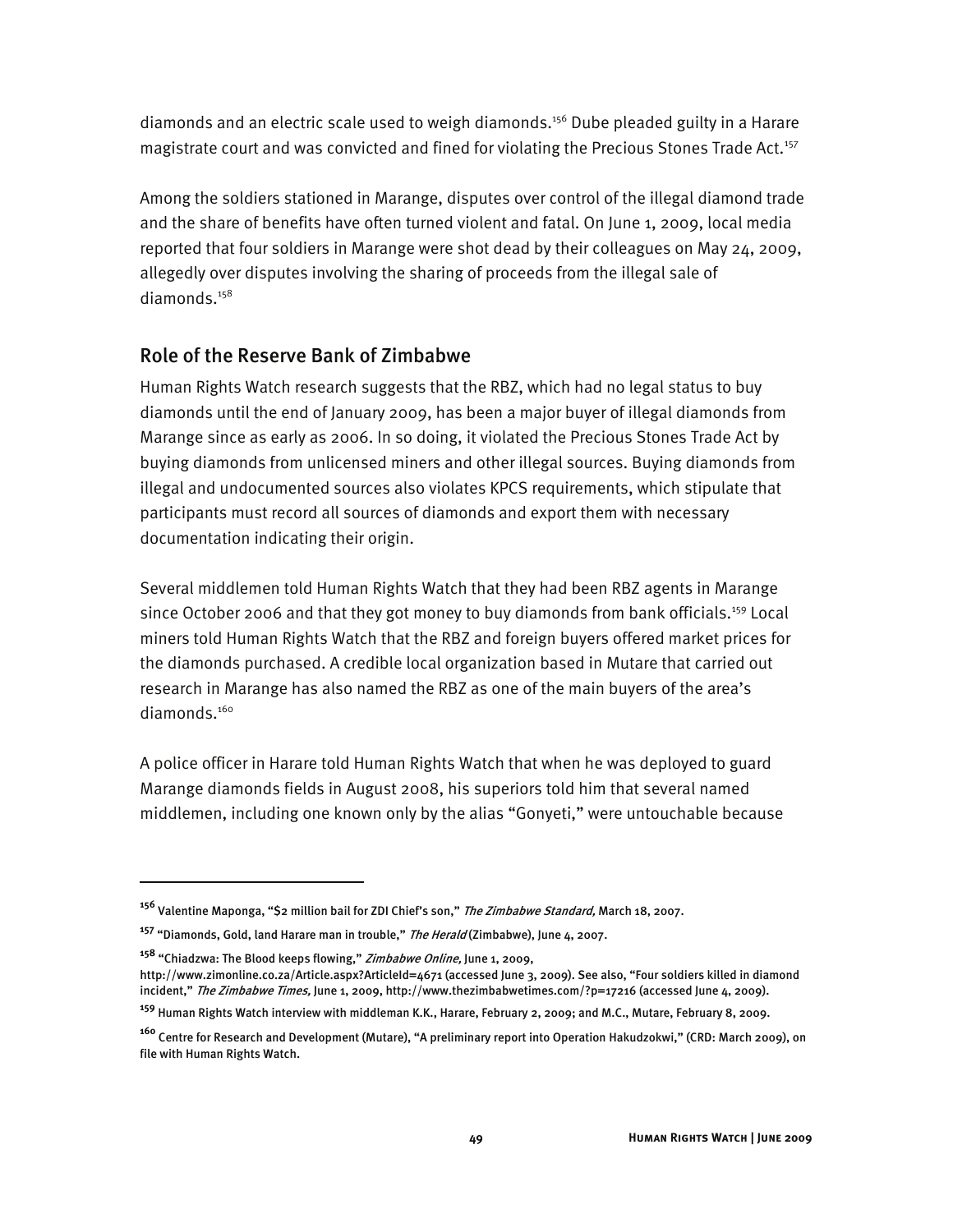diamonds and an electric scale used to weigh diamonds.[156] Dube pleaded guilty in a Harare magistrate court and was convicted and fined for violating the Precious Stones Trade Act.[157]

Among the soldiers stationed in Marange, disputes over control of the illegal diamond trade and the share of benefits have often turned violent and fatal. On June 1, 2009, local media reported that four soldiers in Marange were shot dead by their colleagues on May 24, 2009, allegedly over disputes involving the sharing of proceeds from the illegal sale of diamonds.[158]

## Role of the Reserve Bank of Zimbabwe

Human Rights Watch research suggests that the RBZ, which had no legal status to buy diamonds until the end of January 2009, has been a major buyer of illegal diamonds from Marange since as early as 2006. In so doing, it violated the Precious Stones Trade Act by buying diamonds from unlicensed miners and other illegal sources. Buying diamonds from illegal and undocumented sources also violates KPCS requirements, which stipulate that participants must record all sources of diamonds and export them with necessary documentation indicating their origin.

Several middlemen told Human Rights Watch that they had been RBZ agents in Marange since October 2006 and that they got money to buy diamonds from bank officials.[159] Local miners told Human Rights Watch that the RBZ and foreign buyers offered market prices for the diamonds purchased. A credible local organization based in Mutare that carried out research in Marange has also named the RBZ as one of the main buyers of the area's diamonds.[160]

A police officer in Harare told Human Rights Watch that when he was deployed to guard Marange diamonds fields in August 2008, his superiors told him that several named middlemen, including one known only by the alias "Gonyeti," were untouchable because

---

[156] Valentine Maponga, "$2 million bail for ZDI Chief's son," *The Zimbabwe Standard,* March 18, 2007.

[157] "Diamonds, Gold, land Harare man in trouble," *The Herald* (Zimbabwe), June 4, 2007.

[158] "Chiadzwa: The Blood keeps flowing," *Zimbabwe Online,* June 1, 2009, http://www.zimonline.co.za/Article.aspx?ArticleId=4671 (accessed June 3, 2009). See also, "Four soldiers killed in diamond incident," *The Zimbabwe Times,* June 1, 2009, http://www.thezimbabwetimes.com/?p=17216 (accessed June 4, 2009).

[159] Human Rights Watch interview with middleman K.K., Harare, February 2, 2009; and M.C., Mutare, February 8, 2009.

[160] Centre for Research and Development (Mutare), "A preliminary report into Operation Hakudzokwi," (CRD: March 2009), on file with Human Rights Watch.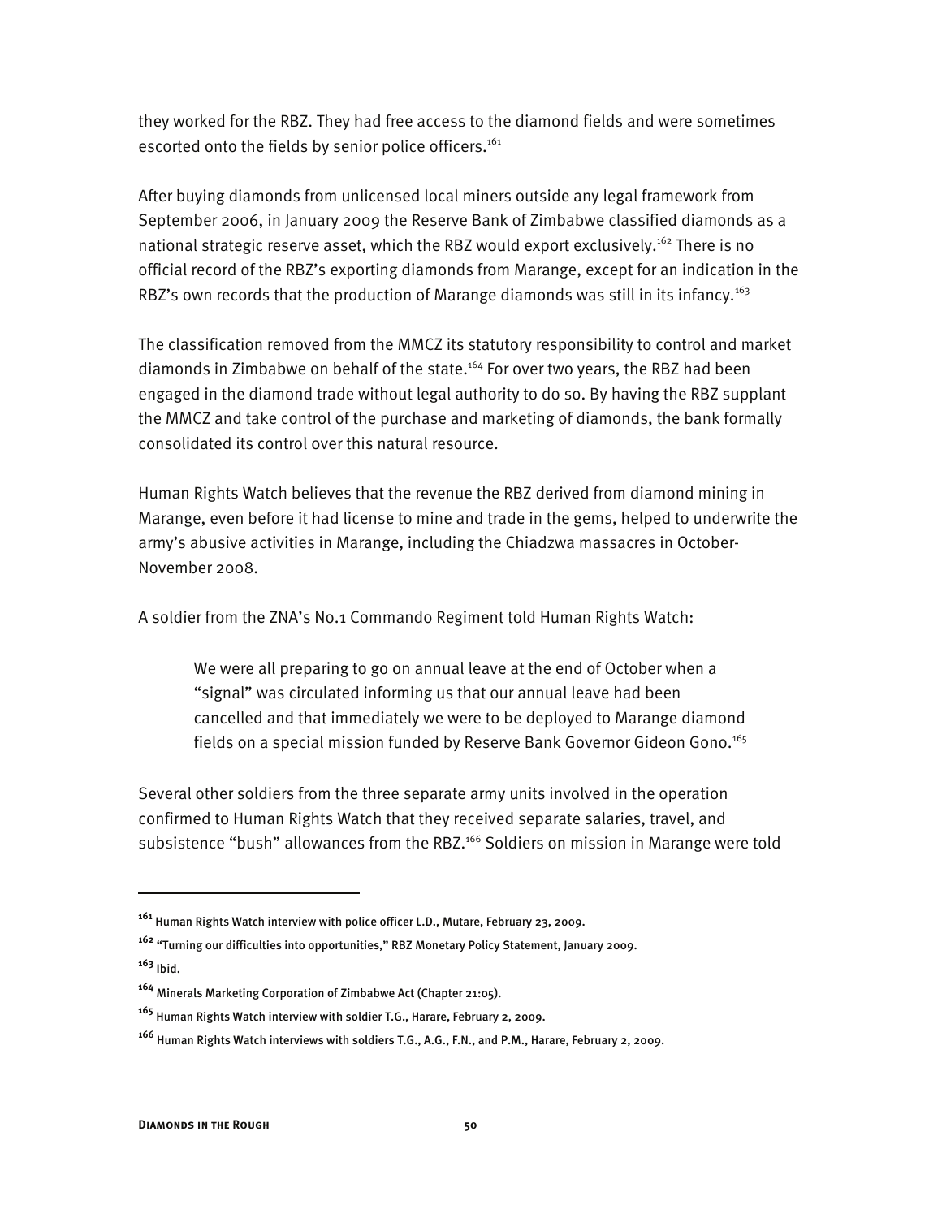they worked for the RBZ. They had free access to the diamond fields and were sometimes escorted onto the fields by senior police officers.[161]

After buying diamonds from unlicensed local miners outside any legal framework from September 2006, in January 2009 the Reserve Bank of Zimbabwe classified diamonds as a national strategic reserve asset, which the RBZ would export exclusively.[162] There is no official record of the RBZ's exporting diamonds from Marange, except for an indication in the RBZ's own records that the production of Marange diamonds was still in its infancy.[163]

The classification removed from the MMCZ its statutory responsibility to control and market diamonds in Zimbabwe on behalf of the state.[164] For over two years, the RBZ had been engaged in the diamond trade without legal authority to do so. By having the RBZ supplant the MMCZ and take control of the purchase and marketing of diamonds, the bank formally consolidated its control over this natural resource.

Human Rights Watch believes that the revenue the RBZ derived from diamond mining in Marange, even before it had license to mine and trade in the gems, helped to underwrite the army's abusive activities in Marange, including the Chiadzwa massacres in October-November 2008.

A soldier from the ZNA's No.1 Commando Regiment told Human Rights Watch:

> We were all preparing to go on annual leave at the end of October when a "signal" was circulated informing us that our annual leave had been cancelled and that immediately we were to be deployed to Marange diamond fields on a special mission funded by Reserve Bank Governor Gideon Gono.[165]

Several other soldiers from the three separate army units involved in the operation confirmed to Human Rights Watch that they received separate salaries, travel, and subsistence "bush" allowances from the RBZ.[166] Soldiers on mission in Marange were told

---

[161] Human Rights Watch interview with police officer L.D., Mutare, February 23, 2009.

[162] "Turning our difficulties into opportunities," RBZ Monetary Policy Statement, January 2009.

[163] Ibid.

[164] Minerals Marketing Corporation of Zimbabwe Act (Chapter 21:05).

[165] Human Rights Watch interview with soldier T.G., Harare, February 2, 2009.

[166] Human Rights Watch interviews with soldiers T.G., A.G., F.N., and P.M., Harare, February 2, 2009.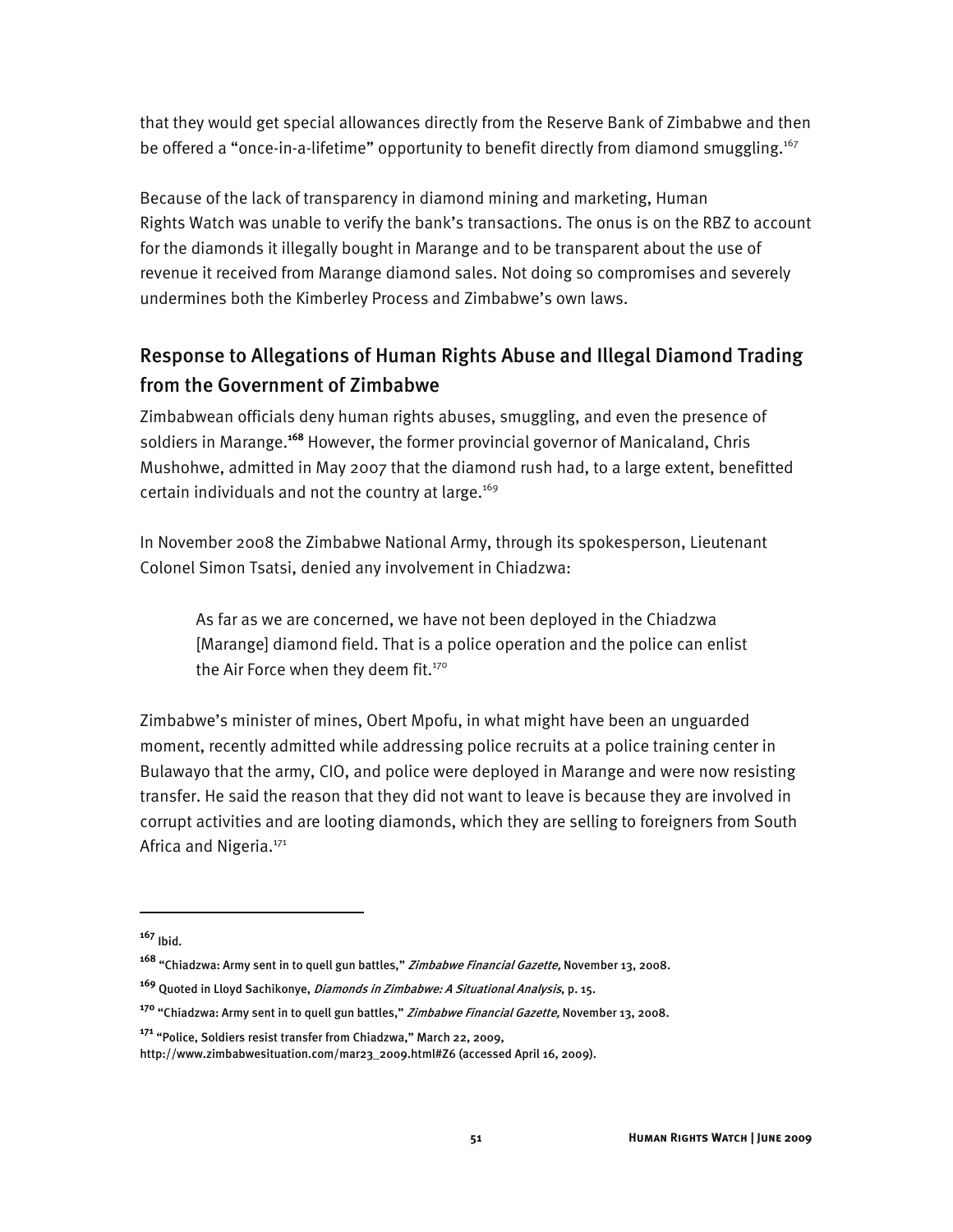that they would get special allowances directly from the Reserve Bank of Zimbabwe and then be offered a "once-in-a-lifetime" opportunity to benefit directly from diamond smuggling.[167]

Because of the lack of transparency in diamond mining and marketing, Human Rights Watch was unable to verify the bank's transactions. The onus is on the RBZ to account for the diamonds it illegally bought in Marange and to be transparent about the use of revenue it received from Marange diamond sales. Not doing so compromises and severely undermines both the Kimberley Process and Zimbabwe's own laws.

## Response to Allegations of Human Rights Abuse and Illegal Diamond Trading from the Government of Zimbabwe

Zimbabwean officials deny human rights abuses, smuggling, and even the presence of soldiers in Marange.[168] However, the former provincial governor of Manicaland, Chris Mushohwe, admitted in May 2007 that the diamond rush had, to a large extent, benefitted certain individuals and not the country at large.[169]

In November 2008 the Zimbabwe National Army, through its spokesperson, Lieutenant Colonel Simon Tsatsi, denied any involvement in Chiadzwa:

> As far as we are concerned, we have not been deployed in the Chiadzwa [Marange] diamond field. That is a police operation and the police can enlist the Air Force when they deem fit.[170]

Zimbabwe's minister of mines, Obert Mpofu, in what might have been an unguarded moment, recently admitted while addressing police recruits at a police training center in Bulawayo that the army, CIO, and police were deployed in Marange and were now resisting transfer. He said the reason that they did not want to leave is because they are involved in corrupt activities and are looting diamonds, which they are selling to foreigners from South Africa and Nigeria.[171]

---

[167] Ibid.

[168] "Chiadzwa: Army sent in to quell gun battles," *Zimbabwe Financial Gazette,* November 13, 2008.

[169] Quoted in Lloyd Sachikonye, *Diamonds in Zimbabwe: A Situational Analysis*, p. 15.

[170] "Chiadzwa: Army sent in to quell gun battles," *Zimbabwe Financial Gazette,* November 13, 2008.

[171] "Police, Soldiers resist transfer from Chiadzwa," March 22, 2009, http://www.zimbabwesituation.com/mar23_2009.html#Z6 (accessed April 16, 2009).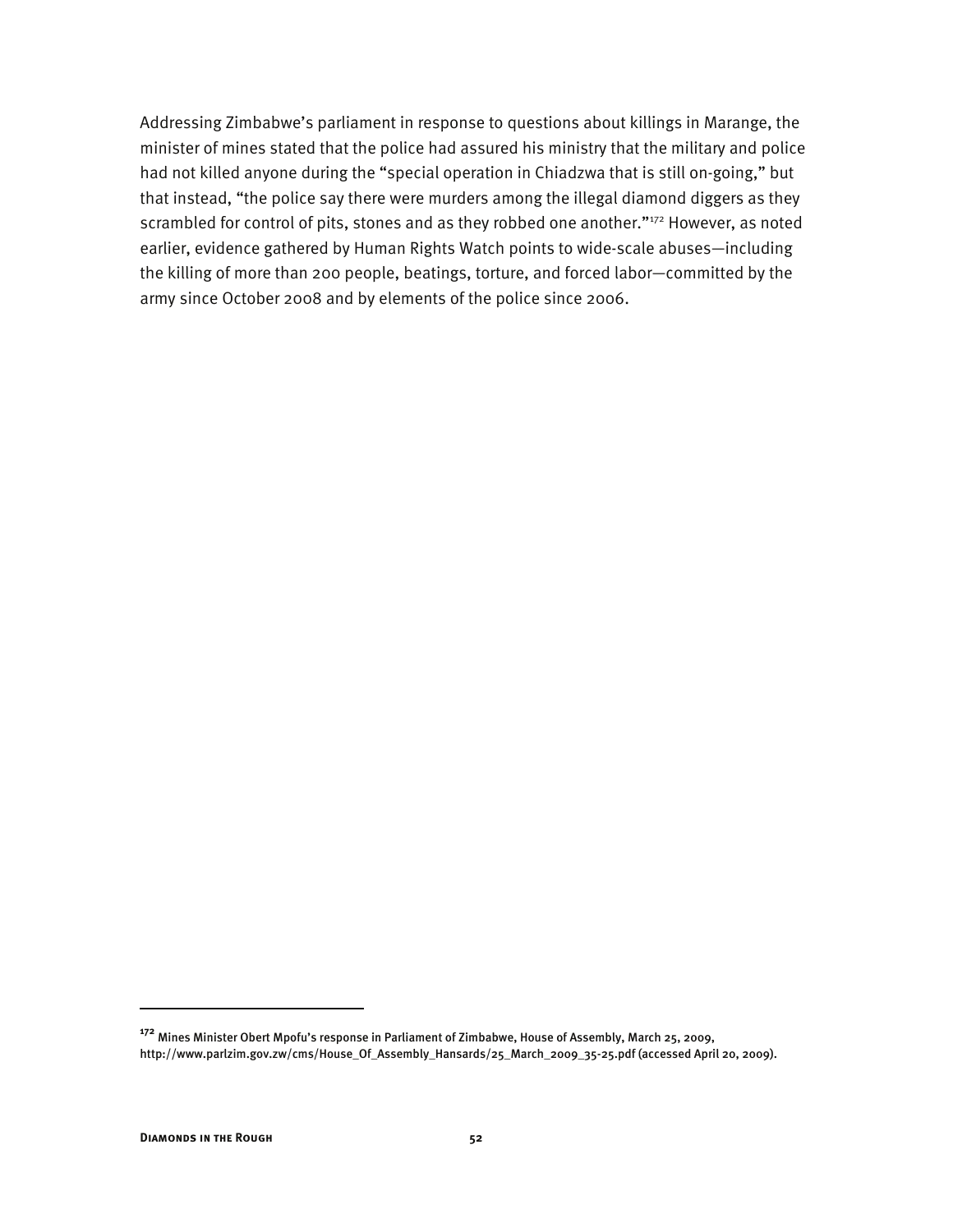Addressing Zimbabwe's parliament in response to questions about killings in Marange, the minister of mines stated that the police had assured his ministry that the military and police had not killed anyone during the "special operation in Chiadzwa that is still on-going," but that instead, "the police say there were murders among the illegal diamond diggers as they scrambled for control of pits, stones and as they robbed one another."[172] However, as noted earlier, evidence gathered by Human Rights Watch points to wide-scale abuses—including the killing of more than 200 people, beatings, torture, and forced labor—committed by the army since October 2008 and by elements of the police since 2006.

---

[172] Mines Minister Obert Mpofu's response in Parliament of Zimbabwe, House of Assembly, March 25, 2009, http://www.parlzim.gov.zw/cms/House_Of_Assembly_Hansards/25_March_2009_35-25.pdf (accessed April 20, 2009).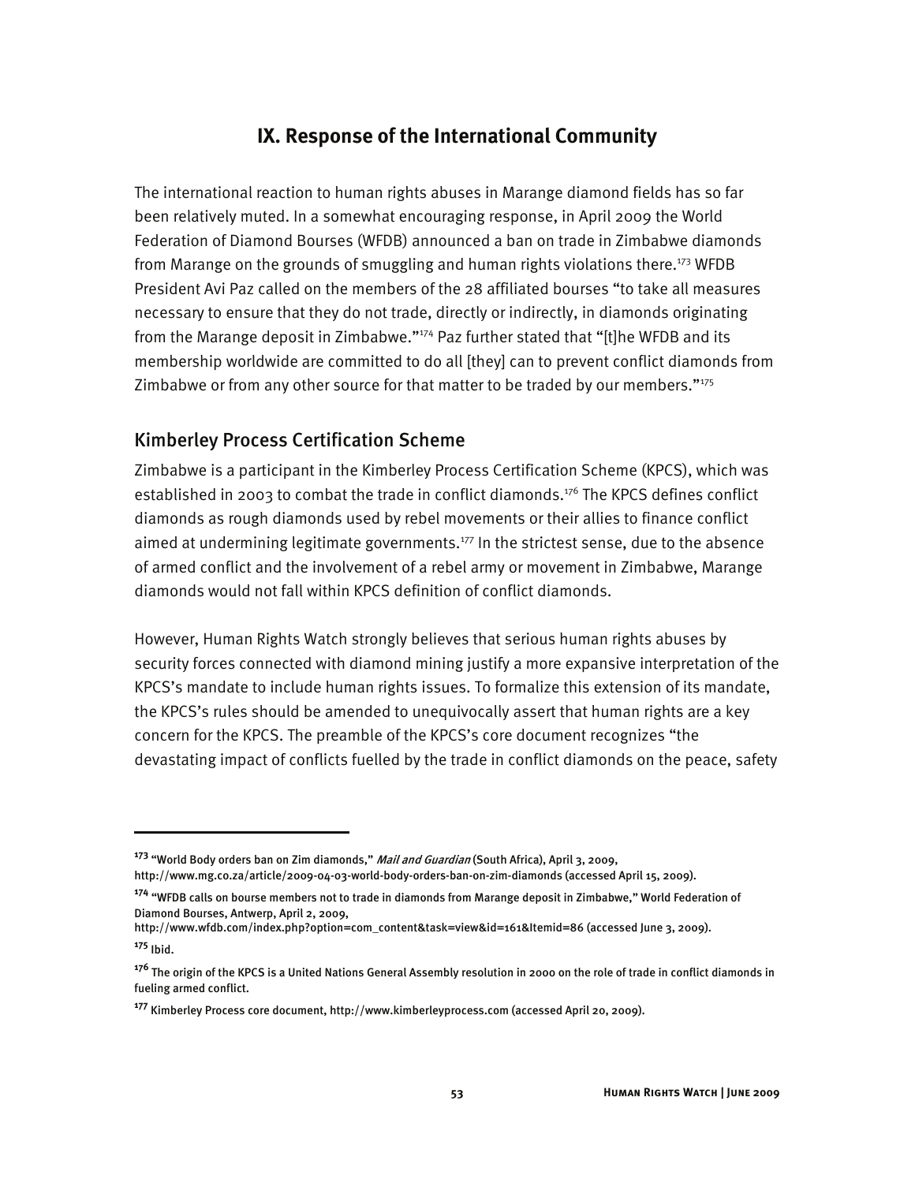## IX. Response of the International Community

The international reaction to human rights abuses in Marange diamond fields has so far been relatively muted. In a somewhat encouraging response, in April 2009 the World Federation of Diamond Bourses (WFDB) announced a ban on trade in Zimbabwe diamonds from Marange on the grounds of smuggling and human rights violations there.[173] WFDB President Avi Paz called on the members of the 28 affiliated bourses "to take all measures necessary to ensure that they do not trade, directly or indirectly, in diamonds originating from the Marange deposit in Zimbabwe."[174] Paz further stated that "[t]he WFDB and its membership worldwide are committed to do all [they] can to prevent conflict diamonds from Zimbabwe or from any other source for that matter to be traded by our members."[175]

### Kimberley Process Certification Scheme

Zimbabwe is a participant in the Kimberley Process Certification Scheme (KPCS), which was established in 2003 to combat the trade in conflict diamonds.[176] The KPCS defines conflict diamonds as rough diamonds used by rebel movements or their allies to finance conflict aimed at undermining legitimate governments.[177] In the strictest sense, due to the absence of armed conflict and the involvement of a rebel army or movement in Zimbabwe, Marange diamonds would not fall within KPCS definition of conflict diamonds.

However, Human Rights Watch strongly believes that serious human rights abuses by security forces connected with diamond mining justify a more expansive interpretation of the KPCS's mandate to include human rights issues. To formalize this extension of its mandate, the KPCS's rules should be amended to unequivocally assert that human rights are a key concern for the KPCS. The preamble of the KPCS's core document recognizes "the devastating impact of conflicts fuelled by the trade in conflict diamonds on the peace, safety

---

[173] "World Body orders ban on Zim diamonds," *Mail and Guardian* (South Africa), April 3, 2009, http://www.mg.co.za/article/2009-04-03-world-body-orders-ban-on-zim-diamonds (accessed April 15, 2009).

[174] "WFDB calls on bourse members not to trade in diamonds from Marange deposit in Zimbabwe," World Federation of Diamond Bourses, Antwerp, April 2, 2009, http://www.wfdb.com/index.php?option=com_content&task=view&id=161&Itemid=86 (accessed June 3, 2009).

[175] Ibid.

[176] The origin of the KPCS is a United Nations General Assembly resolution in 2000 on the role of trade in conflict diamonds in fueling armed conflict.

[177] Kimberley Process core document, http://www.kimberleyprocess.com (accessed April 20, 2009).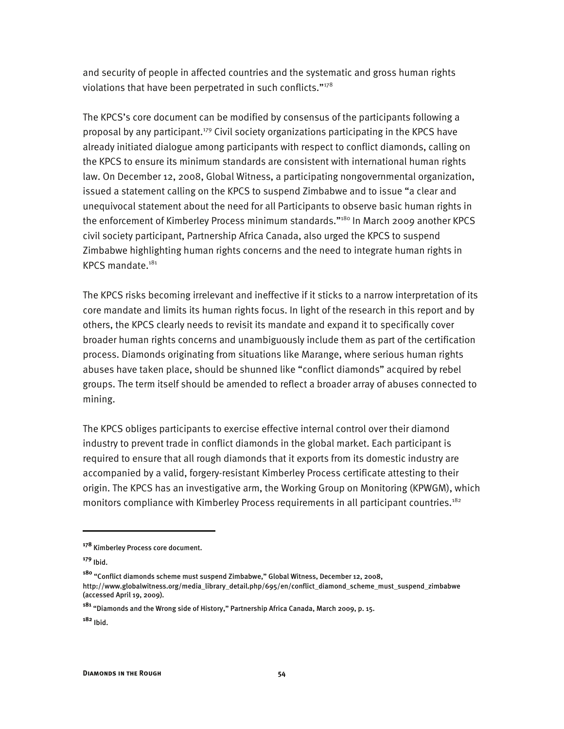and security of people in affected countries and the systematic and gross human rights violations that have been perpetrated in such conflicts."[178]

The KPCS's core document can be modified by consensus of the participants following a proposal by any participant.[179] Civil society organizations participating in the KPCS have already initiated dialogue among participants with respect to conflict diamonds, calling on the KPCS to ensure its minimum standards are consistent with international human rights law. On December 12, 2008, Global Witness, a participating nongovernmental organization, issued a statement calling on the KPCS to suspend Zimbabwe and to issue "a clear and unequivocal statement about the need for all Participants to observe basic human rights in the enforcement of Kimberley Process minimum standards."[180] In March 2009 another KPCS civil society participant, Partnership Africa Canada, also urged the KPCS to suspend Zimbabwe highlighting human rights concerns and the need to integrate human rights in KPCS mandate.[181]

The KPCS risks becoming irrelevant and ineffective if it sticks to a narrow interpretation of its core mandate and limits its human rights focus. In light of the research in this report and by others, the KPCS clearly needs to revisit its mandate and expand it to specifically cover broader human rights concerns and unambiguously include them as part of the certification process. Diamonds originating from situations like Marange, where serious human rights abuses have taken place, should be shunned like "conflict diamonds" acquired by rebel groups. The term itself should be amended to reflect a broader array of abuses connected to mining.

The KPCS obliges participants to exercise effective internal control over their diamond industry to prevent trade in conflict diamonds in the global market. Each participant is required to ensure that all rough diamonds that it exports from its domestic industry are accompanied by a valid, forgery-resistant Kimberley Process certificate attesting to their origin. The KPCS has an investigative arm, the Working Group on Monitoring (KPWGM), which monitors compliance with Kimberley Process requirements in all participant countries.[182]

---

[178] Kimberley Process core document.

[179] Ibid.

[180] "Conflict diamonds scheme must suspend Zimbabwe," Global Witness, December 12, 2008, http://www.globalwitness.org/media_library_detail.php/695/en/conflict_diamond_scheme_must_suspend_zimbabwe (accessed April 19, 2009).

[181] "Diamonds and the Wrong side of History," Partnership Africa Canada, March 2009, p. 15.

[182] Ibid.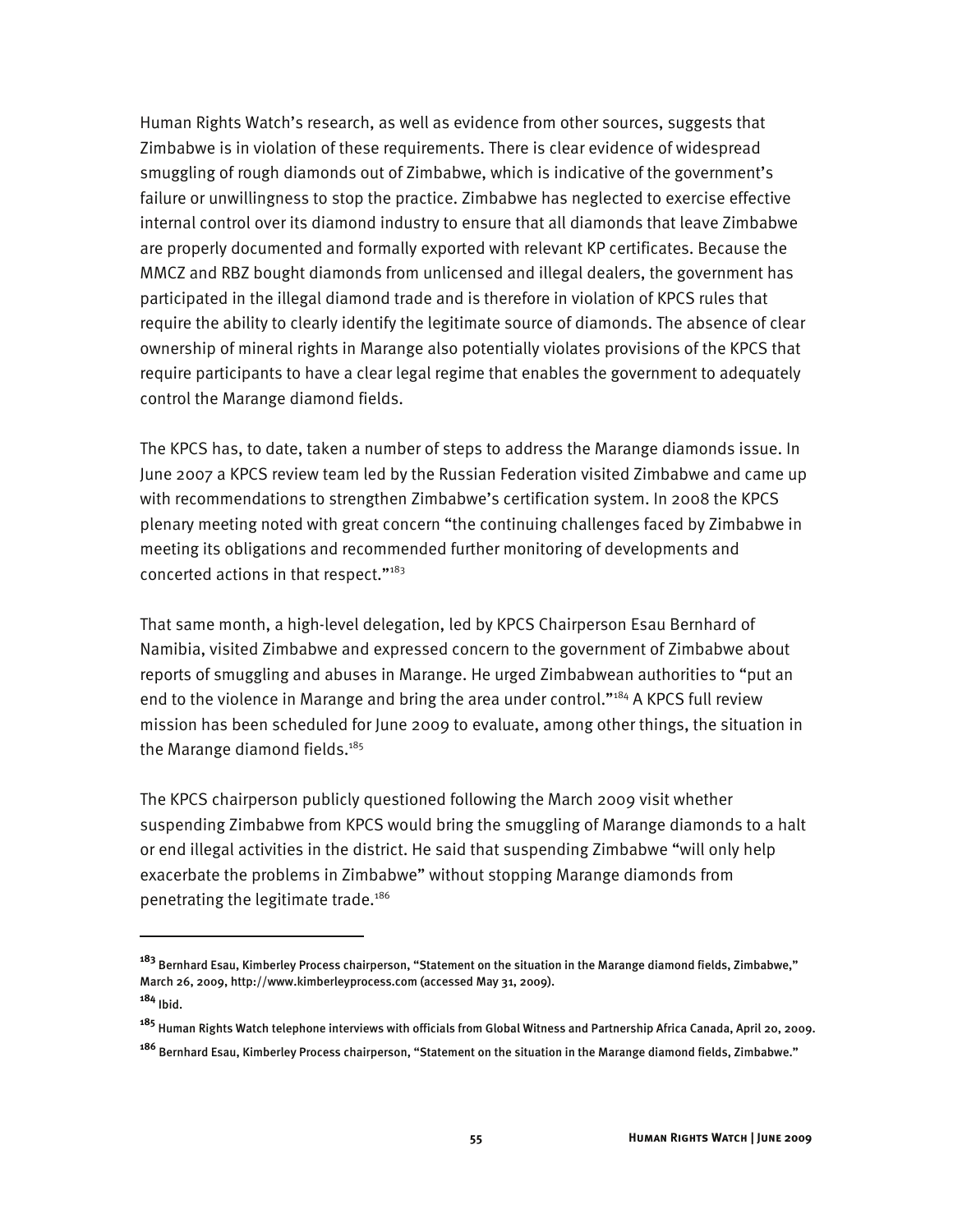Human Rights Watch's research, as well as evidence from other sources, suggests that Zimbabwe is in violation of these requirements. There is clear evidence of widespread smuggling of rough diamonds out of Zimbabwe, which is indicative of the government's failure or unwillingness to stop the practice. Zimbabwe has neglected to exercise effective internal control over its diamond industry to ensure that all diamonds that leave Zimbabwe are properly documented and formally exported with relevant KP certificates. Because the MMCZ and RBZ bought diamonds from unlicensed and illegal dealers, the government has participated in the illegal diamond trade and is therefore in violation of KPCS rules that require the ability to clearly identify the legitimate source of diamonds. The absence of clear ownership of mineral rights in Marange also potentially violates provisions of the KPCS that require participants to have a clear legal regime that enables the government to adequately control the Marange diamond fields.

The KPCS has, to date, taken a number of steps to address the Marange diamonds issue. In June 2007 a KPCS review team led by the Russian Federation visited Zimbabwe and came up with recommendations to strengthen Zimbabwe's certification system. In 2008 the KPCS plenary meeting noted with great concern "the continuing challenges faced by Zimbabwe in meeting its obligations and recommended further monitoring of developments and concerted actions in that respect."[183]

That same month, a high-level delegation, led by KPCS Chairperson Esau Bernhard of Namibia, visited Zimbabwe and expressed concern to the government of Zimbabwe about reports of smuggling and abuses in Marange. He urged Zimbabwean authorities to "put an end to the violence in Marange and bring the area under control."[184] A KPCS full review mission has been scheduled for June 2009 to evaluate, among other things, the situation in the Marange diamond fields.[185]

The KPCS chairperson publicly questioned following the March 2009 visit whether suspending Zimbabwe from KPCS would bring the smuggling of Marange diamonds to a halt or end illegal activities in the district. He said that suspending Zimbabwe "will only help exacerbate the problems in Zimbabwe" without stopping Marange diamonds from penetrating the legitimate trade.[186]

---

[183] Bernhard Esau, Kimberley Process chairperson, "Statement on the situation in the Marange diamond fields, Zimbabwe," March 26, 2009, http://www.kimberleyprocess.com (accessed May 31, 2009).

[184] Ibid.

[185] Human Rights Watch telephone interviews with officials from Global Witness and Partnership Africa Canada, April 20, 2009.

[186] Bernhard Esau, Kimberley Process chairperson, "Statement on the situation in the Marange diamond fields, Zimbabwe."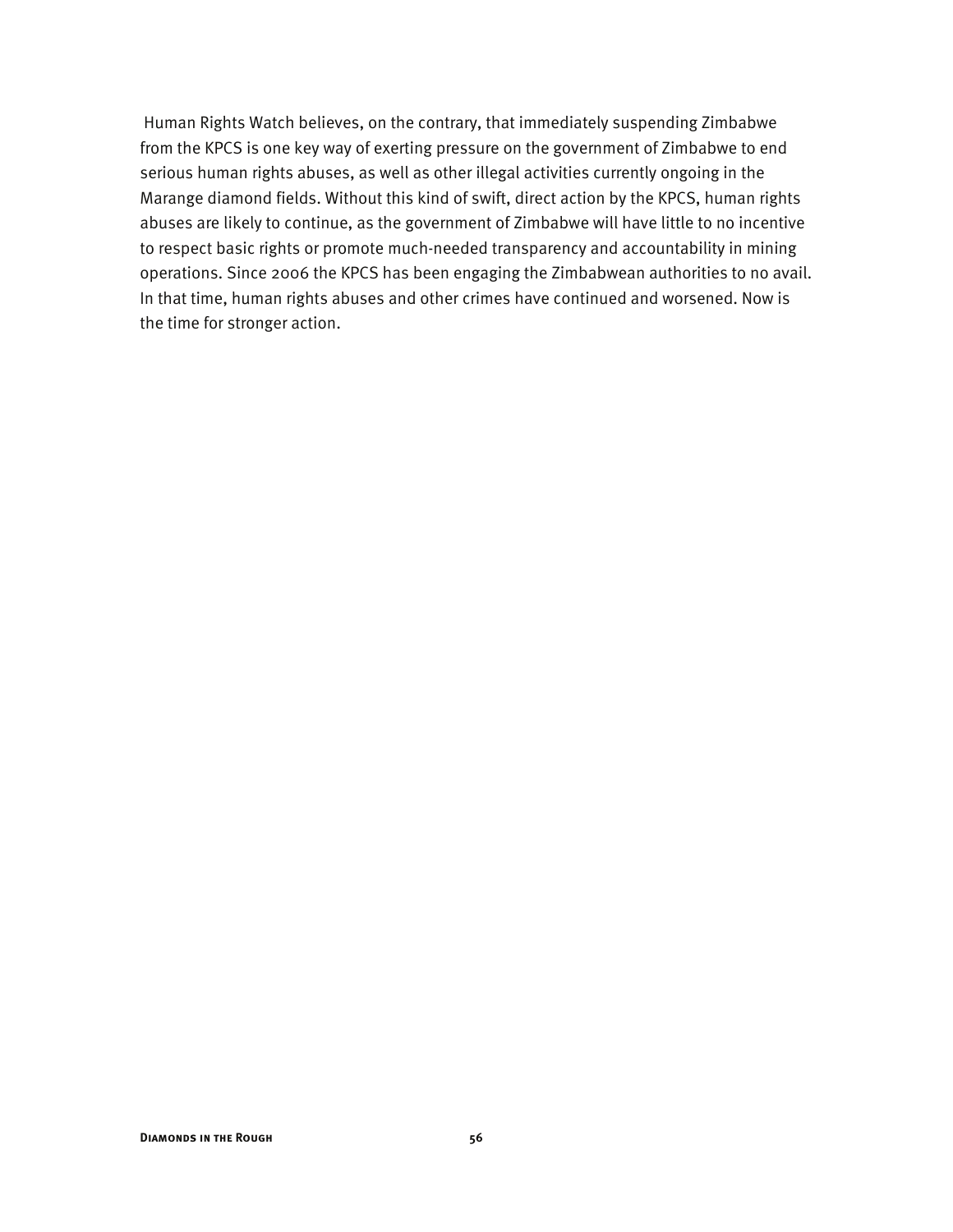Human Rights Watch believes, on the contrary, that immediately suspending Zimbabwe from the KPCS is one key way of exerting pressure on the government of Zimbabwe to end serious human rights abuses, as well as other illegal activities currently ongoing in the Marange diamond fields. Without this kind of swift, direct action by the KPCS, human rights abuses are likely to continue, as the government of Zimbabwe will have little to no incentive to respect basic rights or promote much-needed transparency and accountability in mining operations. Since 2006 the KPCS has been engaging the Zimbabwean authorities to no avail. In that time, human rights abuses and other crimes have continued and worsened. Now is the time for stronger action.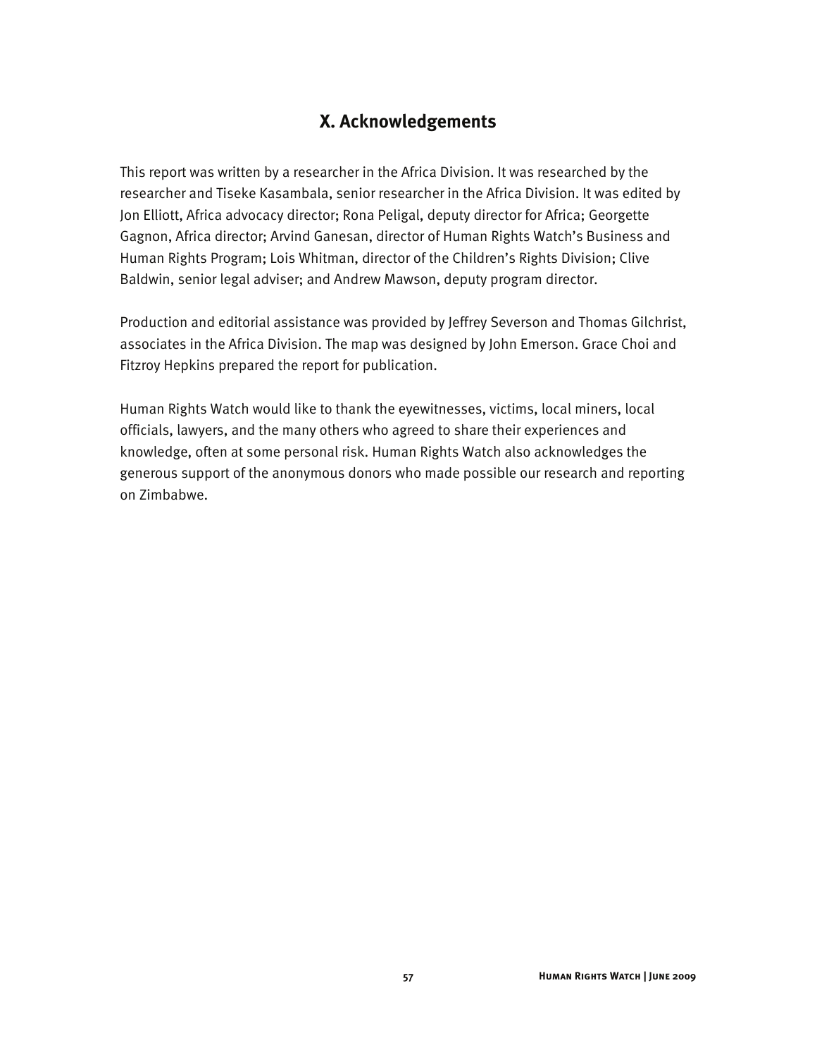## X. Acknowledgements

This report was written by a researcher in the Africa Division. It was researched by the researcher and Tiseke Kasambala, senior researcher in the Africa Division. It was edited by Jon Elliott, Africa advocacy director; Rona Peligal, deputy director for Africa; Georgette Gagnon, Africa director; Arvind Ganesan, director of Human Rights Watch's Business and Human Rights Program; Lois Whitman, director of the Children's Rights Division; Clive Baldwin, senior legal adviser; and Andrew Mawson, deputy program director.

Production and editorial assistance was provided by Jeffrey Severson and Thomas Gilchrist, associates in the Africa Division. The map was designed by John Emerson. Grace Choi and Fitzroy Hepkins prepared the report for publication.

Human Rights Watch would like to thank the eyewitnesses, victims, local miners, local officials, lawyers, and the many others who agreed to share their experiences and knowledge, often at some personal risk. Human Rights Watch also acknowledges the generous support of the anonymous donors who made possible our research and reporting on Zimbabwe.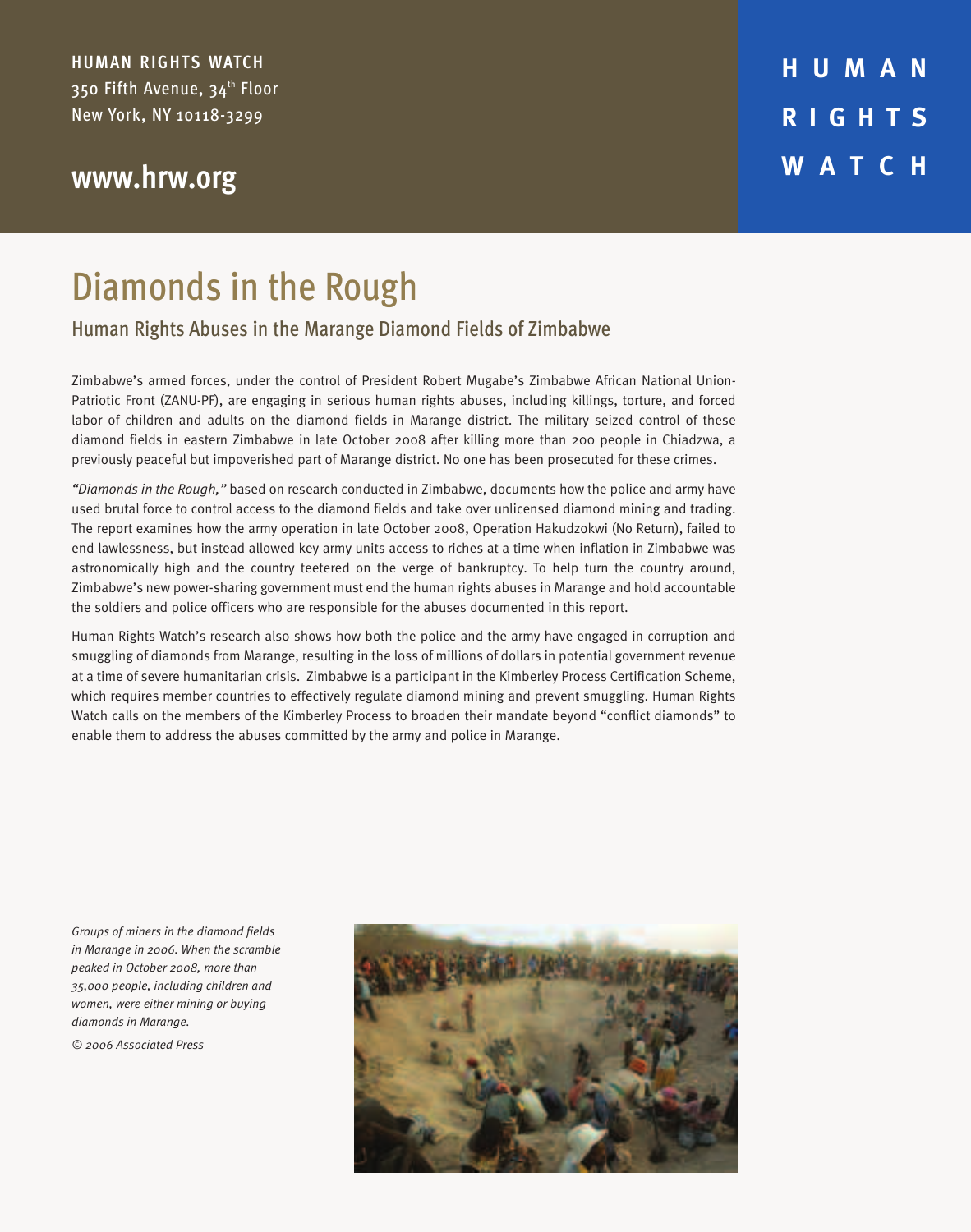**HUMAN RIGHTS WATCH**
350 Fifth Avenue, 34th Floor
New York, NY 10118-3299

**www.hrw.org**

**HUMAN RIGHTS WATCH**

# Diamonds in the Rough

## Human Rights Abuses in the Marange Diamond Fields of Zimbabwe

Zimbabwe's armed forces, under the control of President Robert Mugabe's Zimbabwe African National Union-Patriotic Front (ZANU-PF), are engaging in serious human rights abuses, including killings, torture, and forced labor of children and adults on the diamond fields in Marange district. The military seized control of these diamond fields in eastern Zimbabwe in late October 2008 after killing more than 200 people in Chiadzwa, a previously peaceful but impoverished part of Marange district. No one has been prosecuted for these crimes.

*"Diamonds in the Rough,"* based on research conducted in Zimbabwe, documents how the police and army have used brutal force to control access to the diamond fields and take over unlicensed diamond mining and trading. The report examines how the army operation in late October 2008, Operation Hakudzokwi (No Return), failed to end lawlessness, but instead allowed key army units access to riches at a time when inflation in Zimbabwe was astronomically high and the country teetered on the verge of bankruptcy. To help turn the country around, Zimbabwe's new power-sharing government must end the human rights abuses in Marange and hold accountable the soldiers and police officers who are responsible for the abuses documented in this report.

Human Rights Watch's research also shows how both the police and the army have engaged in corruption and smuggling of diamonds from Marange, resulting in the loss of millions of dollars in potential government revenue at a time of severe humanitarian crisis. Zimbabwe is a participant in the Kimberley Process Certification Scheme, which requires member countries to effectively regulate diamond mining and prevent smuggling. Human Rights Watch calls on the members of the Kimberley Process to broaden their mandate beyond "conflict diamonds" to enable them to address the abuses committed by the army and police in Marange.

*Groups of miners in the diamond fields in Marange in 2006. When the scramble peaked in October 2008, more than 35,000 people, including children and women, were either mining or buying diamonds in Marange.*

*© 2006 Associated Press*